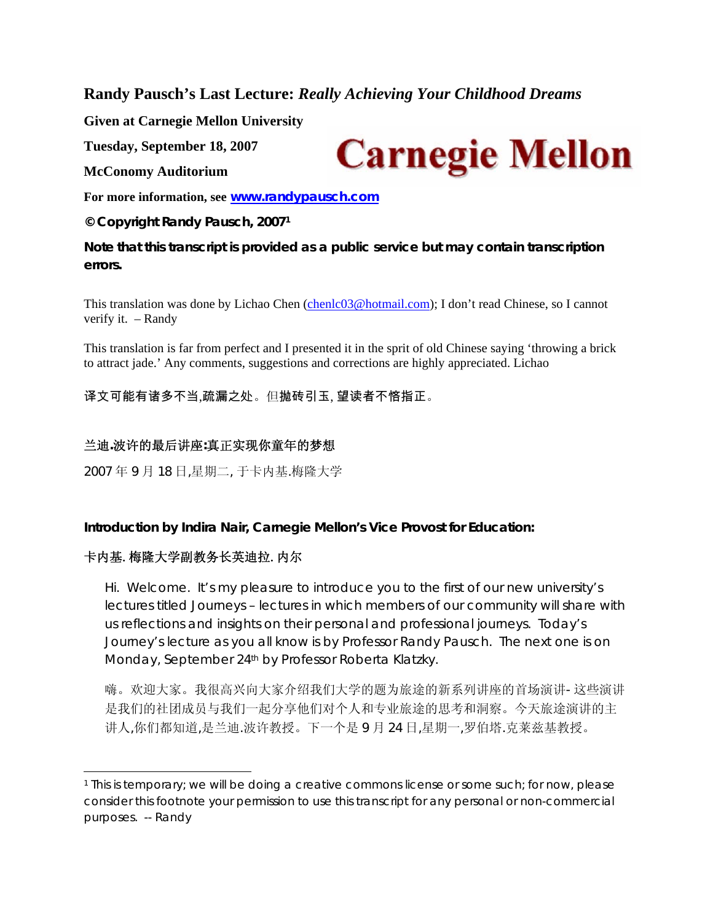# Randy Pausch's Last Lecture: *Really Achieving Your Childhood Dreams*

**Given at Carnegie Mellon University**

**Tuesday, September 18, 2007**

**McConomy Auditorium**

**For more information, see [www.randypausch.com](http://www.randypausch.com)**

**© Copyright Randy Pausch, 2007[1]**

**Note that this transcript is provided as a public service but may contain transcription errors.**

This translation was done by Lichao Chen (chenlc03@hotmail.com); I don't read Chinese, so I cannot verify it. – Randy

This translation is far from perfect and I presented it in the sprit of old Chinese saying 'throwing a brick to attract jade.' Any comments, suggestions and corrections are highly appreciated. Lichao

译文可能有诸多不当,疏漏之处。但抛砖引玉, 望读者不悋指正。

兰迪.波许的最后讲座:真正实现你童年的梦想

2007 年 9 月 18 日,星期二, 于卡内基.梅隆大学

**Introduction by Indira Nair, Carnegie Mellon's Vice Provost for Education:**

卡内基. 梅隆大学副教务长英迪拉. 内尔

> Hi. Welcome. It's my pleasure to introduce you to the first of our new university's lectures titled Journeys – lectures in which members of our community will share with us reflections and insights on their personal and professional journeys. Today's Journey's lecture as you all know is by Professor Randy Pausch. The next one is on Monday, September 24th by Professor Roberta Klatzky.
>
> 嗨。欢迎大家。我很高兴向大家介绍我们大学的题为旅途的新系列讲座的首场演讲- 这些演讲是我们的社团成员与我们一起分享他们对个人和专业旅途的思考和洞察。今天旅途演讲的主讲人,你们都知道,是兰迪.波许教授。下一个是 9 月 24 日,星期一,罗伯塔.克莱兹基教授。

---

[1] This is temporary; we will be doing a creative commons license or some such; for now, please consider this footnote your permission to use this transcript for any personal or non-commercial purposes. -- Randy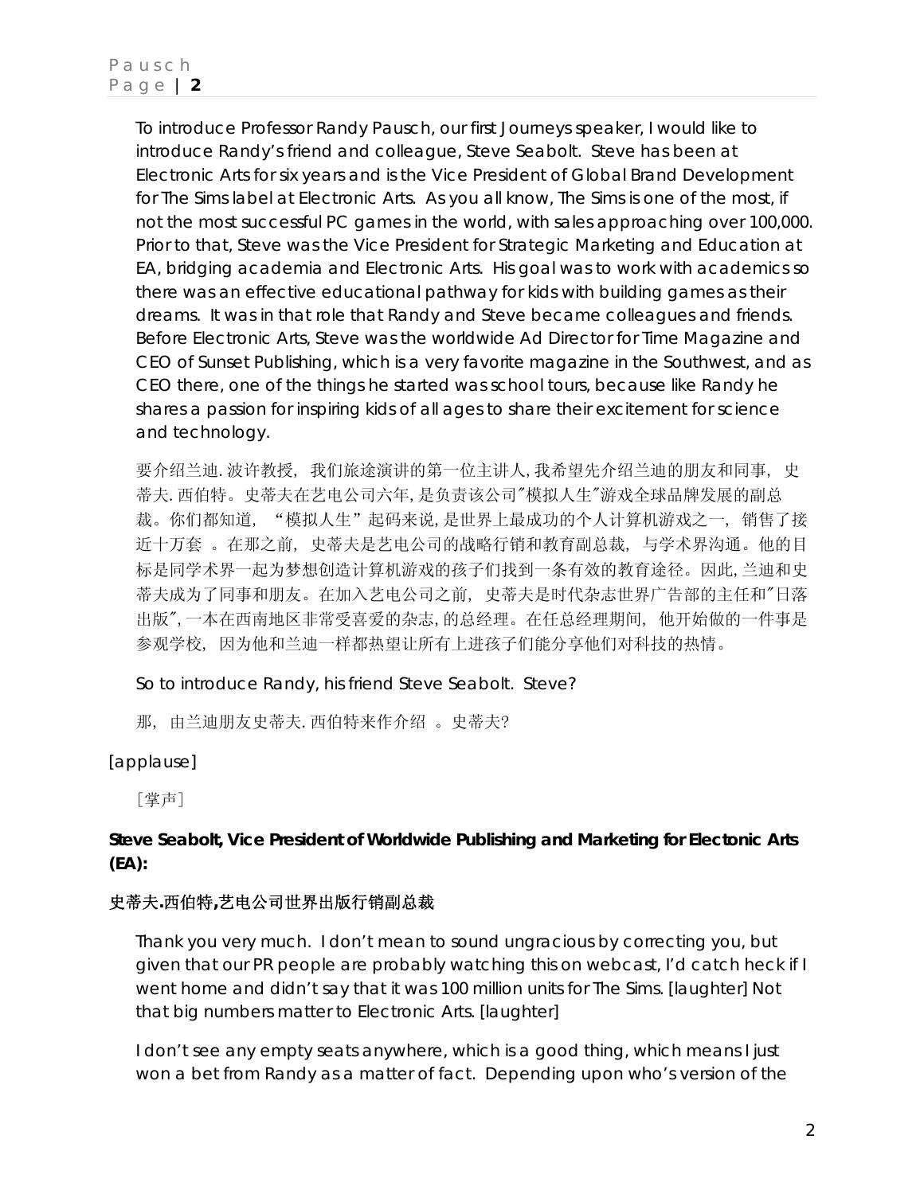To introduce Professor Randy Pausch, our first Journeys speaker, I would like to introduce Randy's friend and colleague, Steve Seabolt. Steve has been at Electronic Arts for six years and is the Vice President of Global Brand Development for The Sims label at Electronic Arts. As you all know, The Sims is one of the most, if not the most successful PC games in the world, with sales approaching over 100,000. Prior to that, Steve was the Vice President for Strategic Marketing and Education at EA, bridging academia and Electronic Arts. His goal was to work with academics so there was an effective educational pathway for kids with building games as their dreams. It was in that role that Randy and Steve became colleagues and friends. Before Electronic Arts, Steve was the worldwide Ad Director for Time Magazine and CEO of Sunset Publishing, which is a very favorite magazine in the Southwest, and as CEO there, one of the things he started was school tours, because like Randy he shares a passion for inspiring kids of all ages to share their excitement for science and technology.

要介绍兰迪. 波许教授，我们旅途演讲的第一位主讲人, 我希望先介绍兰迪的朋友和同事，史蒂夫. 西伯特。史蒂夫在艺电公司六年, 是负责该公司"模拟人生"游戏全球品牌发展的副总裁。你们都知道，"模拟人生"起码来说, 是世界上最成功的个人计算机游戏之一，销售了接近十万套 。在那之前，史蒂夫是艺电公司的战略行销和教育副总裁，与学术界沟通。他的目标是同学术界一起为梦想创造计算机游戏的孩子们找到一条有效的教育途径。因此, 兰迪和史蒂夫成为了同事和朋友。在加入艺电公司之前，史蒂夫是时代杂志世界广告部的主任和"日落出版", 一本在西南地区非常受喜爱的杂志, 的总经理。在任总经理期间，他开始做的一件事是参观学校，因为他和兰迪一样都热望让所有上进孩子们能分享他们对科技的热情。

So to introduce Randy, his friend Steve Seabolt. Steve?

那，由兰迪朋友史蒂夫. 西伯特来作介绍 。史蒂夫?

[applause]

[掌声]

**Steve Seabolt, Vice President of Worldwide Publishing and Marketing for Electonic Arts (EA):**

**史蒂夫.西伯特,艺电公司世界出版行销副总裁**

Thank you very much. I don't mean to sound ungracious by correcting you, but given that our PR people are probably watching this on webcast, I'd catch heck if I went home and didn't say that it was 100 million units for The Sims. [laughter] Not that big numbers matter to Electronic Arts. [laughter]

I don't see any empty seats anywhere, which is a good thing, which means I just won a bet from Randy as a matter of fact. Depending upon who's version of the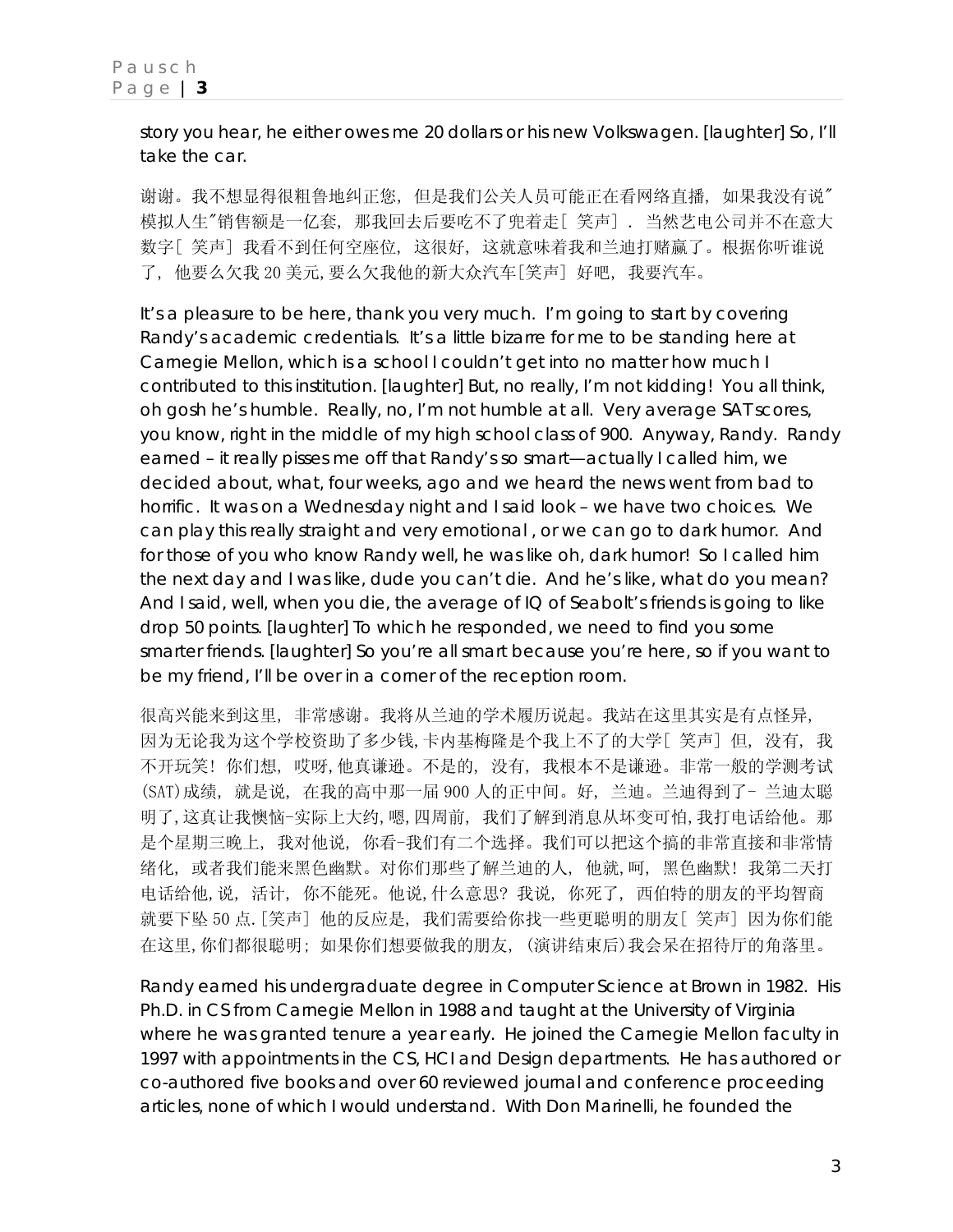story you hear, he either owes me 20 dollars or his new Volkswagen. [laughter] So, I'll take the car.

谢谢。我不想显得很粗鲁地纠正您，但是我们公关人员可能正在看网络直播，如果我没有说"模拟人生"销售额是一亿套，那我回去后要吃不了兜着走[ 笑声] . 当然艺电公司并不在意大数字[ 笑声] 我看不到任何空座位，这很好，这就意味着我和兰迪打赌赢了。根据你听谁说了，他要么欠我 20 美元,要么欠我他的新大众汽车[笑声] 好吧，我要汽车。

It's a pleasure to be here, thank you very much. I'm going to start by covering Randy's academic credentials. It's a little bizarre for me to be standing here at Carnegie Mellon, which is a school I couldn't get into no matter how much I contributed to this institution. [laughter] But, no really, I'm not kidding! You all think, oh gosh he's humble. Really, no, I'm not humble at all. Very average SAT scores, you know, right in the middle of my high school class of 900. Anyway, Randy. Randy earned – it really pisses me off that Randy's so smart—actually I called him, we decided about, what, four weeks, ago and we heard the news went from bad to horrific. It was on a Wednesday night and I said look – we have two choices. We can play this really straight and very emotional , or we can go to dark humor. And for those of you who know Randy well, he was like oh, dark humor! So I called him the next day and I was like, dude you can't die. And he's like, what do you mean? And I said, well, when you die, the average of IQ of Seabolt's friends is going to like drop 50 points. [laughter] To which he responded, we need to find you some smarter friends. [laughter] So you're all smart because you're here, so if you want to be my friend, I'll be over in a corner of the reception room.

很高兴能来到这里，非常感谢。我将从兰迪的学术履历说起。我站在这里其实是有点怪异，因为无论我为这个学校资助了多少钱,卡内基梅隆是个我上不了的大学[ 笑声] 但，没有，我不开玩笑！你们想，哎呀,他真谦逊。不是的，没有，我根本不是谦逊。非常一般的学测考试(SAT)成绩，就是说，在我的高中那一届 900 人的正中间。好，兰迪。兰迪得到了- 兰迪太聪明了,这真让我懊恼-实际上大约,嗯,四周前，我们了解到消息从坏变可怕,我打电话给他。那是个星期三晚上，我对他说，你看-我们有二个选择。我们可以把这个搞的非常直接和非常情绪化，或者我们能来黑色幽默。对你们那些了解兰迪的人，他就,呵，黑色幽默！我第二天打电话给他,说，活计，你不能死。他说,什么意思？我说，你死了，西伯特的朋友的平均智商就要下坠 50 点.[笑声] 他的反应是，我们需要给你找一些更聪明的朋友[ 笑声] 因为你们能在这里,你们都很聪明；如果你们想要做我的朋友，(演讲结束后)我会呆在招待厅的角落里。

Randy earned his undergraduate degree in Computer Science at Brown in 1982. His Ph.D. in CS from Carnegie Mellon in 1988 and taught at the University of Virginia where he was granted tenure a year early. He joined the Carnegie Mellon faculty in 1997 with appointments in the CS, HCI and Design departments. He has authored or co-authored five books and over 60 reviewed journal and conference proceeding articles, none of which I would understand. With Don Marinelli, he founded the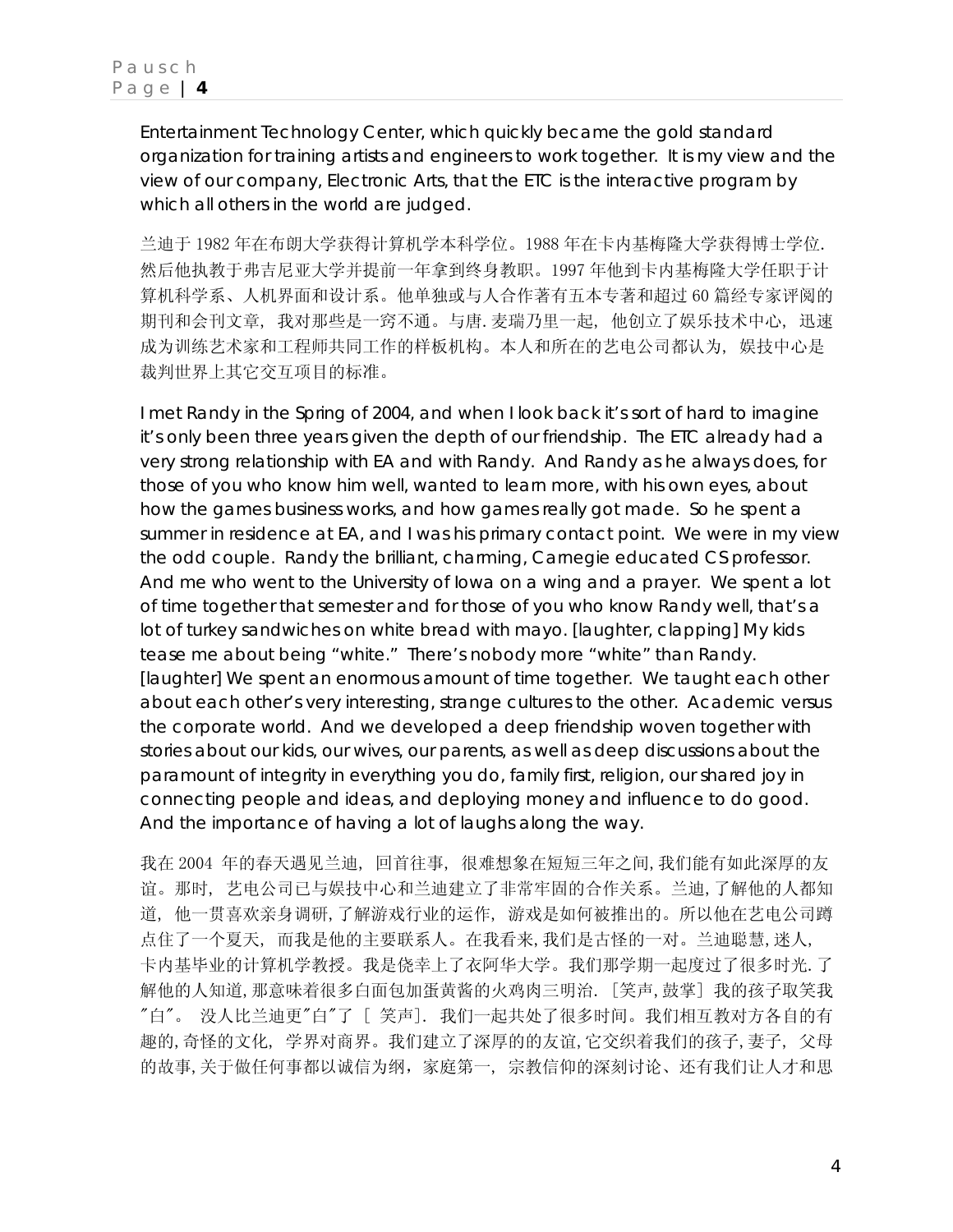Entertainment Technology Center, which quickly became the gold standard organization for training artists and engineers to work together. It is my view and the view of our company, Electronic Arts, that the ETC is the interactive program by which all others in the world are judged.

兰迪于 1982 年在布朗大学获得计算机学本科学位。1988 年在卡内基梅隆大学获得博士学位. 然后他执教于弗吉尼亚大学并提前一年拿到终身教职。1997 年他到卡内基梅隆大学任职于计算机科学系、人机界面和设计系。他单独或与人合作著有五本专著和超过 60 篇经专家评阅的期刊和会刊文章，我对那些是一窍不通。与唐. 麦瑞乃里一起，他创立了娱乐技术中心，迅速成为训练艺术家和工程师共同工作的样板机构。本人和所在的艺电公司都认为，娱技中心是裁判世界上其它交互项目的标准。

I met Randy in the Spring of 2004, and when I look back it's sort of hard to imagine it's only been three years given the depth of our friendship. The ETC already had a very strong relationship with EA and with Randy. And Randy as he always does, for those of you who know him well, wanted to learn more, with his own eyes, about how the games business works, and how games really got made. So he spent a summer in residence at EA, and I was his primary contact point. We were in my view the odd couple. Randy the brilliant, charming, Carnegie educated CS professor. And me who went to the University of Iowa on a wing and a prayer. We spent a lot of time together that semester and for those of you who know Randy well, that's a lot of turkey sandwiches on white bread with mayo. [laughter, clapping] My kids tease me about being "white." There's nobody more "white" than Randy. [laughter] We spent an enormous amount of time together. We taught each other about each other's very interesting, strange cultures to the other. Academic versus the corporate world. And we developed a deep friendship woven together with stories about our kids, our wives, our parents, as well as deep discussions about the paramount of integrity in everything you do, family first, religion, our shared joy in connecting people and ideas, and deploying money and influence to do good. And the importance of having a lot of laughs along the way.

我在 2004 年的春天遇见兰迪，回首往事，很难想象在短短三年之间，我们能有如此深厚的友谊。那时，艺电公司已与娱技中心和兰迪建立了非常牢固的合作关系。兰迪，了解他的人都知道，他一贯喜欢亲身调研，了解游戏行业的运作，游戏是如何被推出的。所以他在艺电公司蹲点住了一个夏天，而我是他的主要联系人。在我看来，我们是古怪的一对。兰迪聪慧，迷人，卡内基毕业的计算机学教授。我是侥幸上了衣阿华大学。我们那学期一起度过了很多时光. 了解他的人知道，那意味着很多白面包加蛋黄酱的火鸡肉三明治. [笑声，鼓掌] 我的孩子取笑我"白"。没人比兰迪更"白"了 [ 笑声]. 我们一起共处了很多时间。我们相互教对方各自的有趣的，奇怪的文化，学界对商界。我们建立了深厚的的友谊，它交织着我们的孩子，妻子，父母的故事，关于做任何事都以诚信为纲，家庭第一，宗教信仰的深刻讨论、还有我们让人才和思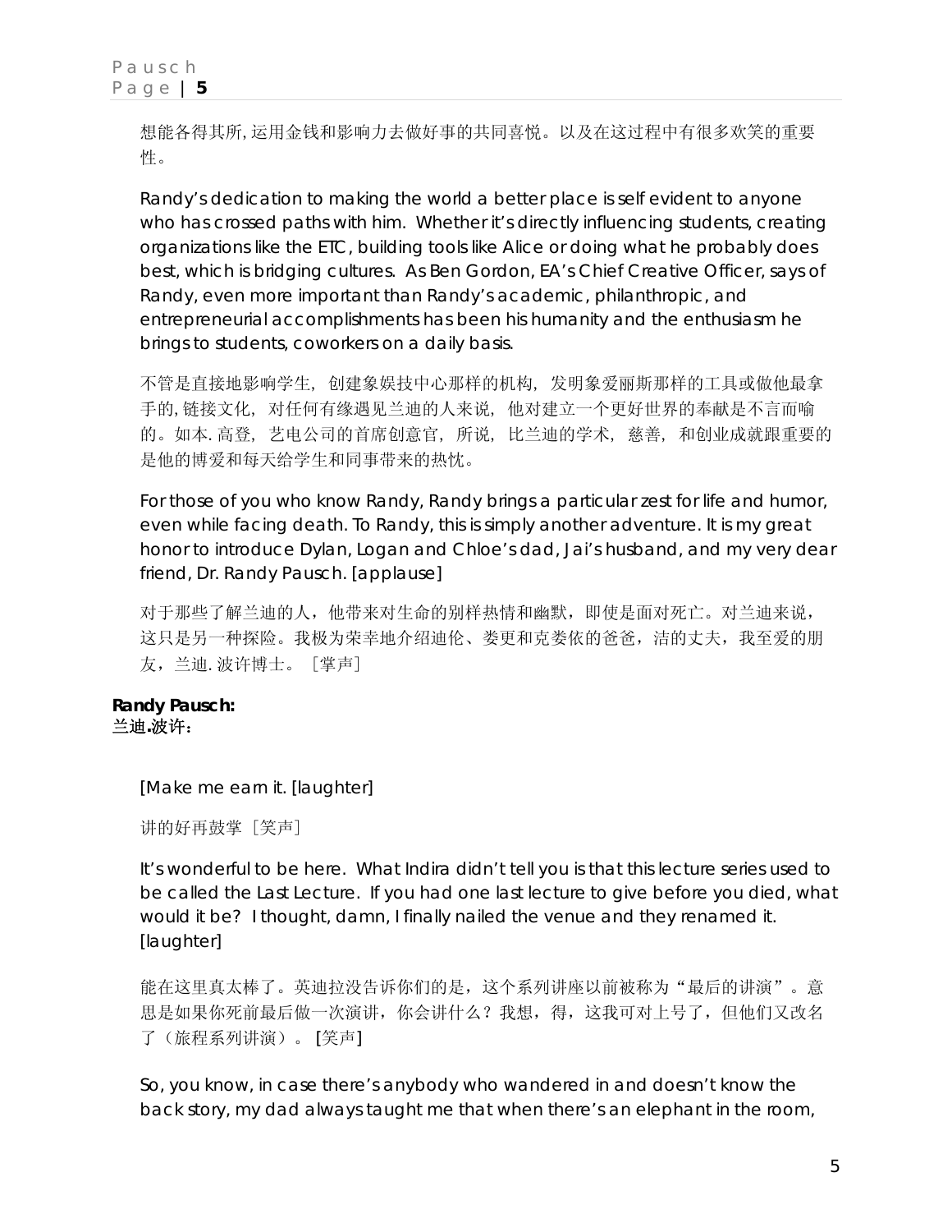想能各得其所, 运用金钱和影响力去做好事的共同喜悦。以及在这过程中有很多欢笑的重要性。

Randy's dedication to making the world a better place is self evident to anyone who has crossed paths with him. Whether it's directly influencing students, creating organizations like the ETC, building tools like Alice or doing what he probably does best, which is bridging cultures. As Ben Gordon, EA's Chief Creative Officer, says of Randy, even more important than Randy's academic, philanthropic, and entrepreneurial accomplishments has been his humanity and the enthusiasm he brings to students, coworkers on a daily basis.

不管是直接地影响学生，创建象娱技中心那样的机构，发明象爱丽斯那样的工具或做他最拿手的, 链接文化，对任何有缘遇见兰迪的人来说，他对建立一个更好世界的奉献是不言而喻的。如本. 高登，艺电公司的首席创意官，所说，比兰迪的学术，慈善，和创业成就跟重要的是他的博爱和每天给学生和同事带来的热忱。

For those of you who know Randy, Randy brings a particular zest for life and humor, even while facing death. To Randy, this is simply another adventure. It is my great honor to introduce Dylan, Logan and Chloe's dad, Jai's husband, and my very dear friend, Dr. Randy Pausch. [applause]

对于那些了解兰迪的人，他带来对生命的别样热情和幽默，即使是面对死亡。对兰迪来说，这只是另一种探险。我极为荣幸地介绍迪伦、娄更和克娄依的爸爸，洁的丈夫，我至爱的朋友，兰迪. 波许博士。［掌声］

**Randy Pausch:**
**兰迪.波许：**

[Make me earn it. [laughter]

讲的好再鼓掌［笑声］

It's wonderful to be here. What Indira didn't tell you is that this lecture series used to be called the Last Lecture. If you had one last lecture to give before you died, what would it be? I thought, damn, I finally nailed the venue and they renamed it. [laughter]

能在这里真太棒了。英迪拉没告诉你们的是，这个系列讲座以前被称为"最后的讲演"。意思是如果你死前最后做一次演讲，你会讲什么？我想，得，这我可对上号了，但他们又改名了（旅程系列讲演）。[笑声]

So, you know, in case there's anybody who wandered in and doesn't know the back story, my dad always taught me that when there's an elephant in the room,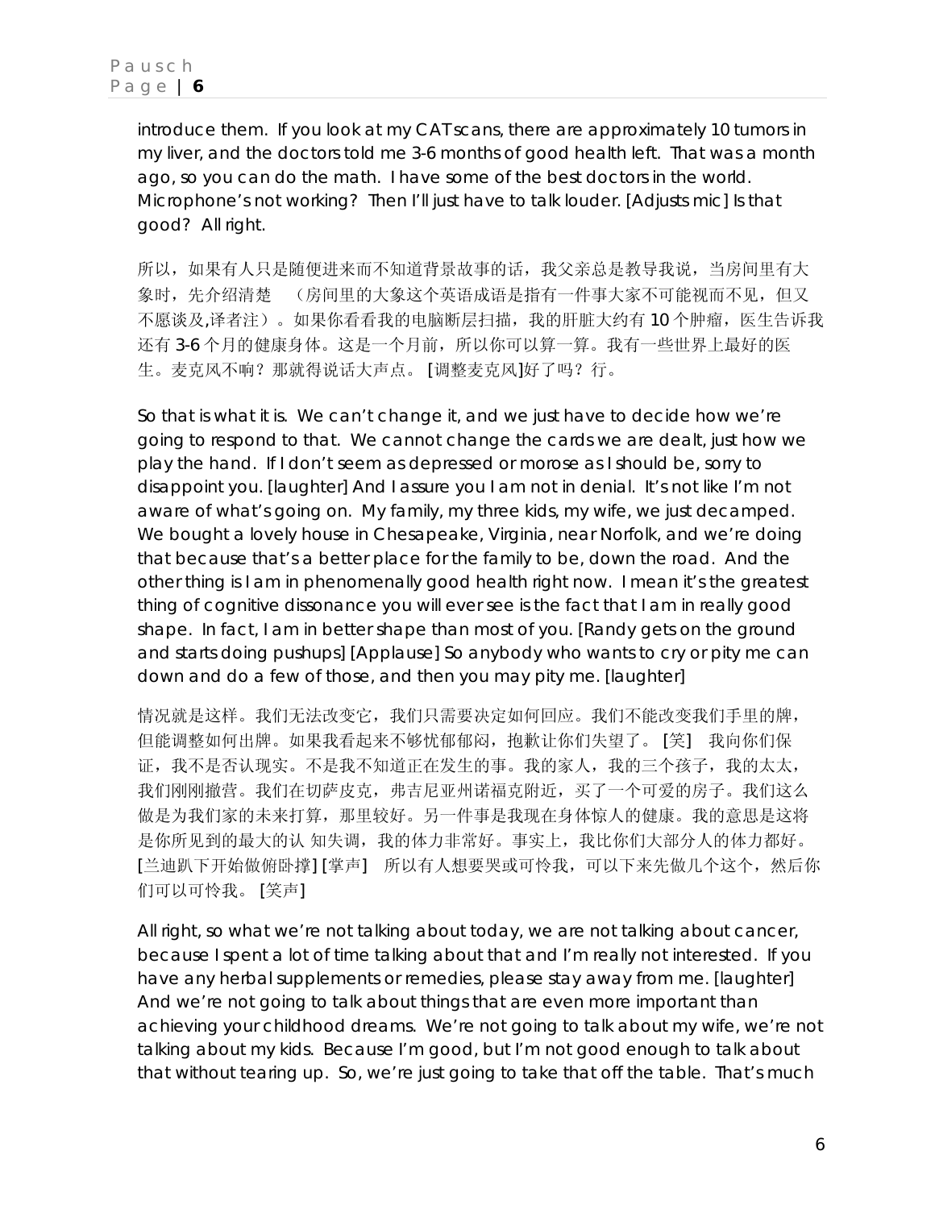introduce them. If you look at my CAT scans, there are approximately 10 tumors in my liver, and the doctors told me 3-6 months of good health left. That was a month ago, so you can do the math. I have some of the best doctors in the world. Microphone's not working? Then I'll just have to talk louder. [Adjusts mic] Is that good? All right.

所以，如果有人只是随便进来而不知道背景故事的话，我父亲总是教导我说，当房间里有大象时，先介绍清楚 （房间里的大象这个英语成语是指有一件事大家不可能视而不见，但又不愿谈及,译者注）。如果你看看我的电脑断层扫描，我的肝脏大约有 10 个肿瘤，医生告诉我还有 3-6 个月的健康身体。这是一个月前，所以你可以算一算。我有一些世界上最好的医生。麦克风不响？那就得说话大声点。 [调整麦克风]好了吗？行。

So that is what it is. We can't change it, and we just have to decide how we're going to respond to that. We cannot change the cards we are dealt, just how we play the hand. If I don't seem as depressed or morose as I should be, sorry to disappoint you. [laughter] And I assure you I am not in denial. It's not like I'm not aware of what's going on. My family, my three kids, my wife, we just decamped. We bought a lovely house in Chesapeake, Virginia, near Norfolk, and we're doing that because that's a better place for the family to be, down the road. And the other thing is I am in phenomenally good health right now. I mean it's the greatest thing of cognitive dissonance you will ever see is the fact that I am in really good shape. In fact, I am in better shape than most of you. [Randy gets on the ground and starts doing pushups] [Applause] So anybody who wants to cry or pity me can down and do a few of those, and then you may pity me. [laughter]

情况就是这样。我们无法改变它，我们只需要决定如何回应。我们不能改变我们手里的牌，但能调整如何出牌。如果我看起来不够忧郁郁闷，抱歉让你们失望了。 [笑] 我向你们保证，我不是否认现实。不是我不知道正在发生的事。我的家人，我的三个孩子，我的太太，我们刚刚撤营。我们在切萨皮克，弗吉尼亚州诺福克附近，买了一个可爱的房子。我们这么做是为我们家的未来打算，那里较好。另一件事是我现在身体惊人的健康。我的意思是这将是你所见到的最大的认 知失调，我的体力非常好。事实上，我比你们大部分人的体力都好。[兰迪趴下开始做俯卧撑] [掌声] 所以有人想要哭或可怜我，可以下来先做几个这个，然后你们可以可怜我。 [笑声]

All right, so what we're not talking about today, we are not talking about cancer, because I spent a lot of time talking about that and I'm really not interested. If you have any herbal supplements or remedies, please stay away from me. [laughter] And we're not going to talk about things that are even more important than achieving your childhood dreams. We're not going to talk about my wife, we're not talking about my kids. Because I'm good, but I'm not good enough to talk about that without tearing up. So, we're just going to take that off the table. That's much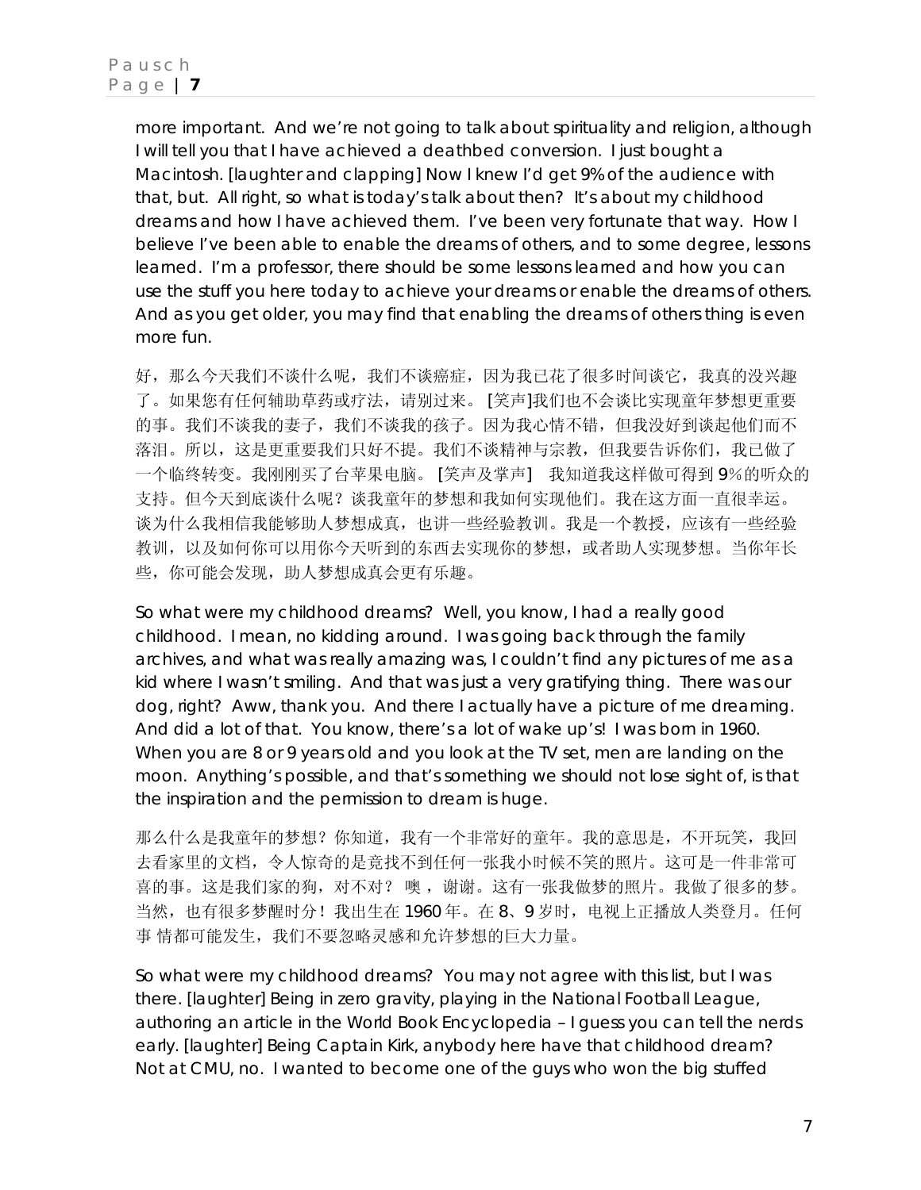more important. And we're not going to talk about spirituality and religion, although I will tell you that I have achieved a deathbed conversion. I just bought a Macintosh. [laughter and clapping] Now I knew I'd get 9% of the audience with that, but. All right, so what is today's talk about then? It's about my childhood dreams and how I have achieved them. I've been very fortunate that way. How I believe I've been able to enable the dreams of others, and to some degree, lessons learned. I'm a professor, there should be some lessons learned and how you can use the stuff you here today to achieve your dreams or enable the dreams of others. And as you get older, you may find that enabling the dreams of others thing is even more fun.

好，那么今天我们不谈什么呢，我们不谈癌症，因为我已花了很多时间谈它，我真的没兴趣了。如果您有任何辅助草药或疗法，请别过来。 [笑声]我们也不会谈比实现童年梦想更重要的事。我们不谈我的妻子，我们不谈我的孩子。因为我心情不错，但我没好到谈起他们而不落泪。所以，这是更重要我们只好不提。我们不谈精神与宗教，但我要告诉你们，我已做了一个临终转变。我刚刚买了台苹果电脑。 [笑声及掌声]  我知道我这样做可得到 9%的听众的支持。但今天到底谈什么呢？谈我童年的梦想和我如何实现他们。我在这方面一直很幸运。谈为什么我相信我能够助人梦想成真，也讲一些经验教训。我是一个教授，应该有一些经验教训，以及如何你可以用你今天听到的东西去实现你的梦想，或者助人实现梦想。当你年长些，你可能会发现，助人梦想成真会更有乐趣。

So what were my childhood dreams? Well, you know, I had a really good childhood. I mean, no kidding around. I was going back through the family archives, and what was really amazing was, I couldn't find any pictures of me as a kid where I wasn't smiling. And that was just a very gratifying thing. There was our dog, right? Aww, thank you. And there I actually have a picture of me dreaming. And did a lot of that. You know, there's a lot of wake up's! I was born in 1960. When you are 8 or 9 years old and you look at the TV set, men are landing on the moon. Anything's possible, and that's something we should not lose sight of, is that the inspiration and the permission to dream is huge.

那么什么是我童年的梦想？你知道，我有一个非常好的童年。我的意思是，不开玩笑，我回去看家里的文档，令人惊奇的是竟找不到任何一张我小时候不笑的照片。这可是一件非常可喜的事。这是我们家的狗，对不对？ 噢 ，谢谢。这有一张我做梦的照片。我做了很多的梦。当然，也有很多梦醒时分！我出生在 1960 年。在 8、9 岁时，电视上正播放人类登月。任何事 情都可能发生，我们不要忽略灵感和允许梦想的巨大力量。

So what were my childhood dreams? You may not agree with this list, but I was there. [laughter] Being in zero gravity, playing in the National Football League, authoring an article in the World Book Encyclopedia – I guess you can tell the nerds early. [laughter] Being Captain Kirk, anybody here have that childhood dream? Not at CMU, no. I wanted to become one of the guys who won the big stuffed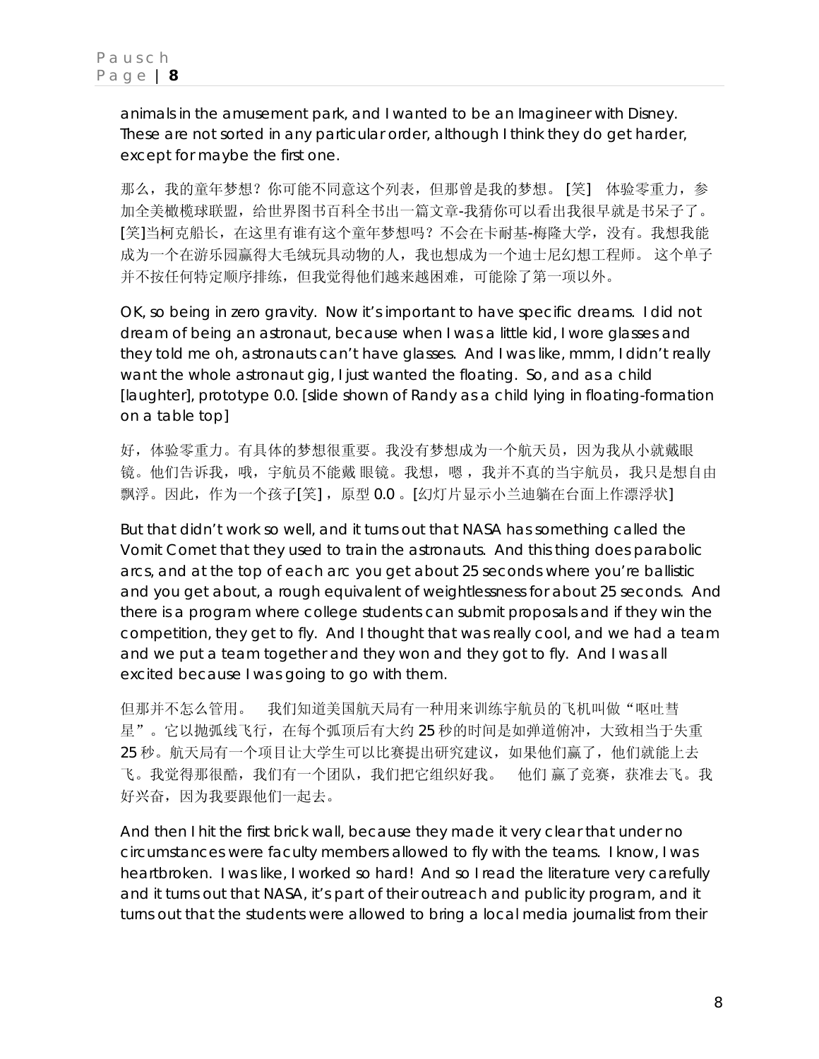animals in the amusement park, and I wanted to be an Imagineer with Disney. These are not sorted in any particular order, although I think they do get harder, except for maybe the first one.

那么，我的童年梦想？你可能不同意这个列表，但那曾是我的梦想。[笑] 体验零重力，参加全美橄榄球联盟，给世界图书百科全书出一篇文章-我猜你可以看出我很早就是书呆子了。[笑]当柯克船长，在这里有谁有这个童年梦想吗？不会在卡耐基-梅隆大学，没有。我想我能成为一个在游乐园赢得大毛绒玩具动物的人，我也想成为一个迪士尼幻想工程师。 这个单子并不按任何特定顺序排练，但我觉得他们越来越困难，可能除了第一项以外。

OK, so being in zero gravity. Now it's important to have specific dreams. I did not dream of being an astronaut, because when I was a little kid, I wore glasses and they told me oh, astronauts can't have glasses. And I was like, mmm, I didn't really want the whole astronaut gig, I just wanted the floating. So, and as a child [laughter], prototype 0.0. [slide shown of Randy as a child lying in floating-formation on a table top]

好，体验零重力。有具体的梦想很重要。我没有梦想成为一个航天员，因为我从小就戴眼镜。他们告诉我，哦，宇航员不能戴 眼镜。我想，嗯，我并不真的当宇航员，我只是想自由飘浮。因此，作为一个孩子[笑]，原型 0.0 。[幻灯片显示小兰迪躺在台面上作漂浮状]

But that didn't work so well, and it turns out that NASA has something called the Vomit Comet that they used to train the astronauts. And this thing does parabolic arcs, and at the top of each arc you get about 25 seconds where you're ballistic and you get about, a rough equivalent of weightlessness for about 25 seconds. And there is a program where college students can submit proposals and if they win the competition, they get to fly. And I thought that was really cool, and we had a team and we put a team together and they won and they got to fly. And I was all excited because I was going to go with them.

但那并不怎么管用。 我们知道美国航天局有一种用来训练宇航员的飞机叫做“呕吐彗星”。它以抛弧线飞行，在每个弧顶后有大约 25 秒的时间是如弹道俯冲，大致相当于失重 25 秒。航天局有一个项目让大学生可以比赛提出研究建议，如果他们赢了，他们就能上去飞。我觉得那很酷，我们有一个团队，我们把它组织好我。 他们 赢了竞赛，获准去飞。我好兴奋，因为我要跟他们一起去。

And then I hit the first brick wall, because they made it very clear that under no circumstances were faculty members allowed to fly with the teams. I know, I was heartbroken. I was like, I worked so hard! And so I read the literature very carefully and it turns out that NASA, it's part of their outreach and publicity program, and it turns out that the students were allowed to bring a local media journalist from their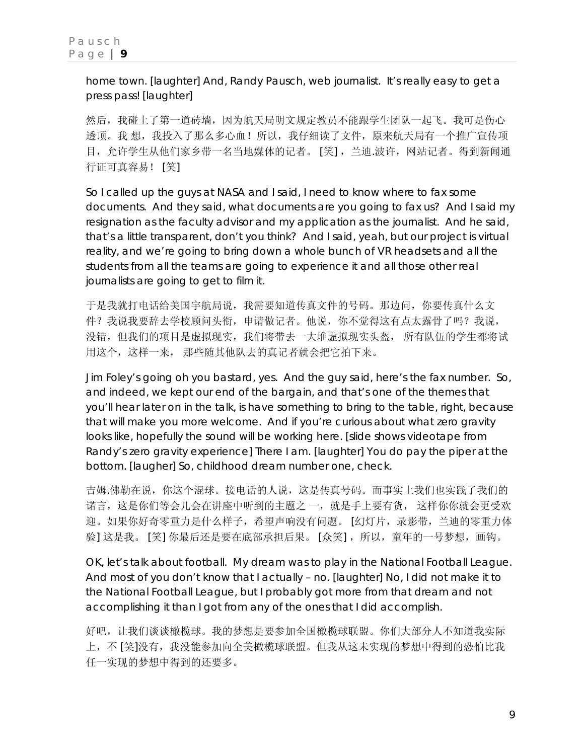home town. [laughter] And, Randy Pausch, web journalist. It's really easy to get a press pass! [laughter]

然后，我碰上了第一道砖墙，因为航天局明文规定教员不能跟学生团队一起飞。我可是伤心透顶。我 想，我投入了那么多心血！所以，我仔细读了文件，原来航天局有一个推广宣传项目，允许学生从他们家乡带一名当地媒体的记者。 [笑]，兰迪.波许，网站记者。得到新闻通行证可真容易！ [笑]

So I called up the guys at NASA and I said, I need to know where to fax some documents. And they said, what documents are you going to fax us? And I said my resignation as the faculty advisor and my application as the journalist. And he said, that's a little transparent, don't you think? And I said, yeah, but our project is virtual reality, and we're going to bring down a whole bunch of VR headsets and all the students from all the teams are going to experience it and all those other real journalists are going to get to film it.

于是我就打电话给美国宇航局说，我需要知道传真文件的号码。那边问，你要传真什么文件？我说我要辞去学校顾问头衔，申请做记者。他说，你不觉得这有点太露骨了吗？我说，没错，但我们的项目是虚拟现实，我们将带去一大堆虚拟现实头盔， 所有队伍的学生都将试用这个，这样一来， 那些随其他队去的真记者就会把它拍下来。

Jim Foley's going oh you bastard, yes. And the guy said, here's the fax number. So, and indeed, we kept our end of the bargain, and that's one of the themes that you'll hear later on in the talk, is have something to bring to the table, right, because that will make you more welcome. And if you're curious about what zero gravity looks like, hopefully the sound will be working here. [slide shows videotape from Randy's zero gravity experience] There I am. [laughter] You do pay the piper at the bottom. [laugher] So, childhood dream number one, check.

吉姆.佛勒在说，你这个混球。接电话的人说，这是传真号码。而事实上我们也实践了我们的诺言，这是你们等会儿会在讲座中听到的主题之 一，就是手上要有货， 这样你你就会更受欢迎。如果你好奇零重力是什么样子，希望声响没有问题。 [幻灯片，录影带，兰迪的零重力体验] 这是我。 [笑] 你最后还是要在底部承担后果。 [众笑]，所以，童年的一号梦想，画钩。

OK, let's talk about football. My dream was to play in the National Football League. And most of you don't know that I actually – no. [laughter] No, I did not make it to the National Football League, but I probably got more from that dream and not accomplishing it than I got from any of the ones that I did accomplish.

好吧，让我们谈谈橄榄球。我的梦想是要参加全国橄榄球联盟。你们大部分人不知道我实际上，不 [笑]没有，我没能参加向全美橄榄球联盟。但我从这未实现的梦想中得到的恐怕比我任一实现的梦想中得到的还要多。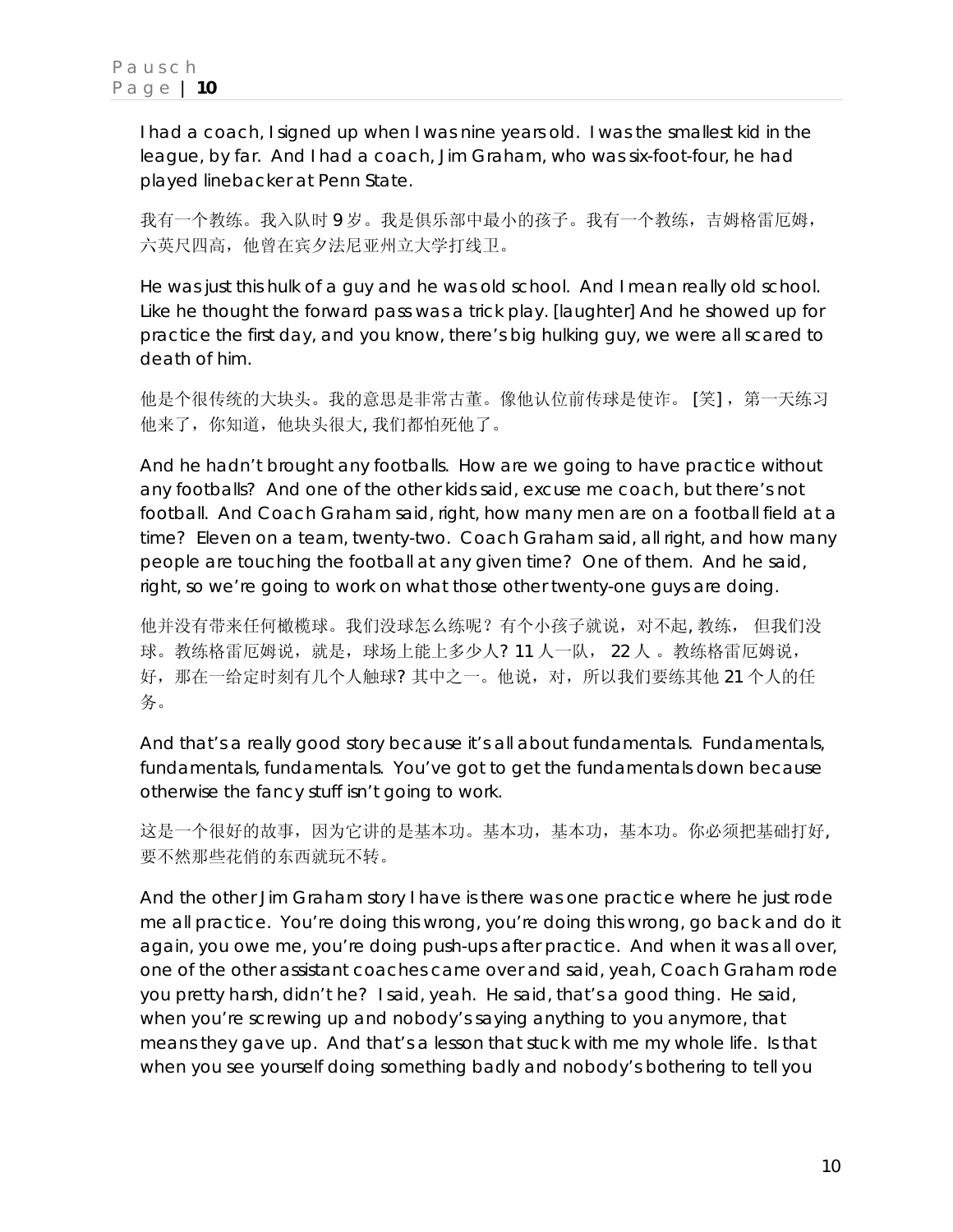I had a coach, I signed up when I was nine years old. I was the smallest kid in the league, by far. And I had a coach, Jim Graham, who was six-foot-four, he had played linebacker at Penn State.

我有一个教练。我入队时 9 岁。我是俱乐部中最小的孩子。我有一个教练，吉姆格雷厄姆，六英尺四高，他曾在宾夕法尼亚州立大学打线卫。

He was just this hulk of a guy and he was old school. And I mean really old school. Like he thought the forward pass was a trick play. [laughter] And he showed up for practice the first day, and you know, there's big hulking guy, we were all scared to death of him.

他是个很传统的大块头。我的意思是非常古董。像他认位前传球是使诈。 [笑]，第一天练习他来了，你知道，他块头很大, 我们都怕死他了。

And he hadn't brought any footballs. How are we going to have practice without any footballs? And one of the other kids said, excuse me coach, but there's not football. And Coach Graham said, right, how many men are on a football field at a time? Eleven on a team, twenty-two. Coach Graham said, all right, and how many people are touching the football at any given time? One of them. And he said, right, so we're going to work on what those other twenty-one guys are doing.

他并没有带来任何橄榄球。我们没球怎么练呢？有个小孩子就说，对不起, 教练， 但我们没球。教练格雷厄姆说，就是，球场上能上多少人? 11 人一队， 22 人 。教练格雷厄姆说，好，那在一给定时刻有几个人触球? 其中之一。他说，对，所以我们要练其他 21 个人的任务。

And that's a really good story because it's all about fundamentals. Fundamentals, fundamentals, fundamentals. You've got to get the fundamentals down because otherwise the fancy stuff isn't going to work.

这是一个很好的故事，因为它讲的是基本功。基本功，基本功，基本功。你必须把基础打好，要不然那些花俏的东西就玩不转。

And the other Jim Graham story I have is there was one practice where he just rode me all practice. You're doing this wrong, you're doing this wrong, go back and do it again, you owe me, you're doing push-ups after practice. And when it was all over, one of the other assistant coaches came over and said, yeah, Coach Graham rode you pretty harsh, didn't he? I said, yeah. He said, that's a good thing. He said, when you're screwing up and nobody's saying anything to you anymore, that means they gave up. And that's a lesson that stuck with me my whole life. Is that when you see yourself doing something badly and nobody's bothering to tell you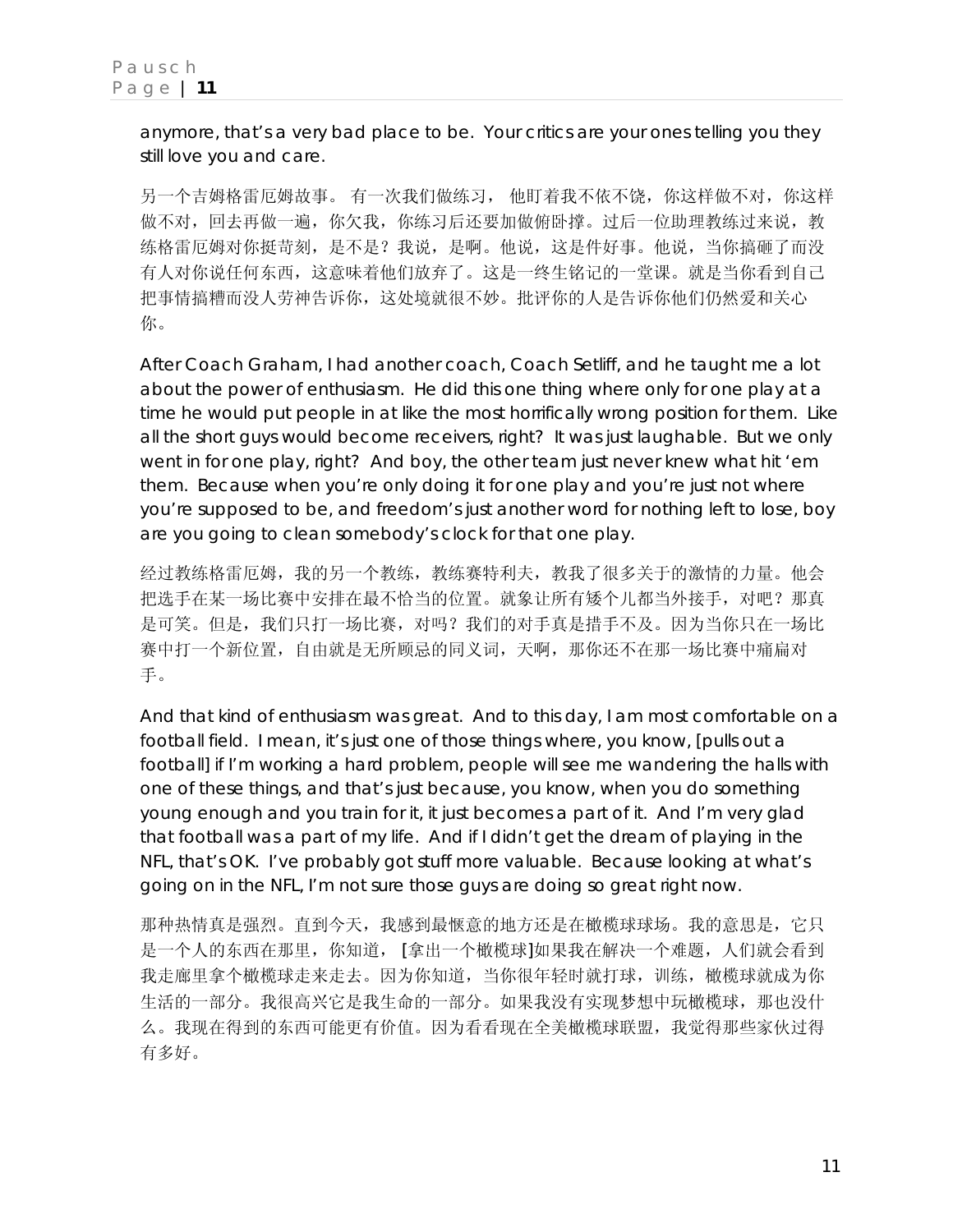anymore, that's a very bad place to be. Your critics are your ones telling you they still love you and care.

另一个吉姆格雷厄姆故事。 有一次我们做练习， 他盯着我不依不饶，你这样做不对，你这样做不对，回去再做一遍，你欠我，你练习后还要加做俯卧撑。过后一位助理教练过来说，教练格雷厄姆对你挺苛刻，是不是？我说，是啊。他说，这是件好事。他说，当你搞砸了而没有人对你说任何东西，这意味着他们放弃了。这是一终生铭记的一堂课。就是当你看到自己把事情搞糟而没人劳神告诉你，这处境就很不妙。批评你的人是告诉你他们仍然爱和关心你。

After Coach Graham, I had another coach, Coach Setliff, and he taught me a lot about the power of enthusiasm. He did this one thing where only for one play at a time he would put people in at like the most horrifically wrong position for them. Like all the short guys would become receivers, right? It was just laughable. But we only went in for one play, right? And boy, the other team just never knew what hit 'em them. Because when you're only doing it for one play and you're just not where you're supposed to be, and freedom's just another word for nothing left to lose, boy are you going to clean somebody's clock for that one play.

经过教练格雷厄姆，我的另一个教练，教练赛特利夫，教我了很多关于的激情的力量。他会把选手在某一场比赛中安排在最不恰当的位置。就象让所有矮个儿都当外接手，对吧？那真是可笑。但是，我们只打一场比赛，对吗？我们的对手真是措手不及。因为当你只在一场比赛中打一个新位置，自由就是无所顾忌的同义词，天啊，那你还不在那一场比赛中痛扁对手。

And that kind of enthusiasm was great. And to this day, I am most comfortable on a football field. I mean, it's just one of those things where, you know, [pulls out a football] if I'm working a hard problem, people will see me wandering the halls with one of these things, and that's just because, you know, when you do something young enough and you train for it, it just becomes a part of it. And I'm very glad that football was a part of my life. And if I didn't get the dream of playing in the NFL, that's OK. I've probably got stuff more valuable. Because looking at what's going on in the NFL, I'm not sure those guys are doing so great right now.

那种热情真是强烈。直到今天，我感到最惬意的地方还是在橄榄球球场。我的意思是，它只是一个人的东西在那里，你知道， [拿出一个橄榄球]如果我在解决一个难题，人们就会看到我走廊里拿个橄榄球走来走去。因为你知道，当你很年轻时就打球，训练，橄榄球就成为你生活的一部分。我很高兴它是我生命的一部分。如果我没有实现梦想中玩橄榄球，那也没什么。我现在得到的东西可能更有价值。因为看看现在全美橄榄球联盟，我觉得那些家伙过得有多好。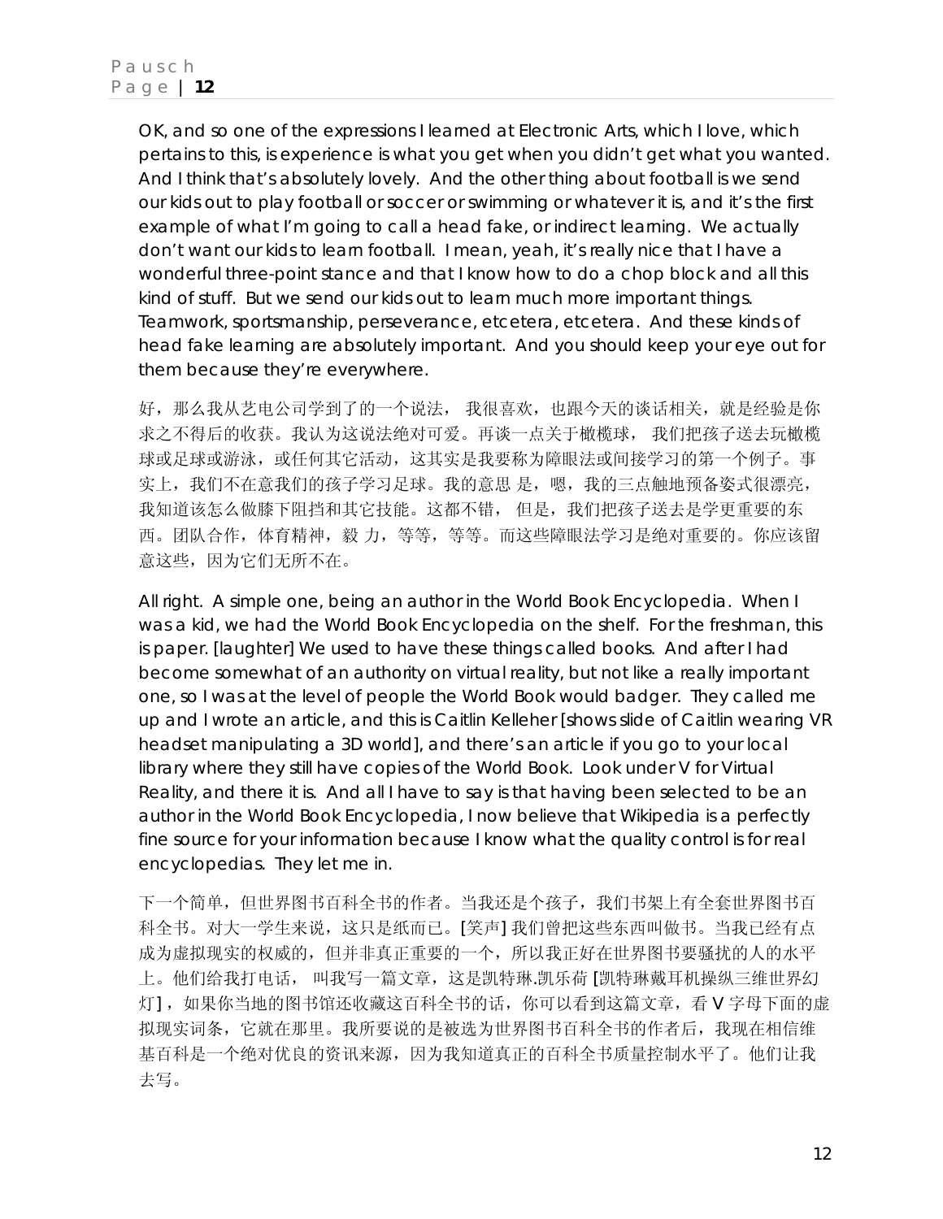OK, and so one of the expressions I learned at Electronic Arts, which I love, which pertains to this, is experience is what you get when you didn't get what you wanted. And I think that's absolutely lovely. And the other thing about football is we send our kids out to play football or soccer or swimming or whatever it is, and it's the first example of what I'm going to call a head fake, or indirect learning. We actually don't want our kids to learn football. I mean, yeah, it's really nice that I have a wonderful three-point stance and that I know how to do a chop block and all this kind of stuff. But we send our kids out to learn much more important things. Teamwork, sportsmanship, perseverance, etcetera, etcetera. And these kinds of head fake learning are absolutely important. And you should keep your eye out for them because they're everywhere.

好，那么我从艺电公司学到了的一个说法， 我很喜欢，也跟今天的谈话相关，就是经验是你求之不得后的收获。我认为这说法绝对可爱。再谈一点关于橄榄球， 我们把孩子送去玩橄榄球或足球或游泳，或任何其它活动，这其实是我要称为障眼法或间接学习的第一个例子。事实上，我们不在意我们的孩子学习足球。我的意思 是，嗯，我的三点触地预备姿式很漂亮，我知道该怎么做膝下阻挡和其它技能。这都不错， 但是，我们把孩子送去是学更重要的东西。团队合作，体育精神，毅 力，等等，等等。而这些障眼法学习是绝对重要的。你应该留意这些，因为它们无所不在。

All right. A simple one, being an author in the World Book Encyclopedia. When I was a kid, we had the World Book Encyclopedia on the shelf. For the freshman, this is paper. [laughter] We used to have these things called books. And after I had become somewhat of an authority on virtual reality, but not like a really important one, so I was at the level of people the World Book would badger. They called me up and I wrote an article, and this is Caitlin Kelleher [shows slide of Caitlin wearing VR headset manipulating a 3D world], and there's an article if you go to your local library where they still have copies of the World Book. Look under V for Virtual Reality, and there it is. And all I have to say is that having been selected to be an author in the World Book Encyclopedia, I now believe that Wikipedia is a perfectly fine source for your information because I know what the quality control is for real encyclopedias. They let me in.

下一个简单，但世界图书百科全书的作者。当我还是个孩子，我们书架上有全套世界图书百科全书。对大一学生来说，这只是纸而已。[笑声] 我们曾把这些东西叫做书。当我已经有点成为虚拟现实的权威的，但并非真正重要的一个，所以我正好在世界图书要骚扰的人的水平上。他们给我打电话， 叫我写一篇文章，这是凯特琳.凯乐荷 [凯特琳戴耳机操纵三维世界幻灯]，如果你当地的图书馆还收藏这百科全书的话，你可以看到这篇文章，看 V 字母下面的虚拟现实词条，它就在那里。我所要说的是被选为世界图书百科全书的作者后，我现在相信维基百科是一个绝对优良的资讯来源，因为我知道真正的百科全书质量控制水平了。他们让我去写。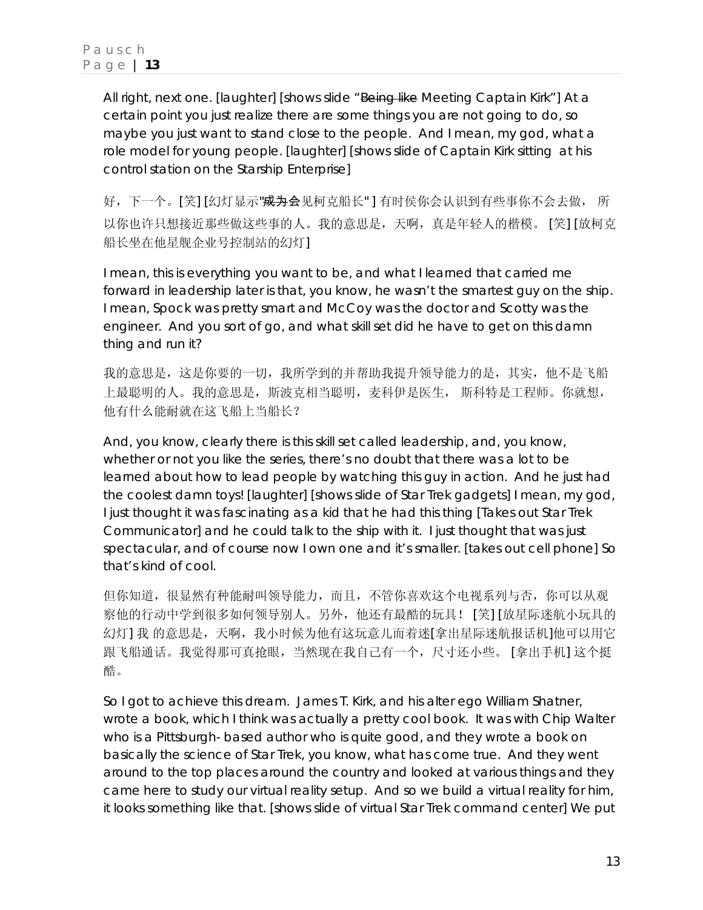All right, next one. [laughter] [shows slide "~~Being like~~ Meeting Captain Kirk"] At a certain point you just realize there are some things you are not going to do, so maybe you just want to stand close to the people. And I mean, my god, what a role model for young people. [laughter] [shows slide of Captain Kirk sitting at his control station on the Starship Enterprise]

好，下一个。[笑] [幻灯显示"~~成为~~会见柯克船长" ] 有时侯你会认识到有些事你不会去做， 所以你也许只想接近那些做这些事的人。我的意思是，天啊，真是年轻人的楷模。 [笑] [放柯克船长坐在他星舰企业号控制站的幻灯]

I mean, this is everything you want to be, and what I learned that carried me forward in leadership later is that, you know, he wasn't the smartest guy on the ship. I mean, Spock was pretty smart and McCoy was the doctor and Scotty was the engineer. And you sort of go, and what skill set did he have to get on this damn thing and run it?

我的意思是，这是你要的一切，我所学到的并帮助我提升领导能力的是，其实，他不是飞船上最聪明的人。我的意思是，斯波克相当聪明，麦科伊是医生， 斯科特是工程师。你就想，他有什么能耐就在这飞船上当船长?

And, you know, clearly there is this skill set called leadership, and, you know, whether or not you like the series, there's no doubt that there was a lot to be learned about how to lead people by watching this guy in action. And he just had the coolest damn toys! [laughter] [shows slide of Star Trek gadgets] I mean, my god, I just thought it was fascinating as a kid that he had this thing [Takes out Star Trek Communicator] and he could talk to the ship with it. I just thought that was just spectacular, and of course now I own one and it's smaller. [takes out cell phone] So that's kind of cool.

但你知道，很显然有种能耐叫领导能力，而且，不管你喜欢这个电视系列与否，你可以从观察他的行动中学到很多如何领导别人。另外，他还有最酷的玩具！ [笑] [放星际迷航小玩具的幻灯] 我 的意思是，天啊，我小时候为他有这玩意儿而着迷[拿出星际迷航报话机]他可以用它跟飞船通话。我觉得那可真抢眼，当然现在我自己有一个，尺寸还小些。 [拿出手机] 这个挺酷。

So I got to achieve this dream. James T. Kirk, and his alter ego William Shatner, wrote a book, which I think was actually a pretty cool book. It was with Chip Walter who is a Pittsburgh- based author who is quite good, and they wrote a book on basically the science of Star Trek, you know, what has come true. And they went around to the top places around the country and looked at various things and they came here to study our virtual reality setup. And so we build a virtual reality for him, it looks something like that. [shows slide of virtual Star Trek command center] We put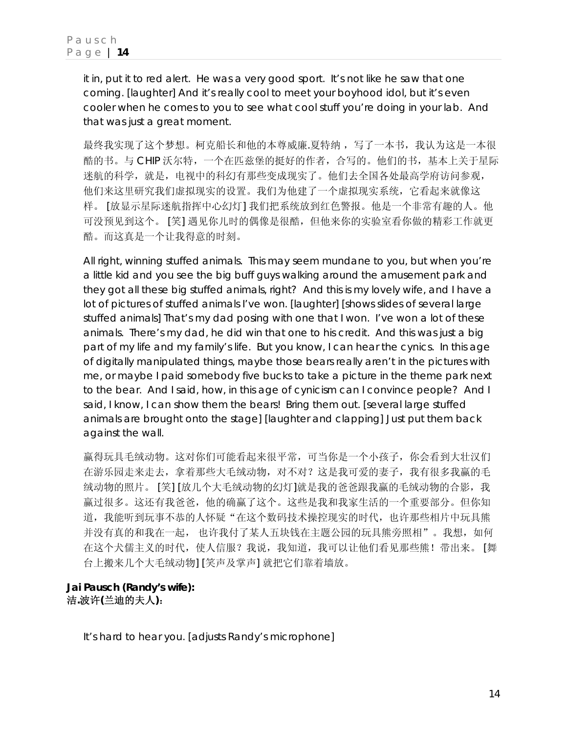it in, put it to red alert. He was a very good sport. It's not like he saw that one coming. [laughter] And it's really cool to meet your boyhood idol, but it's even cooler when he comes to you to see what cool stuff you're doing in your lab. And that was just a great moment.

最终我实现了这个梦想。柯克船长和他的本尊威廉.夏特纳，写了一本书，我认为这是一本很酷的书。与 CHIP 沃尔特，一个在匹兹堡的挺好的作者，合写的。他们的书，基本上关于星际迷航的科学，就是，电视中的科幻有那些变成现实了。他们去全国各处最高学府访问参观，他们来这里研究我们虚拟现实的设置。我们为他建了一个虚拟现实系统，它看起来就像这样。 [放显示星际迷航指挥中心幻灯] 我们把系统放到红色警报。他是一个非常有趣的人。他可没预见到这个。 [笑] 遇见你儿时的偶像是很酷，但他来你的实验室看你做的精彩工作就更酷。而这真是一个让我得意的时刻。

All right, winning stuffed animals. This may seem mundane to you, but when you're a little kid and you see the big buff guys walking around the amusement park and they got all these big stuffed animals, right? And this is my lovely wife, and I have a lot of pictures of stuffed animals I've won. [laughter] [shows slides of several large stuffed animals] That's my dad posing with one that I won. I've won a lot of these animals. There's my dad, he did win that one to his credit. And this was just a big part of my life and my family's life. But you know, I can hear the cynics. In this age of digitally manipulated things, maybe those bears really aren't in the pictures with me, or maybe I paid somebody five bucks to take a picture in the theme park next to the bear. And I said, how, in this age of cynicism can I convince people? And I said, I know, I can show them the bears! Bring them out. [several large stuffed animals are brought onto the stage] [laughter and clapping] Just put them back against the wall.

赢得玩具毛绒动物。这对你们可能看起来很平常，可当你是一个小孩子，你会看到大壮汉们在游乐园走来走去，拿着那些大毛绒动物，对不对？这是我可爱的妻子，我有很多我赢的毛绒动物的照片。 [笑] [放几个大毛绒动物的幻灯]就是我的爸爸跟我赢的毛绒动物的合影，我赢过很多。这还有我爸爸，他的确赢了这个。这些是我和我家生活的一个重要部分。但你知道，我能听到玩事不恭的人怀疑“在这个数码技术操控现实的时代，也许那些相片中玩具熊并没有真的和我在一起， 也许我付了某人五块钱在主题公园的玩具熊旁照相”。我想，如何在这个犬儒主义的时代，使人信服？我说，我知道，我可以让他们看见那些熊！带出来。 [舞台上搬来几个大毛绒动物] [笑声及掌声] 就把它们靠着墙放。

**Jai Pausch (Randy's wife):**
**洁.波许(兰迪的夫人):**

It's hard to hear you. [adjusts Randy's microphone]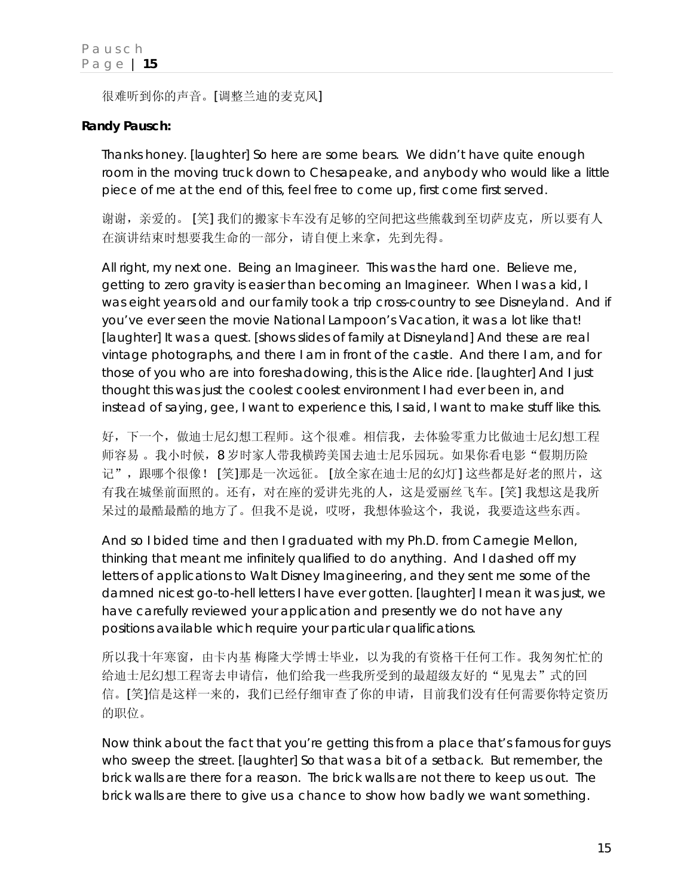很难听到你的声音。[调整兰迪的麦克风]

**Randy Pausch:**

Thanks honey. [laughter] So here are some bears. We didn't have quite enough room in the moving truck down to Chesapeake, and anybody who would like a little piece of me at the end of this, feel free to come up, first come first served.

谢谢，亲爱的。 [笑] 我们的搬家卡车没有足够的空间把这些熊载到至切萨皮克，所以要有人在演讲结束时想要我生命的一部分，请自便上来拿，先到先得。

All right, my next one. Being an Imagineer. This was the hard one. Believe me, getting to zero gravity is easier than becoming an Imagineer. When I was a kid, I was eight years old and our family took a trip cross-country to see Disneyland. And if you've ever seen the movie National Lampoon's Vacation, it was a lot like that! [laughter] It was a quest. [shows slides of family at Disneyland] And these are real vintage photographs, and there I am in front of the castle. And there I am, and for those of you who are into foreshadowing, this is the Alice ride. [laughter] And I just thought this was just the coolest coolest environment I had ever been in, and instead of saying, gee, I want to experience this, I said, I want to make stuff like this.

好，下一个，做迪士尼幻想工程师。这个很难。相信我，去体验零重力比做迪士尼幻想工程师容易 。我小时候，8 岁时家人带我横跨美国去迪士尼乐园玩。如果你看电影“假期历险记”，跟哪个很像！ [笑]那是一次远征。 [放全家在迪士尼的幻灯] 这些都是好老的照片，这有我在城堡前面照的。还有，对在座的爱讲先兆的人，这是爱丽丝飞车。[笑] 我想这是我所呆过的最酷最酷的地方了。但我不是说，哎呀，我想体验这个，我说，我要造这些东西。

And so I bided time and then I graduated with my Ph.D. from Carnegie Mellon, thinking that meant me infinitely qualified to do anything. And I dashed off my letters of applications to Walt Disney Imagineering, and they sent me some of the damned nicest go-to-hell letters I have ever gotten. [laughter] I mean it was just, we have carefully reviewed your application and presently we do not have any positions available which require your particular qualifications.

所以我十年寒窗，由卡内基 梅隆大学博士毕业，以为我的有资格干任何工作。我匆匆忙忙的给迪士尼幻想工程寄去申请信，他们给我一些我所受到的最超级友好的“见鬼去”式的回信。[笑]信是这样一来的，我们已经仔细审查了你的申请，目前我们没有任何需要你特定资历的职位。

Now think about the fact that you're getting this from a place that's famous for guys who sweep the street. [laughter] So that was a bit of a setback. But remember, the brick walls are there for a reason. The brick walls are not there to keep us out. The brick walls are there to give us a chance to show how badly we want something.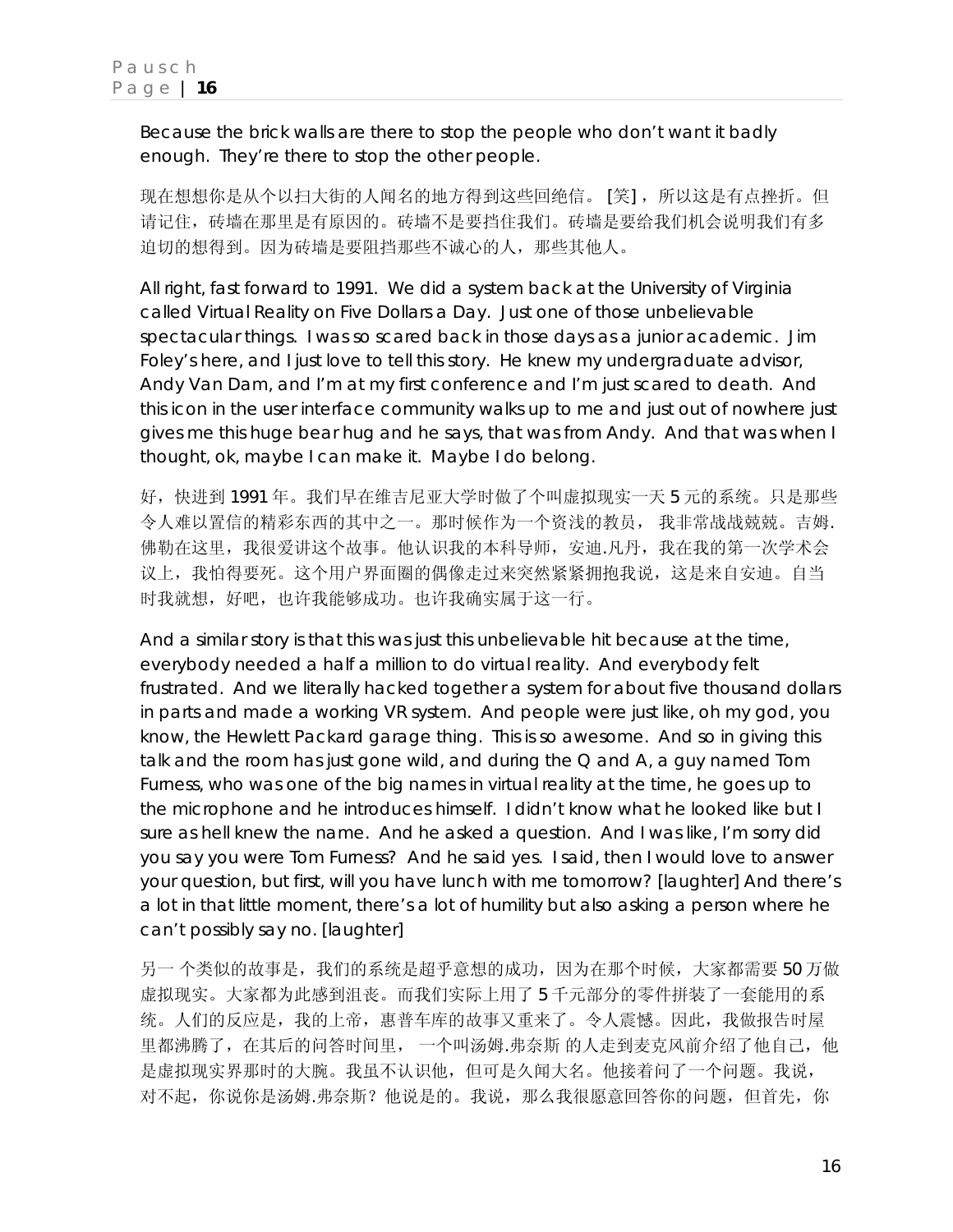Because the brick walls are there to stop the people who don't want it badly enough. They're there to stop the other people.

现在想想你是从个以扫大街的人闻名的地方得到这些回绝信。 [笑]，所以这是有点挫折。但请记住，砖墙在那里是有原因的。砖墙不是要挡住我们。砖墙是要给我们机会说明我们有多迫切的想得到。因为砖墙是要阻挡那些不诚心的人，那些其他人。

All right, fast forward to 1991. We did a system back at the University of Virginia called Virtual Reality on Five Dollars a Day. Just one of those unbelievable spectacular things. I was so scared back in those days as a junior academic. Jim Foley's here, and I just love to tell this story. He knew my undergraduate advisor, Andy Van Dam, and I'm at my first conference and I'm just scared to death. And this icon in the user interface community walks up to me and just out of nowhere just gives me this huge bear hug and he says, that was from Andy. And that was when I thought, ok, maybe I can make it. Maybe I do belong.

好，快进到 1991 年。我们早在维吉尼亚大学时做了个叫虚拟现实一天 5 元的系统。只是那些令人难以置信的精彩东西的其中之一。那时候作为一个资浅的教员， 我非常战战兢兢。吉姆.佛勒在这里，我很爱讲这个故事。他认识我的本科导师，安迪.凡丹，我在我的第一次学术会议上，我怕得要死。这个用户界面圈的偶像走过来突然紧紧拥抱我说，这是来自安迪。自当时我就想，好吧，也许我能够成功。也许我确实属于这一行。

And a similar story is that this was just this unbelievable hit because at the time, everybody needed a half a million to do virtual reality. And everybody felt frustrated. And we literally hacked together a system for about five thousand dollars in parts and made a working VR system. And people were just like, oh my god, you know, the Hewlett Packard garage thing. This is so awesome. And so in giving this talk and the room has just gone wild, and during the Q and A, a guy named Tom Furness, who was one of the big names in virtual reality at the time, he goes up to the microphone and he introduces himself. I didn't know what he looked like but I sure as hell knew the name. And he asked a question. And I was like, I'm sorry did you say you were Tom Furness? And he said yes. I said, then I would love to answer your question, but first, will you have lunch with me tomorrow? [laughter] And there's a lot in that little moment, there's a lot of humility but also asking a person where he can't possibly say no. [laughter]

另一 个类似的故事是，我们的系统是超乎意想的成功，因为在那个时候，大家都需要 50 万做虚拟现实。大家都为此感到沮丧。而我们实际上用了 5 千元部分的零件拼装了一套能用的系统。人们的反应是，我的上帝，惠普车库的故事又重来了。令人震憾。因此，我做报告时屋里都沸腾了，在其后的问答时间里， 一个叫汤姆.弗奈斯 的人走到麦克风前介绍了他自己，他是虚拟现实界那时的大腕。我虽不认识他，但可是久闻大名。他接着问了一个问题。我说，对不起，你说你是汤姆.弗奈斯？他说是的。我说，那么我很愿意回答你的问题，但首先，你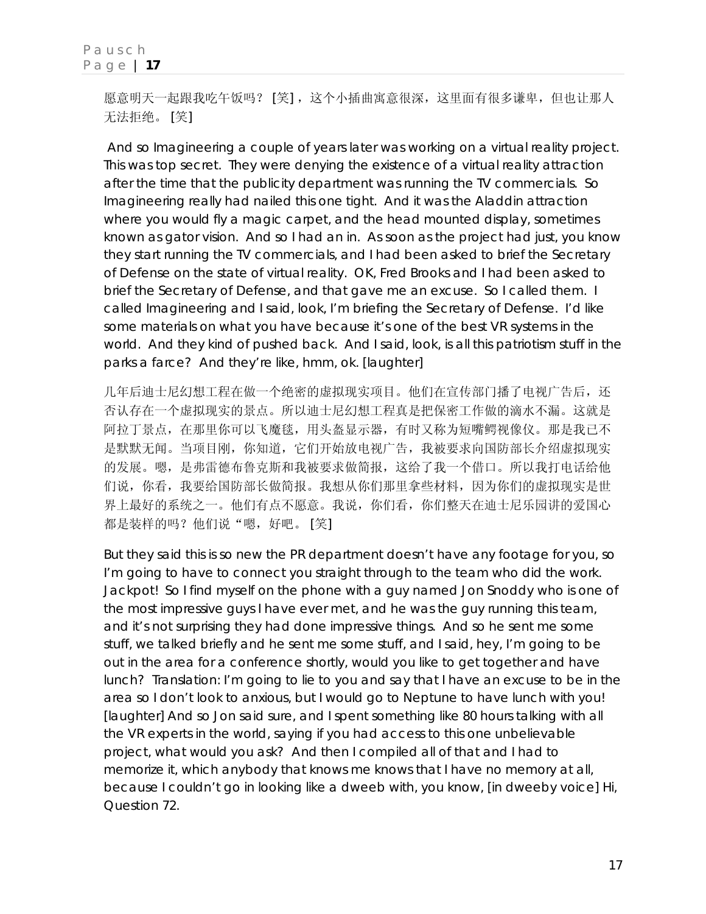愿意明天一起跟我吃午饭吗？ [笑]，这个小插曲寓意很深，这里面有很多谦卑，但也让那人无法拒绝。 [笑]

And so Imagineering a couple of years later was working on a virtual reality project. This was top secret. They were denying the existence of a virtual reality attraction after the time that the publicity department was running the TV commercials. So Imagineering really had nailed this one tight. And it was the Aladdin attraction where you would fly a magic carpet, and the head mounted display, sometimes known as gator vision. And so I had an in. As soon as the project had just, you know they start running the TV commercials, and I had been asked to brief the Secretary of Defense on the state of virtual reality. OK, Fred Brooks and I had been asked to brief the Secretary of Defense, and that gave me an excuse. So I called them. I called Imagineering and I said, look, I'm briefing the Secretary of Defense. I'd like some materials on what you have because it's one of the best VR systems in the world. And they kind of pushed back. And I said, look, is all this patriotism stuff in the parks a farce? And they're like, hmm, ok. [laughter]

几年后迪士尼幻想工程在做一个绝密的虚拟现实项目。他们在宣传部门播了电视广告后，还否认存在一个虚拟现实的景点。所以迪士尼幻想工程真是把保密工作做的滴水不漏。这就是阿拉丁景点，在那里你可以飞魔毯，用头盔显示器，有时又称为短嘴鳄视像仪。那是我已不是默默无闻。当项目刚，你知道，它们开始放电视广告，我被要求向国防部长介绍虚拟现实的发展。嗯，是弗雷德布鲁克斯和我被要求做简报，这给了我一个借口。所以我打电话给他们说，你看，我要给国防部长做简报。我想从你们那里拿些材料，因为你们的虚拟现实是世界上最好的系统之一。他们有点不愿意。我说，你们看，你们整天在迪士尼乐园讲的爱国心都是装样的吗？他们说"嗯，好吧。 [笑]

But they said this is so new the PR department doesn't have any footage for you, so I'm going to have to connect you straight through to the team who did the work. Jackpot! So I find myself on the phone with a guy named Jon Snoddy who is one of the most impressive guys I have ever met, and he was the guy running this team, and it's not surprising they had done impressive things. And so he sent me some stuff, we talked briefly and he sent me some stuff, and I said, hey, I'm going to be out in the area for a conference shortly, would you like to get together and have lunch? Translation: I'm going to lie to you and say that I have an excuse to be in the area so I don't look to anxious, but I would go to Neptune to have lunch with you! [laughter] And so Jon said sure, and I spent something like 80 hours talking with all the VR experts in the world, saying if you had access to this one unbelievable project, what would you ask? And then I compiled all of that and I had to memorize it, which anybody that knows me knows that I have no memory at all, because I couldn't go in looking like a dweeb with, you know, [in dweeby voice] Hi, Question 72.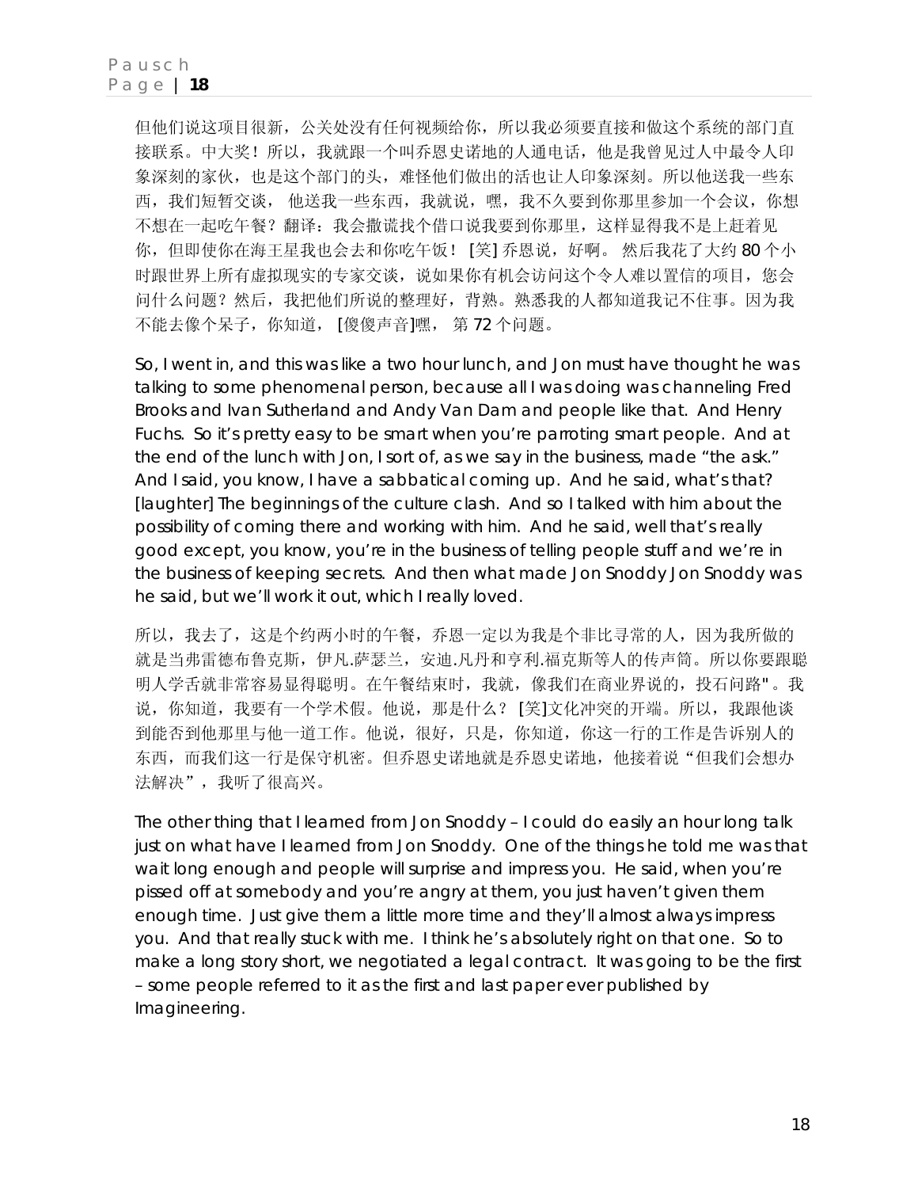但他们说这项目很新，公关处没有任何视频给你，所以我必须要直接和做这个系统的部门直接联系。中大奖！所以，我就跟一个叫乔恩史诺地的人通电话，他是我曾见过人中最令人印象深刻的家伙，也是这个部门的头，难怪他们做出的活也让人印象深刻。所以他送我一些东西，我们短暂交谈， 他送我一些东西，我就说，嘿，我不久要到你那里参加一个会议，你想不想在一起吃午餐？翻译：我会撒谎找个借口说我要到你那里，这样显得我不是上赶着见你，但即使你在海王星我也会去和你吃午饭！ [笑] 乔恩说，好啊。 然后我花了大约 80 个小时跟世界上所有虚拟现实的专家交谈，说如果你有机会访问这个令人难以置信的项目，您会问什么问题？然后，我把他们所说的整理好，背熟。熟悉我的人都知道我记不住事。因为我不能去像个呆子，你知道， [傻傻声音]嘿， 第 72 个问题。

So, I went in, and this was like a two hour lunch, and Jon must have thought he was talking to some phenomenal person, because all I was doing was channeling Fred Brooks and Ivan Sutherland and Andy Van Dam and people like that. And Henry Fuchs. So it's pretty easy to be smart when you're parroting smart people. And at the end of the lunch with Jon, I sort of, as we say in the business, made "the ask." And I said, you know, I have a sabbatical coming up. And he said, what's that? [laughter] The beginnings of the culture clash. And so I talked with him about the possibility of coming there and working with him. And he said, well that's really good except, you know, you're in the business of telling people stuff and we're in the business of keeping secrets. And then what made Jon Snoddy Jon Snoddy was he said, but we'll work it out, which I really loved.

所以，我去了，这是个约两小时的午餐，乔恩一定以为我是个非比寻常的人，因为我所做的就是当弗雷德布鲁克斯，伊凡.萨瑟兰，安迪.凡丹和亨利.福克斯等人的传声筒。所以你要跟聪明人学舌就非常容易显得聪明。在午餐结束时，我就，像我们在商业界说的，投石问路"。我说，你知道，我要有一个学术假。他说，那是什么？ [笑]文化冲突的开端。所以，我跟他谈到能否到他那里与他一道工作。他说，很好，只是，你知道，你这一行的工作是告诉别人的东西，而我们这一行是保守机密。但乔恩史诺地就是乔恩史诺地，他接着说"但我们会想办法解决"，我听了很高兴。

The other thing that I learned from Jon Snoddy – I could do easily an hour long talk just on what have I learned from Jon Snoddy. One of the things he told me was that wait long enough and people will surprise and impress you. He said, when you're pissed off at somebody and you're angry at them, you just haven't given them enough time. Just give them a little more time and they'll almost always impress you. And that really stuck with me. I think he's absolutely right on that one. So to make a long story short, we negotiated a legal contract. It was going to be the first – some people referred to it as the first and last paper ever published by Imagineering.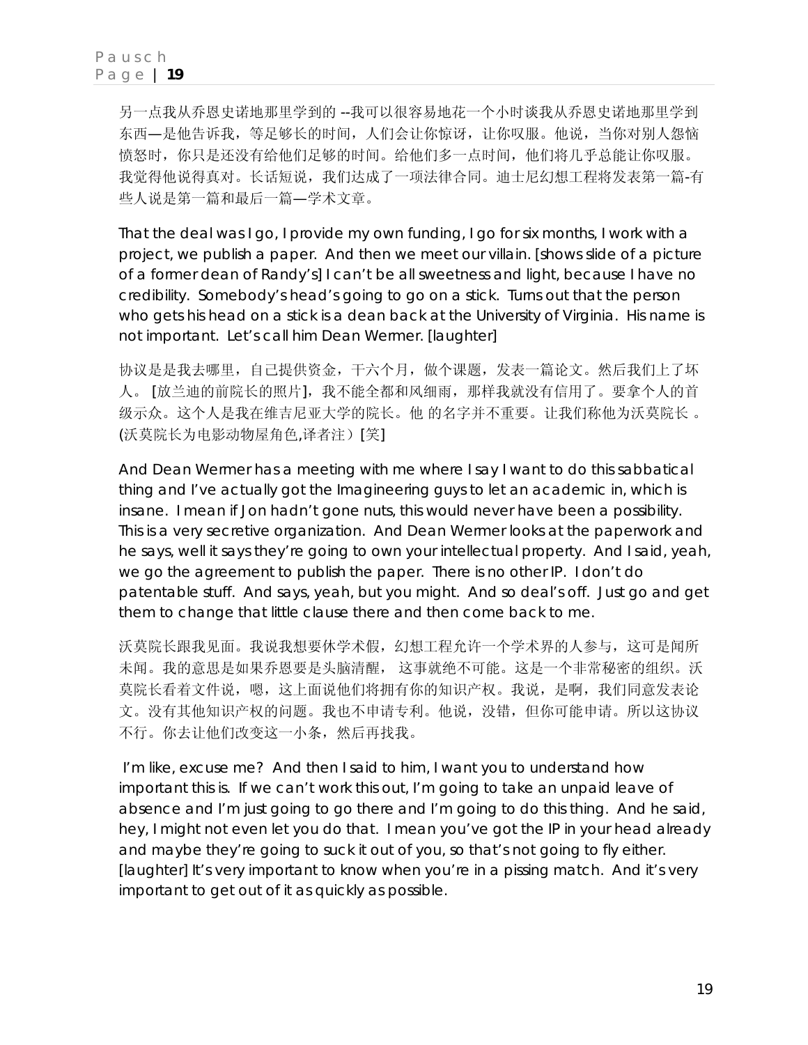另一点我从乔恩史诺地那里学到的 --我可以很容易地花一个小时谈我从乔恩史诺地那里学到东西—是他告诉我，等足够长的时间，人们会让你惊讶，让你叹服。他说，当你对别人怨恼愤怒时，你只是还没有给他们足够的时间。给他们多一点时间，他们将几乎总能让你叹服。我觉得他说得真对。长话短说，我们达成了一项法律合同。迪士尼幻想工程将发表第一篇-有些人说是第一篇和最后一篇—学术文章。

That the deal was I go, I provide my own funding, I go for six months, I work with a project, we publish a paper. And then we meet our villain. [shows slide of a picture of a former dean of Randy's] I can't be all sweetness and light, because I have no credibility. Somebody's head's going to go on a stick. Turns out that the person who gets his head on a stick is a dean back at the University of Virginia. His name is not important. Let's call him Dean Wermer. [laughter]

协议是是我去哪里，自己提供资金，干六个月，做个课题，发表一篇论文。然后我们上了坏人。 [放兰迪的前院长的照片]，我不能全都和风细雨，那样我就没有信用了。要拿个人的首级示众。这个人是我在维吉尼亚大学的院长。他 的名字并不重要。让我们称他为沃莫院长 。(沃莫院长为电影动物屋角色,译者注）[笑]

And Dean Wermer has a meeting with me where I say I want to do this sabbatical thing and I've actually got the Imagineering guys to let an academic in, which is insane. I mean if Jon hadn't gone nuts, this would never have been a possibility. This is a very secretive organization. And Dean Wermer looks at the paperwork and he says, well it says they're going to own your intellectual property. And I said, yeah, we go the agreement to publish the paper. There is no other IP. I don't do patentable stuff. And says, yeah, but you might. And so deal's off. Just go and get them to change that little clause there and then come back to me.

沃莫院长跟我见面。我说我想要休学术假，幻想工程允许一个学术界的人参与，这可是闻所未闻。我的意思是如果乔恩要是头脑清醒， 这事就绝不可能。这是一个非常秘密的组织。沃莫院长看着文件说，嗯，这上面说他们将拥有你的知识产权。我说，是啊，我们同意发表论文。没有其他知识产权的问题。我也不申请专利。他说，没错，但你可能申请。所以这协议不行。你去让他们改变这一小条，然后再找我。

I'm like, excuse me? And then I said to him, I want you to understand how important this is. If we can't work this out, I'm going to take an unpaid leave of absence and I'm just going to go there and I'm going to do this thing. And he said, hey, I might not even let you do that. I mean you've got the IP in your head already and maybe they're going to suck it out of you, so that's not going to fly either. [laughter] It's very important to know when you're in a pissing match. And it's very important to get out of it as quickly as possible.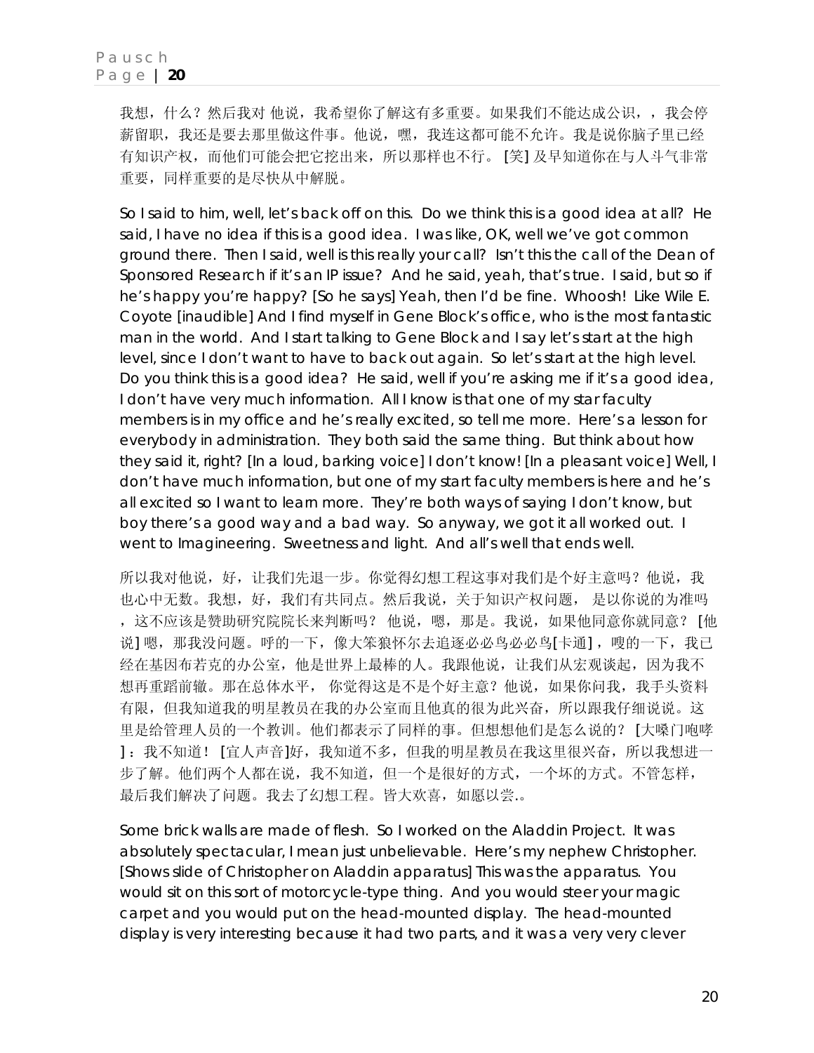我想，什么？然后我对 他说，我希望你了解这有多重要。如果我们不能达成公识，，我会停薪留职，我还是要去那里做这件事。他说，嘿，我连这都可能不允许。我是说你脑子里已经有知识产权，而他们可能会把它挖出来，所以那样也不行。 [笑] 及早知道你在与人斗气非常重要，同样重要的是尽快从中解脱。

So I said to him, well, let's back off on this. Do we think this is a good idea at all? He said, I have no idea if this is a good idea. I was like, OK, well we've got common ground there. Then I said, well is this really your call? Isn't this the call of the Dean of Sponsored Research if it's an IP issue? And he said, yeah, that's true. I said, but so if he's happy you're happy? [So he says] Yeah, then I'd be fine. Whoosh! Like Wile E. Coyote [inaudible] And I find myself in Gene Block's office, who is the most fantastic man in the world. And I start talking to Gene Block and I say let's start at the high level, since I don't want to have to back out again. So let's start at the high level. Do you think this is a good idea? He said, well if you're asking me if it's a good idea, I don't have very much information. All I know is that one of my star faculty members is in my office and he's really excited, so tell me more. Here's a lesson for everybody in administration. They both said the same thing. But think about how they said it, right? [In a loud, barking voice] I don't know! [In a pleasant voice] Well, I don't have much information, but one of my start faculty members is here and he's all excited so I want to learn more. They're both ways of saying I don't know, but boy there's a good way and a bad way. So anyway, we got it all worked out. I went to Imagineering. Sweetness and light. And all's well that ends well.

所以我对他说，好，让我们先退一步。你觉得幻想工程这事对我们是个好主意吗？他说，我也心中无数。我想，好，我们有共同点。然后我说，关于知识产权问题， 是以你说的为准吗，这不应该是赞助研究院院长来判断吗？ 他说，嗯，那是。我说，如果他同意你就同意？ [他说] 嗯，那我没问题。呼的一下，像大笨狼怀尔去追逐必必鸟必必鸟[卡通]，嗖的一下，我已经在基因布若克的办公室，他是世界上最棒的人。我跟他说，让我们从宏观谈起，因为我不想再重蹈前辙。那在总体水平， 你觉得这是不是个好主意？他说，如果你问我，我手头资料有限，但我知道我的明星教员在我的办公室而且他真的很为此兴奋，所以跟我仔细说说。这里是给管理人员的一个教训。他们都表示了同样的事。但想想他们是怎么说的？ [大嗓门咆哮]：我不知道！ [宜人声音]好，我知道不多，但我的明星教员在我这里很兴奋，所以我想进一步了解。他们两个人都在说，我不知道，但一个是很好的方式，一个坏的方式。不管怎样，最后我们解决了问题。我去了幻想工程。皆大欢喜，如愿以尝.。

Some brick walls are made of flesh. So I worked on the Aladdin Project. It was absolutely spectacular, I mean just unbelievable. Here's my nephew Christopher. [Shows slide of Christopher on Aladdin apparatus] This was the apparatus. You would sit on this sort of motorcycle-type thing. And you would steer your magic carpet and you would put on the head-mounted display. The head-mounted display is very interesting because it had two parts, and it was a very very clever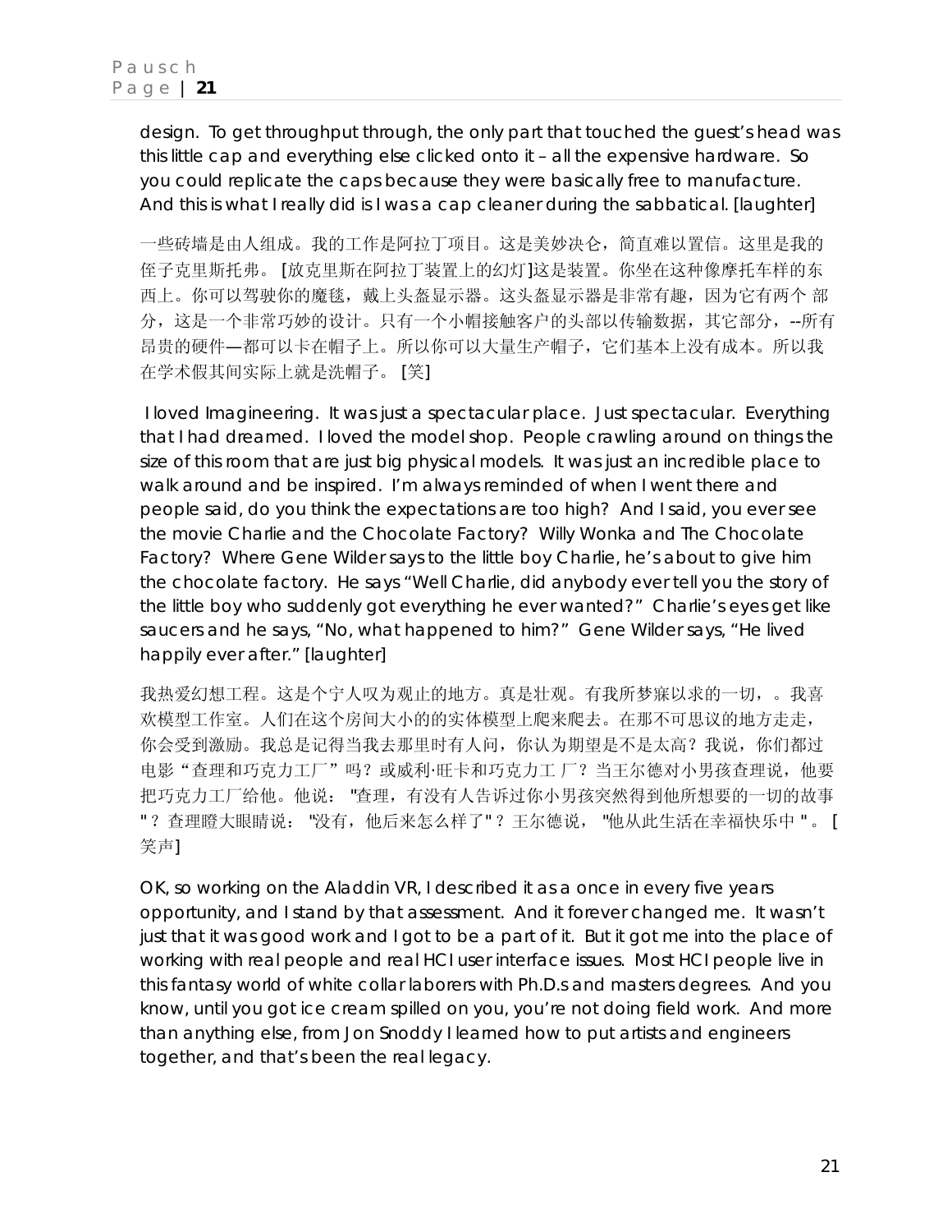design. To get throughput through, the only part that touched the guest's head was this little cap and everything else clicked onto it – all the expensive hardware. So you could replicate the caps because they were basically free to manufacture. And this is what I really did is I was a cap cleaner during the sabbatical. [laughter]

一些砖墙是由人组成。我的工作是阿拉丁项目。这是美妙决仓，简直难以置信。这里是我的侄子克里斯托弗。 [放克里斯在阿拉丁装置上的幻灯]这是装置。你坐在这种像摩托车样的东西上。你可以驾驶你的魔毯，戴上头盔显示器。这头盔显示器是非常有趣，因为它有两个 部分，这是一个非常巧妙的设计。只有一个小帽接触客户的头部以传输数据，其它部分，--所有昂贵的硬件—都可以卡在帽子上。所以你可以大量生产帽子，它们基本上没有成本。所以我在学术假其间实际上就是洗帽子。 [笑]

I loved Imagineering. It was just a spectacular place. Just spectacular. Everything that I had dreamed. I loved the model shop. People crawling around on things the size of this room that are just big physical models. It was just an incredible place to walk around and be inspired. I'm always reminded of when I went there and people said, do you think the expectations are too high? And I said, you ever see the movie Charlie and the Chocolate Factory? Willy Wonka and The Chocolate Factory? Where Gene Wilder says to the little boy Charlie, he's about to give him the chocolate factory. He says "Well Charlie, did anybody ever tell you the story of the little boy who suddenly got everything he ever wanted?" Charlie's eyes get like saucers and he says, "No, what happened to him?" Gene Wilder says, "He lived happily ever after." [laughter]

我热爱幻想工程。这是个宁人叹为观止的地方。真是壮观。有我所梦寐以求的一切，。我喜欢模型工作室。人们在这个房间大小的的实体模型上爬来爬去。在那不可思议的地方走走，你会受到激励。我总是记得当我去那里时有人问，你认为期望是不是太高？我说，你们都过电影“查理和巧克力工厂”吗？或威利·旺卡和巧克力工 厂？当王尔德对小男孩查理说，他要把巧克力工厂给他。他说： "查理，有没有人告诉过你小男孩突然得到他所想要的一切的故事 " ? 查理瞪大眼睛说： "没有，他后来怎么样了" ? 王尔德说， "他从此生活在幸福快乐中 " 。 [笑声]

OK, so working on the Aladdin VR, I described it as a once in every five years opportunity, and I stand by that assessment. And it forever changed me. It wasn't just that it was good work and I got to be a part of it. But it got me into the place of working with real people and real HCI user interface issues. Most HCI people live in this fantasy world of white collar laborers with Ph.D.s and masters degrees. And you know, until you got ice cream spilled on you, you're not doing field work. And more than anything else, from Jon Snoddy I learned how to put artists and engineers together, and that's been the real legacy.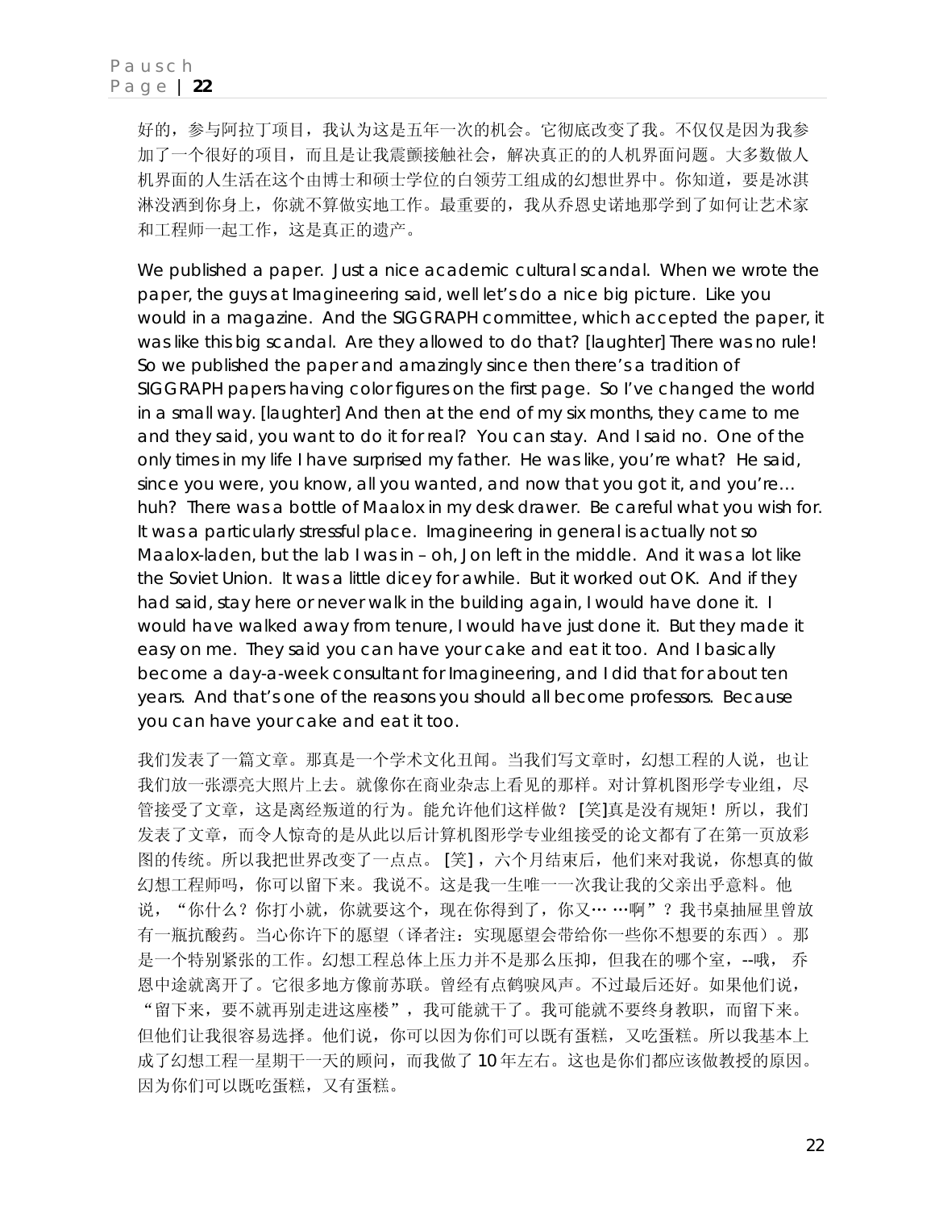好的，参与阿拉丁项目，我认为这是五年一次的机会。它彻底改变了我。不仅仅是因为我参加了一个很好的项目，而且是让我震颤接触社会，解决真正的的人机界面问题。大多数做人机界面的人生活在这个由博士和硕士学位的白领劳工组成的幻想世界中。你知道，要是冰淇淋没洒到你身上，你就不算做实地工作。最重要的，我从乔恩史诺地那学到了如何让艺术家和工程师一起工作，这是真正的遗产。

We published a paper. Just a nice academic cultural scandal. When we wrote the paper, the guys at Imagineering said, well let's do a nice big picture. Like you would in a magazine. And the SIGGRAPH committee, which accepted the paper, it was like this big scandal. Are they allowed to do that? [laughter] There was no rule! So we published the paper and amazingly since then there's a tradition of SIGGRAPH papers having color figures on the first page. So I've changed the world in a small way. [laughter] And then at the end of my six months, they came to me and they said, you want to do it for real? You can stay. And I said no. One of the only times in my life I have surprised my father. He was like, you're what? He said, since you were, you know, all you wanted, and now that you got it, and you're… huh? There was a bottle of Maalox in my desk drawer. Be careful what you wish for. It was a particularly stressful place. Imagineering in general is actually not so Maalox-laden, but the lab I was in – oh, Jon left in the middle. And it was a lot like the Soviet Union. It was a little dicey for awhile. But it worked out OK. And if they had said, stay here or never walk in the building again, I would have done it. I would have walked away from tenure, I would have just done it. But they made it easy on me. They said you can have your cake and eat it too. And I basically become a day-a-week consultant for Imagineering, and I did that for about ten years. And that's one of the reasons you should all become professors. Because you can have your cake and eat it too.

我们发表了一篇文章。那真是一个学术文化丑闻。当我们写文章时，幻想工程的人说，也让我们放一张漂亮大照片上去。就像你在商业杂志上看见的那样。对计算机图形学专业组，尽管接受了文章，这是离经叛道的行为。能允许他们这样做？ [笑]真是没有规矩！所以，我们发表了文章，而令人惊奇的是从此以后计算机图形学专业组接受的论文都有了在第一页放彩图的传统。所以我把世界改变了一点点。 [笑]，六个月结束后，他们来对我说，你想真的做幻想工程师吗，你可以留下来。我说不。这是我一生唯一一次我让我的父亲出乎意料。他说，"你什么？你打小就，你就要这个，现在你得到了，你又… …啊"？我书桌抽屉里曾放有一瓶抗酸药。当心你许下的愿望（译者注：实现愿望会带给你一些你不想要的东西）。那是一个特别紧张的工作。幻想工程总体上压力并不是那么压抑，但我在的哪个室，--哦，乔恩中途就离开了。它很多地方像前苏联。曾经有点鹤唳风声。不过最后还好。如果他们说，"留下来，要不就再别走进这座楼"，我可能就干了。我可能就不要终身教职，而留下来。但他们让我很容易选择。他们说，你可以因为你们可以既有蛋糕，又吃蛋糕。所以我基本上成了幻想工程一星期干一天的顾问，而我做了 10 年左右。这也是你们都应该做教授的原因。因为你们可以既吃蛋糕，又有蛋糕。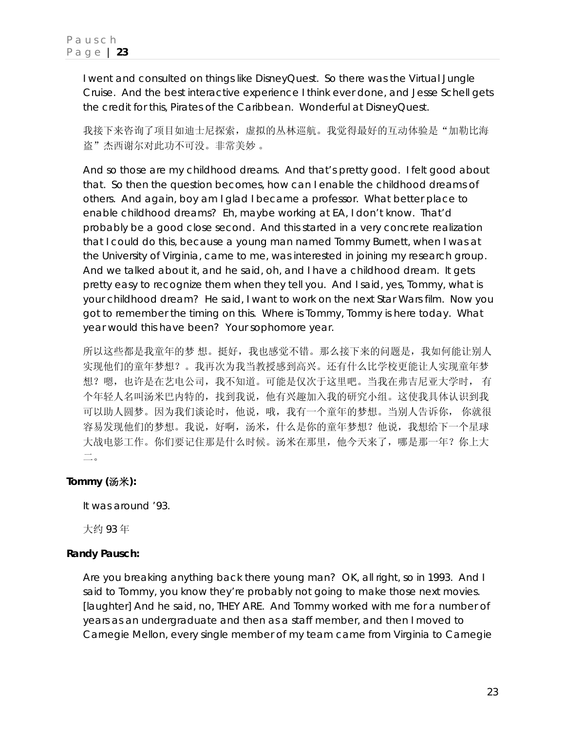I went and consulted on things like DisneyQuest. So there was the Virtual Jungle Cruise. And the best interactive experience I think ever done, and Jesse Schell gets the credit for this, Pirates of the Caribbean. Wonderful at DisneyQuest.

我接下来咨询了项目如迪士尼探索，虚拟的丛林巡航。我觉得最好的互动体验是"加勒比海盗"杰西谢尔对此功不可没。非常美妙 。

And so those are my childhood dreams. And that's pretty good. I felt good about that. So then the question becomes, how can I enable the childhood dreams of others. And again, boy am I glad I became a professor. What better place to enable childhood dreams? Eh, maybe working at EA, I don't know. That'd probably be a good close second. And this started in a very concrete realization that I could do this, because a young man named Tommy Burnett, when I was at the University of Virginia, came to me, was interested in joining my research group. And we talked about it, and he said, oh, and I have a childhood dream. It gets pretty easy to recognize them when they tell you. And I said, yes, Tommy, what is your childhood dream? He said, I want to work on the next Star Wars film. Now you got to remember the timing on this. Where is Tommy, Tommy is here today. What year would this have been? Your sophomore year.

所以这些都是我童年的梦 想。挺好，我也感觉不错。那么接下来的问题是，我如何能让别人实现他们的童年梦想？。我再次为我当教授感到高兴。还有什么比学校更能让人实现童年梦想？嗯，也许是在艺电公司，我不知道。可能是仅次于这里吧。当我在弗吉尼亚大学时， 有个年轻人名叫汤米巴内特的，找到我说，他有兴趣加入我的研究小组。这使我具体认识到我可以助人圆梦。因为我们谈论时，他说，哦，我有一个童年的梦想。当别人告诉你， 你就很容易发现他们的梦想。我说，好啊，汤米，什么是你的童年梦想？他说，我想给下一个星球大战电影工作。你们要记住那是什么时候。汤米在那里，他今天来了，哪是那一年？你上大二。

**Tommy (汤米):**

It was around '93.

大约 93 年

**Randy Pausch:**

Are you breaking anything back there young man? OK, all right, so in 1993. And I said to Tommy, you know they're probably not going to make those next movies. [laughter] And he said, no, THEY ARE. And Tommy worked with me for a number of years as an undergraduate and then as a staff member, and then I moved to Carnegie Mellon, every single member of my team came from Virginia to Carnegie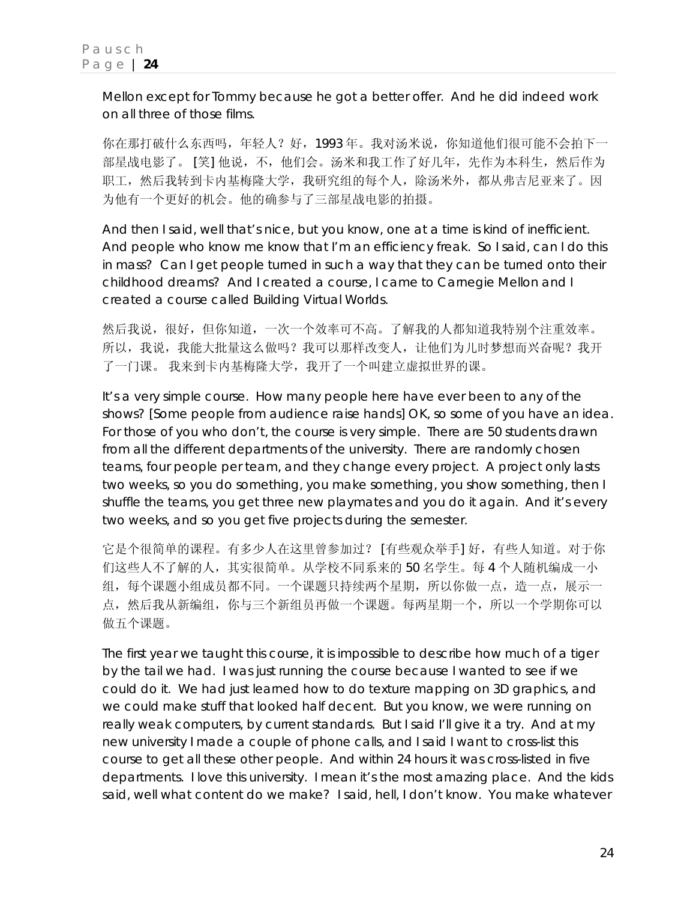Mellon except for Tommy because he got a better offer. And he did indeed work on all three of those films.

你在那打破什么东西吗，年轻人？好，1993 年。我对汤米说，你知道他们很可能不会拍下一部星战电影了。 [笑] 他说，不，他们会。汤米和我工作了好几年，先作为本科生，然后作为职工，然后我转到卡内基梅隆大学，我研究组的每个人，除汤米外，都从弗吉尼亚来了。因为他有一个更好的机会。他的确参与了三部星战电影的拍摄。

And then I said, well that's nice, but you know, one at a time is kind of inefficient. And people who know me know that I'm an efficiency freak. So I said, can I do this in mass? Can I get people turned in such a way that they can be turned onto their childhood dreams? And I created a course, I came to Carnegie Mellon and I created a course called Building Virtual Worlds.

然后我说，很好，但你知道，一次一个效率可不高。了解我的人都知道我特别个注重效率。所以，我说，我能大批量这么做吗？我可以那样改变人，让他们为儿时梦想而兴奋呢？我开了一门课。 我来到卡内基梅隆大学，我开了一个叫建立虚拟世界的课。

It's a very simple course. How many people here have ever been to any of the shows? [Some people from audience raise hands] OK, so some of you have an idea. For those of you who don't, the course is very simple. There are 50 students drawn from all the different departments of the university. There are randomly chosen teams, four people per team, and they change every project. A project only lasts two weeks, so you do something, you make something, you show something, then I shuffle the teams, you get three new playmates and you do it again. And it's every two weeks, and so you get five projects during the semester.

它是个很简单的课程。有多少人在这里曾参加过？ [有些观众举手] 好，有些人知道。对于你们这些人不了解的人，其实很简单。从学校不同系来的 50 名学生。每 4 个人随机编成一小组，每个课题小组成员都不同。一个课题只持续两个星期，所以你做一点，造一点，展示一点，然后我从新编组，你与三个新组员再做一个课题。每两星期一个，所以一个学期你可以做五个课题。

The first year we taught this course, it is impossible to describe how much of a tiger by the tail we had. I was just running the course because I wanted to see if we could do it. We had just learned how to do texture mapping on 3D graphics, and we could make stuff that looked half decent. But you know, we were running on really weak computers, by current standards. But I said I'll give it a try. And at my new university I made a couple of phone calls, and I said I want to cross-list this course to get all these other people. And within 24 hours it was cross-listed in five departments. I love this university. I mean it's the most amazing place. And the kids said, well what content do we make? I said, hell, I don't know. You make whatever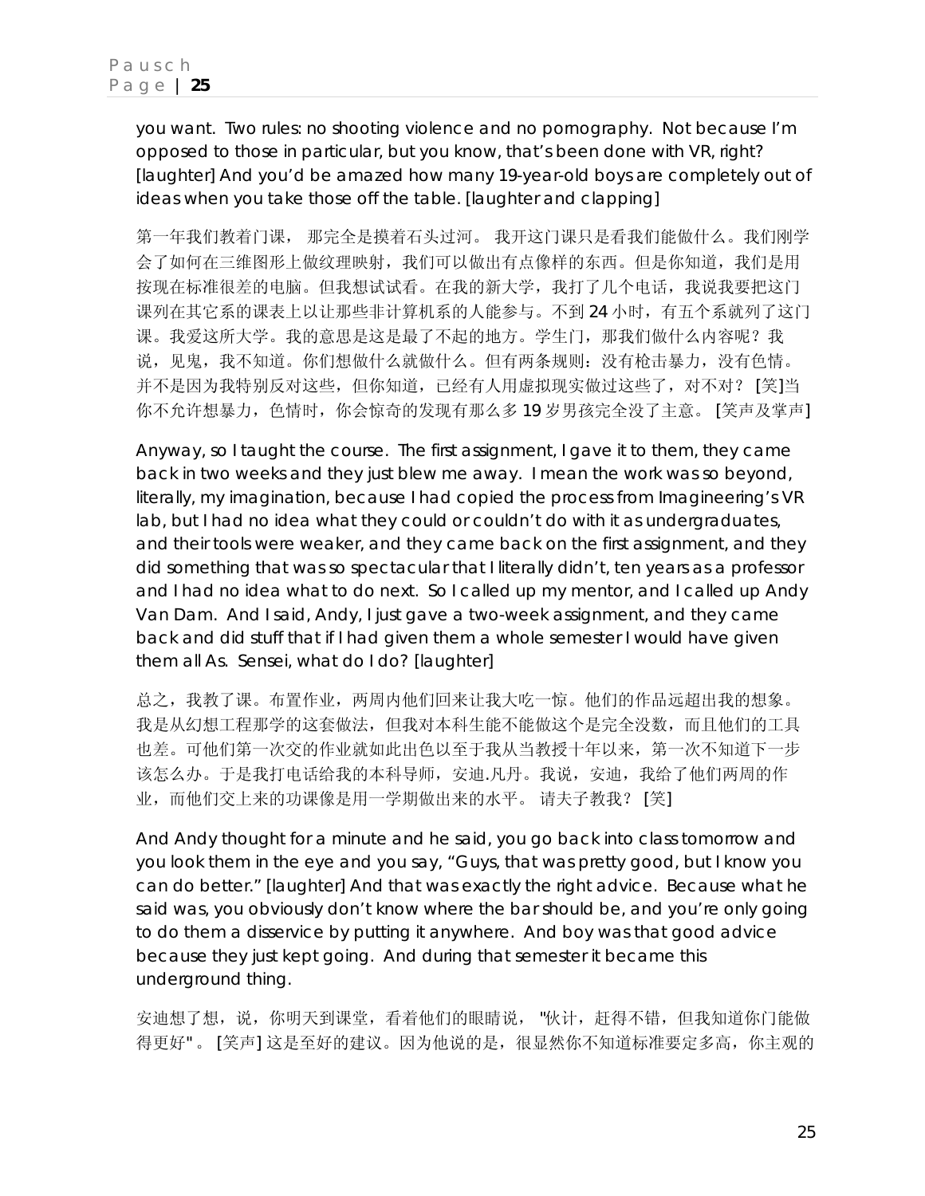you want. Two rules: no shooting violence and no pornography. Not because I'm opposed to those in particular, but you know, that's been done with VR, right? [laughter] And you'd be amazed how many 19-year-old boys are completely out of ideas when you take those off the table. [laughter and clapping]

第一年我们教着门课， 那完全是摸着石头过河。 我开这门课只是看我们能做什么。我们刚学会了如何在三维图形上做纹理映射，我们可以做出有点像样的东西。但是你知道，我们是用按现在标准很差的电脑。但我想试试看。在我的新大学，我打了几个电话，我说我要把这门课列在其它系的课表上以让那些非计算机系的人能参与。不到 24 小时，有五个系就列了这门课。我爱这所大学。我的意思是这是最了不起的地方。学生门，那我们做什么内容呢？我说，见鬼，我不知道。你们想做什么就做什么。但有两条规则：没有枪击暴力，没有色情。并不是因为我特别反对这些，但你知道，已经有人用虚拟现实做过这些了，对不对？ [笑]当你不允许想暴力，色情时，你会惊奇的发现有那么多 19 岁男孩完全没了主意。 [笑声及掌声]

Anyway, so I taught the course. The first assignment, I gave it to them, they came back in two weeks and they just blew me away. I mean the work was so beyond, literally, my imagination, because I had copied the process from Imagineering's VR lab, but I had no idea what they could or couldn't do with it as undergraduates, and their tools were weaker, and they came back on the first assignment, and they did something that was so spectacular that I literally didn't, ten years as a professor and I had no idea what to do next. So I called up my mentor, and I called up Andy Van Dam. And I said, Andy, I just gave a two-week assignment, and they came back and did stuff that if I had given them a whole semester I would have given them all As. Sensei, what do I do? [laughter]

总之，我教了课。布置作业，两周内他们回来让我大吃一惊。他们的作品远超出我的想象。我是从幻想工程那学的这套做法，但我对本科生能不能做这个是完全没数，而且他们的工具也差。可他们第一次交的作业就如此出色以至于我从当教授十年以来，第一次不知道下一步该怎么办。于是我打电话给我的本科导师，安迪.凡丹。我说，安迪，我给了他们两周的作业，而他们交上来的功课像是用一学期做出来的水平。 请夫子教我？ [笑]

And Andy thought for a minute and he said, you go back into class tomorrow and you look them in the eye and you say, "Guys, that was pretty good, but I know you can do better." [laughter] And that was exactly the right advice. Because what he said was, you obviously don't know where the bar should be, and you're only going to do them a disservice by putting it anywhere. And boy was that good advice because they just kept going. And during that semester it became this underground thing.

安迪想了想，说，你明天到课堂，看着他们的眼睛说， "伙计，赶得不错，但我知道你门能做得更好" 。 [笑声] 这是至好的建议。因为他说的是，很显然你不知道标准要定多高，你主观的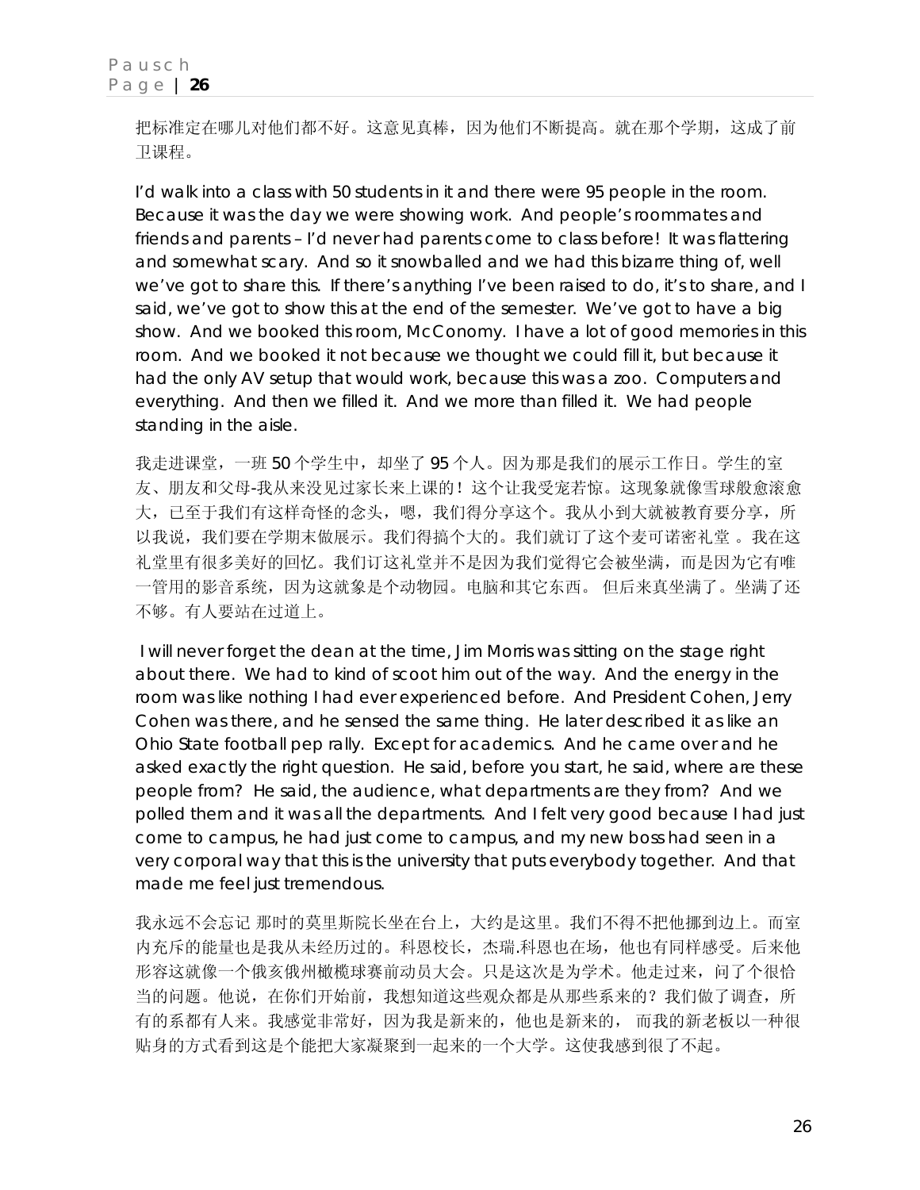把标准定在哪儿对他们都不好。这意见真棒，因为他们不断提高。就在那个学期，这成了前卫课程。

I'd walk into a class with 50 students in it and there were 95 people in the room. Because it was the day we were showing work. And people's roommates and friends and parents – I'd never had parents come to class before! It was flattering and somewhat scary. And so it snowballed and we had this bizarre thing of, well we've got to share this. If there's anything I've been raised to do, it's to share, and I said, we've got to show this at the end of the semester. We've got to have a big show. And we booked this room, McConomy. I have a lot of good memories in this room. And we booked it not because we thought we could fill it, but because it had the only AV setup that would work, because this was a zoo. Computers and everything. And then we filled it. And we more than filled it. We had people standing in the aisle.

我走进课堂，一班 50 个学生中，却坐了 95 个人。因为那是我们的展示工作日。学生的室友、朋友和父母-我从来没见过家长来上课的！这个让我受宠若惊。这现象就像雪球般愈滚愈大，已至于我们有这样奇怪的念头，嗯，我们得分享这个。我从小到大就被教育要分享，所以我说，我们要在学期末做展示。我们得搞个大的。我们就订了这个麦可诺密礼堂 。我在这礼堂里有很多美好的回忆。我们订这礼堂并不是因为我们觉得它会被坐满，而是因为它有唯一管用的影音系统，因为这就象是个动物园。电脑和其它东西。 但后来真坐满了。坐满了还不够。有人要站在过道上。

I will never forget the dean at the time, Jim Morris was sitting on the stage right about there. We had to kind of scoot him out of the way. And the energy in the room was like nothing I had ever experienced before. And President Cohen, Jerry Cohen was there, and he sensed the same thing. He later described it as like an Ohio State football pep rally. Except for academics. And he came over and he asked exactly the right question. He said, before you start, he said, where are these people from? He said, the audience, what departments are they from? And we polled them and it was all the departments. And I felt very good because I had just come to campus, he had just come to campus, and my new boss had seen in a very corporal way that this is the university that puts everybody together. And that made me feel just tremendous.

我永远不会忘记 那时的莫里斯院长坐在台上，大约是这里。我们不得不把他挪到边上。而室内充斥的能量也是我从未经历过的。科恩校长，杰瑞.科恩也在场，他也有同样感受。后来他形容这就像一个俄亥俄州橄榄球赛前动员大会。只是这次是为学术。他走过来，问了个很恰当的问题。他说，在你们开始前，我想知道这些观众都是从那些系来的？我们做了调查，所有的系都有人来。我感觉非常好，因为我是新来的，他也是新来的， 而我的新老板以一种很贴身的方式看到这是个能把大家凝聚到一起来的一个大学。这使我感到很了不起。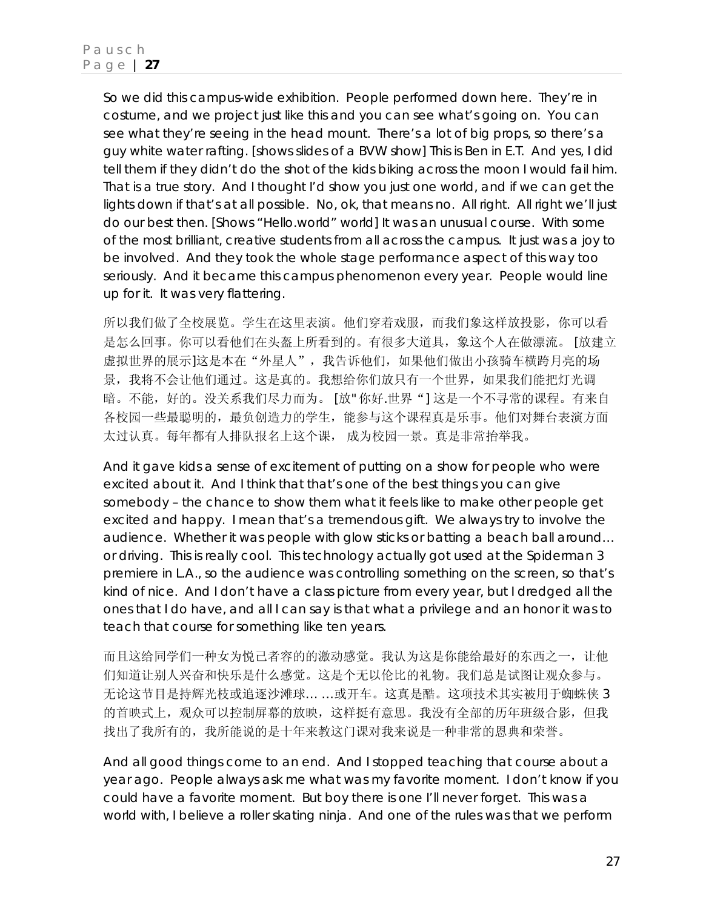So we did this campus-wide exhibition. People performed down here. They're in costume, and we project just like this and you can see what's going on. You can see what they're seeing in the head mount. There's a lot of big props, so there's a guy white water rafting. [shows slides of a BVW show] This is Ben in E.T. And yes, I did tell them if they didn't do the shot of the kids biking across the moon I would fail him. That is a true story. And I thought I'd show you just one world, and if we can get the lights down if that's at all possible. No, ok, that means no. All right. All right we'll just do our best then. [Shows "Hello.world" world] It was an unusual course. With some of the most brilliant, creative students from all across the campus. It just was a joy to be involved. And they took the whole stage performance aspect of this way too seriously. And it became this campus phenomenon every year. People would line up for it. It was very flattering.

所以我们做了全校展览。学生在这里表演。他们穿着戏服，而我们象这样放投影，你可以看是怎么回事。你可以看他们在头盔上所看到的。有很多大道具，象这个人在做漂流。 [放建立虚拟世界的展示]这是本在“外星人”， 我告诉他们，如果他们做出小孩骑车横跨月亮的场景，我将不会让他们通过。这是真的。我想给你们放只有一个世界，如果我们能把灯光调暗。不能，好的。没关系我们尽力而为。 [放"你好.世界“] 这是一个不寻常的课程。有来自各校园一些最聪明的，最负创造力的学生，能参与这个课程真是乐事。他们对舞台表演方面太过认真。每年都有人排队报名上这个课， 成为校园一景。真是非常抬举我。

And it gave kids a sense of excitement of putting on a show for people who were excited about it. And I think that that's one of the best things you can give somebody – the chance to show them what it feels like to make other people get excited and happy. I mean that's a tremendous gift. We always try to involve the audience. Whether it was people with glow sticks or batting a beach ball around… or driving. This is really cool. This technology actually got used at the Spiderman 3 premiere in L.A., so the audience was controlling something on the screen, so that's kind of nice. And I don't have a class picture from every year, but I dredged all the ones that I do have, and all I can say is that what a privilege and an honor it was to teach that course for something like ten years.

而且这给同学们一种女为悦己者容的的激动感觉。我认为这是你能给最好的东西之一，让他们知道让别人兴奋和快乐是什么感觉。这是个无以伦比的礼物。我们总是试图让观众参与。无论这节目是持辉光枝或追逐沙滩球… …或开车。这真是酷。这项技术其实被用于蜘蛛侠 3 的首映式上，观众可以控制屏幕的放映，这样挺有意思。我没有全部的历年班级合影，但我找出了我所有的，我所能说的是十年来教这门课对我来说是一种非常的恩典和荣誉。

And all good things come to an end. And I stopped teaching that course about a year ago. People always ask me what was my favorite moment. I don't know if you could have a favorite moment. But boy there is one I'll never forget. This was a world with, I believe a roller skating ninja. And one of the rules was that we perform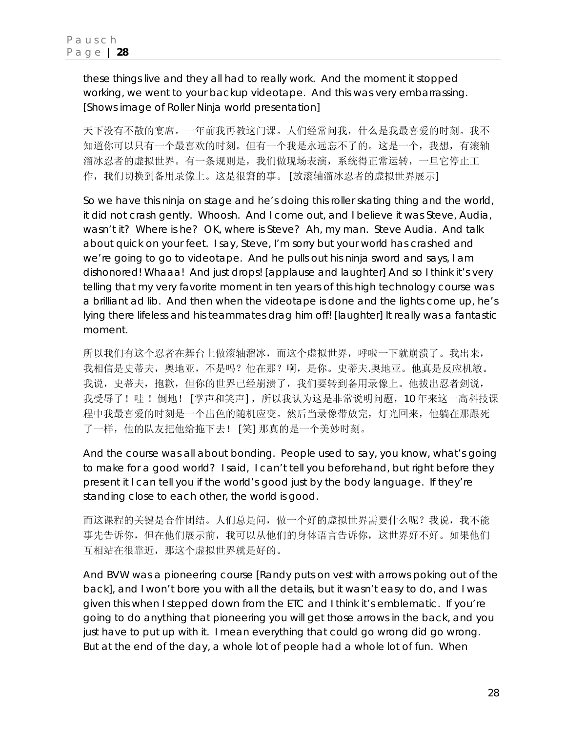these things live and they all had to really work. And the moment it stopped working, we went to your backup videotape. And this was very embarrassing. [Shows image of Roller Ninja world presentation]

天下没有不散的宴席。一年前我再教这门课。人们经常问我，什么是我最喜爱的时刻。我不知道你可以只有一个最喜欢的时刻。但有一个我是永远忘不了的。这是一个，我想，有滚轴溜冰忍者的虚拟世界。有一条规则是，我们做现场表演，系统得正常运转，一旦它停止工作，我们切换到备用录像上。这是很窘的事。 [放滚轴溜冰忍者的虚拟世界展示]

So we have this ninja on stage and he's doing this roller skating thing and the world, it did not crash gently. Whoosh. And I come out, and I believe it was Steve, Audia, wasn't it? Where is he? OK, where is Steve? Ah, my man. Steve Audia. And talk about quick on your feet. I say, Steve, I'm sorry but your world has crashed and we're going to go to videotape. And he pulls out his ninja sword and says, I am dishonored! Whaaa! And just drops! [applause and laughter] And so I think it's very telling that my very favorite moment in ten years of this high technology course was a brilliant ad lib. And then when the videotape is done and the lights come up, he's lying there lifeless and his teammates drag him off! [laughter] It really was a fantastic moment.

所以我们有这个忍者在舞台上做滚轴溜冰，而这个虚拟世界，呼啦一下就崩溃了。我出来，我相信是史蒂夫，奥地亚，不是吗？他在那？啊，是你。史蒂夫.奥地亚。他真是反应机敏。我说，史蒂夫，抱歉，但你的世界已经崩溃了，我们要转到备用录像上。他拔出忍者剑说，我受辱了！哇！倒地！ [掌声和笑声]，所以我认为这是非常说明问题，10 年来这一高科技课程中我最喜爱的时刻是一个出色的随机应变。然后当录像带放完，灯光回来，他躺在那跟死了一样，他的队友把他给拖下去！ [笑] 那真的是一个美妙时刻。

And the course was all about bonding. People used to say, you know, what's going to make for a good world? I said, I can't tell you beforehand, but right before they present it I can tell you if the world's good just by the body language. If they're standing close to each other, the world is good.

而这课程的关键是合作团结。人们总是问，做一个好的虚拟世界需要什么呢？我说，我不能事先告诉你，但在他们展示前，我可以从他们的身体语言告诉你，这世界好不好。如果他们互相站在很靠近，那这个虚拟世界就是好的。

And BVW was a pioneering course [Randy puts on vest with arrows poking out of the back], and I won't bore you with all the details, but it wasn't easy to do, and I was given this when I stepped down from the ETC and I think it's emblematic. If you're going to do anything that pioneering you will get those arrows in the back, and you just have to put up with it. I mean everything that could go wrong did go wrong. But at the end of the day, a whole lot of people had a whole lot of fun. When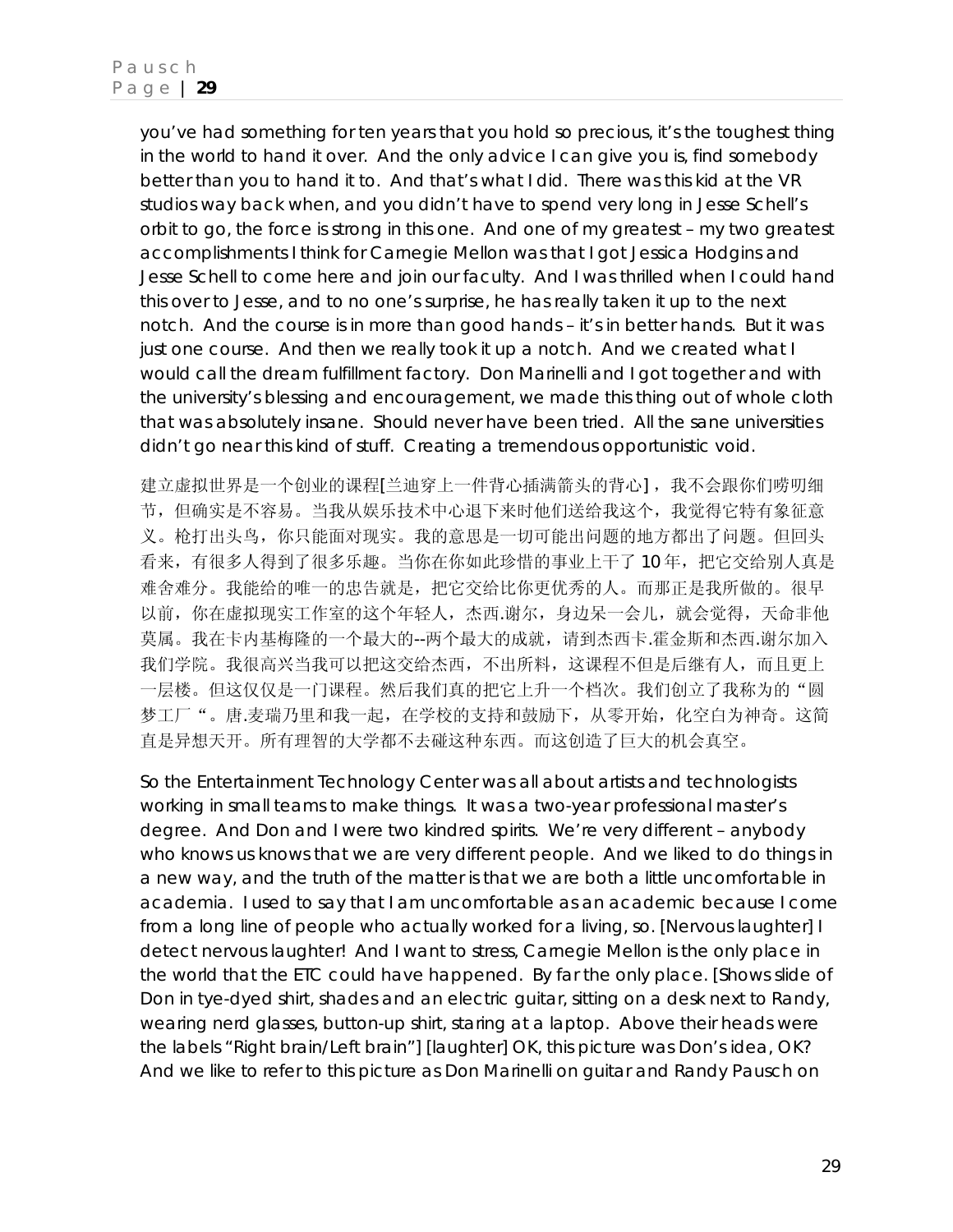you've had something for ten years that you hold so precious, it's the toughest thing in the world to hand it over. And the only advice I can give you is, find somebody better than you to hand it to. And that's what I did. There was this kid at the VR studios way back when, and you didn't have to spend very long in Jesse Schell's orbit to go, the force is strong in this one. And one of my greatest – my two greatest accomplishments I think for Carnegie Mellon was that I got Jessica Hodgins and Jesse Schell to come here and join our faculty. And I was thrilled when I could hand this over to Jesse, and to no one's surprise, he has really taken it up to the next notch. And the course is in more than good hands – it's in better hands. But it was just one course. And then we really took it up a notch. And we created what I would call the dream fulfillment factory. Don Marinelli and I got together and with the university's blessing and encouragement, we made this thing out of whole cloth that was absolutely insane. Should never have been tried. All the sane universities didn't go near this kind of stuff. Creating a tremendous opportunistic void.

建立虚拟世界是一个创业的课程[兰迪穿上一件背心插满箭头的背心]，我不会跟你们唠叨细节，但确实是不容易。当我从娱乐技术中心退下来时他们送给我这个，我觉得它特有象征意义。枪打出头鸟，你只能面对现实。我的意思是一切可能出问题的地方都出了问题。但回头看来，有很多人得到了很多乐趣。当你在你如此珍惜的事业上干了 10 年，把它交给别人真是难舍难分。我能给的唯一的忠告就是，把它交给比你更优秀的人。而那正是我所做的。很早以前，你在虚拟现实工作室的这个年轻人，杰西.谢尔，身边呆一会儿，就会觉得，天命非他莫属。我在卡内基梅隆的一个最大的--两个最大的成就，请到杰西卡.霍金斯和杰西.谢尔加入我们学院。我很高兴当我可以把这交给杰西，不出所料，这课程不但是后继有人，而且更上一层楼。但这仅仅是一门课程。然后我们真的把它上升一个档次。我们创立了我称为的"圆梦工厂"。唐.麦瑞乃里和我一起，在学校的支持和鼓励下，从零开始，化空白为神奇。这简直是异想天开。所有理智的大学都不去碰这种东西。而这创造了巨大的机会真空。

So the Entertainment Technology Center was all about artists and technologists working in small teams to make things. It was a two-year professional master's degree. And Don and I were two kindred spirits. We're very different – anybody who knows us knows that we are very different people. And we liked to do things in a new way, and the truth of the matter is that we are both a little uncomfortable in academia. I used to say that I am uncomfortable as an academic because I come from a long line of people who actually worked for a living, so. [Nervous laughter] I detect nervous laughter! And I want to stress, Carnegie Mellon is the only place in the world that the ETC could have happened. By far the only place. [Shows slide of Don in tye-dyed shirt, shades and an electric guitar, sitting on a desk next to Randy, wearing nerd glasses, button-up shirt, staring at a laptop. Above their heads were the labels "Right brain/Left brain"] [laughter] OK, this picture was Don's idea, OK? And we like to refer to this picture as Don Marinelli on guitar and Randy Pausch on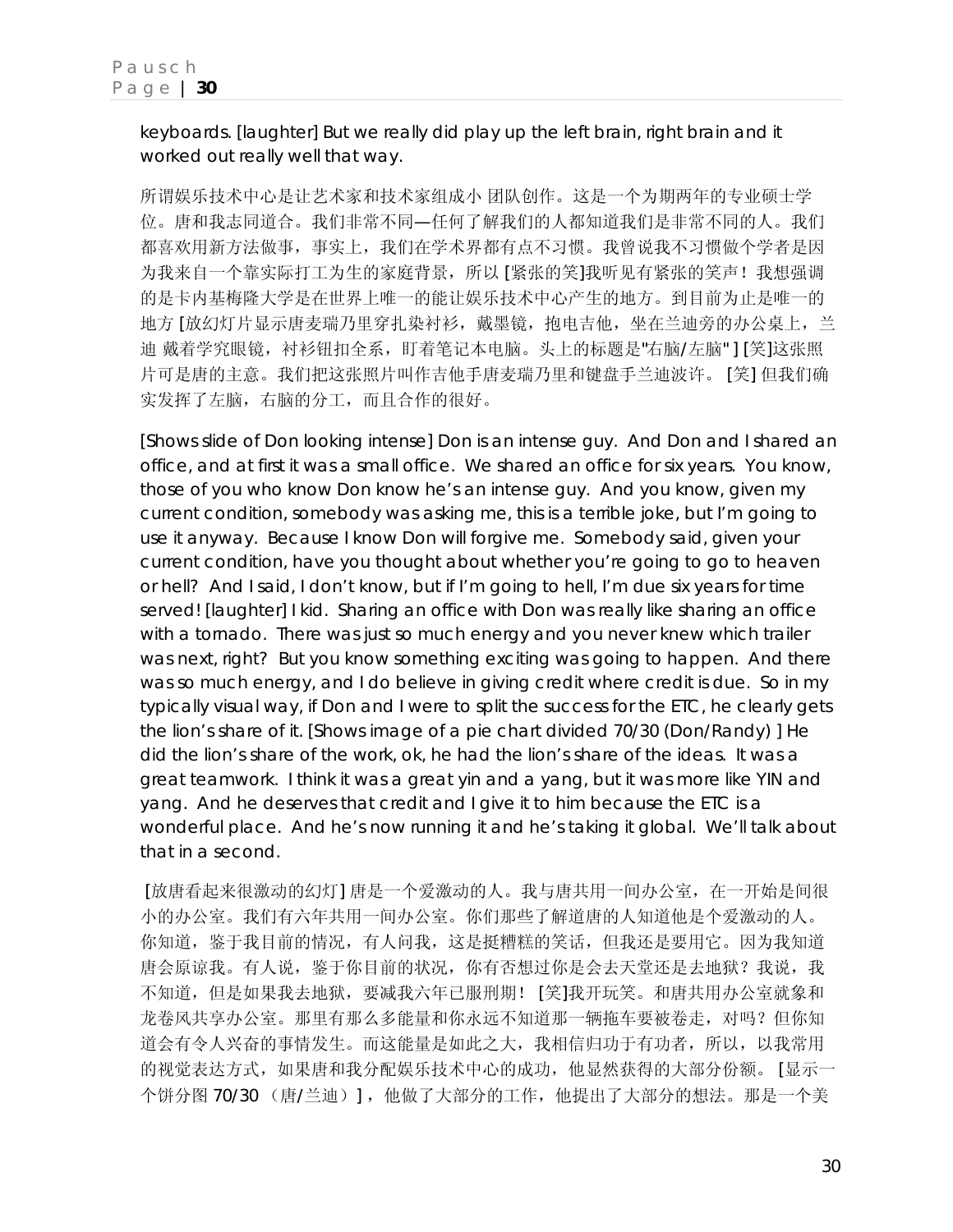keyboards. [laughter] But we really did play up the left brain, right brain and it worked out really well that way.

所谓娱乐技术中心是让艺术家和技术家组成小 团队创作。这是一个为期两年的专业硕士学位。唐和我志同道合。我们非常不同—任何了解我们的人都知道我们是非常不同的人。我们都喜欢用新方法做事，事实上，我们在学术界都有点不习惯。我曾说我不习惯做个学者是因为我来自一个靠实际打工为生的家庭背景，所以 [紧张的笑]我听见有紧张的笑声！我想强调的是卡内基梅隆大学是在世界上唯一的能让娱乐技术中心产生的地方。到目前为止是唯一的地方 [放幻灯片显示唐麦瑞乃里穿扎染衬衫，戴墨镜，抱电吉他，坐在兰迪旁的办公桌上，兰迪 戴着学究眼镜，衬衫钮扣全系，盯着笔记本电脑。头上的标题是"右脑/左脑" ] [笑]这张照片可是唐的主意。我们把这张照片叫作吉他手唐麦瑞乃里和键盘手兰迪波许。 [笑] 但我们确实发挥了左脑，右脑的分工，而且合作的很好。

[Shows slide of Don looking intense] Don is an intense guy. And Don and I shared an office, and at first it was a small office. We shared an office for six years. You know, those of you who know Don know he's an intense guy. And you know, given my current condition, somebody was asking me, this is a terrible joke, but I'm going to use it anyway. Because I know Don will forgive me. Somebody said, given your current condition, have you thought about whether you're going to go to heaven or hell? And I said, I don't know, but if I'm going to hell, I'm due six years for time served! [laughter] I kid. Sharing an office with Don was really like sharing an office with a tornado. There was just so much energy and you never knew which trailer was next, right? But you know something exciting was going to happen. And there was so much energy, and I do believe in giving credit where credit is due. So in my typically visual way, if Don and I were to split the success for the ETC, he clearly gets the lion's share of it. [Shows image of a pie chart divided 70/30 (Don/Randy) ] He did the lion's share of the work, ok, he had the lion's share of the ideas. It was a great teamwork. I think it was a great yin and a yang, but it was more like YIN and yang. And he deserves that credit and I give it to him because the ETC is a wonderful place. And he's now running it and he's taking it global. We'll talk about that in a second.

[放唐看起来很激动的幻灯] 唐是一个爱激动的人。我与唐共用一间办公室，在一开始是间很小的办公室。我们有六年共用一间办公室。你们那些了解道唐的人知道他是个爱激动的人。你知道，鉴于我目前的情况，有人问我，这是挺糟糕的笑话，但我还是要用它。因为我知道唐会原谅我。有人说，鉴于你目前的状况，你有否想过你是会去天堂还是去地狱？我说，我不知道，但是如果我去地狱，要减我六年已服刑期！ [笑]我开玩笑。和唐共用办公室就象和龙卷风共享办公室。那里有那么多能量和你永远不知道那一辆拖车要被卷走，对吗？但你知道会有令人兴奋的事情发生。而这能量是如此之大，我相信归功于有功者，所以，以我常用的视觉表达方式，如果唐和我分配娱乐技术中心的成功，他显然获得的大部分份额。 [显示一个饼分图 70/30 （唐/兰迪）]，他做了大部分的工作，他提出了大部分的想法。那是一个美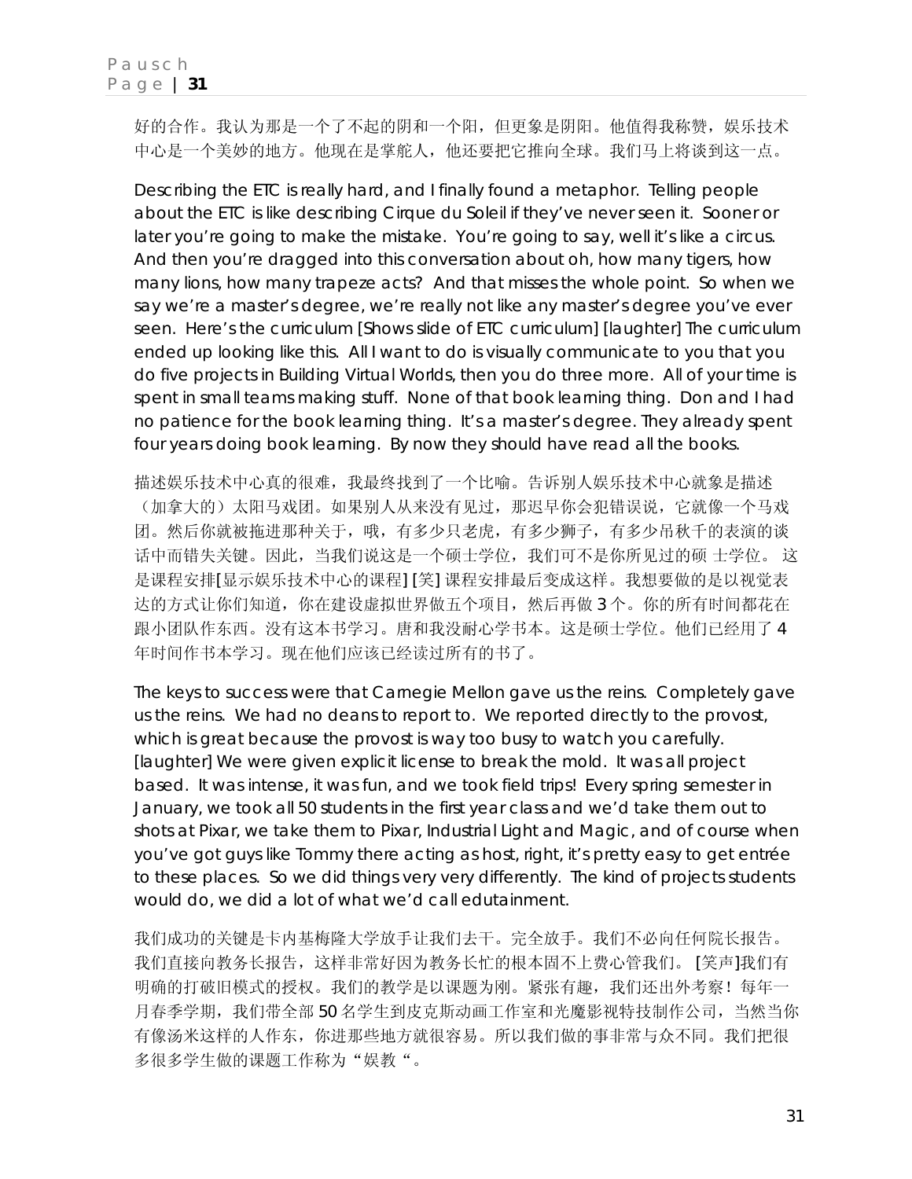好的合作。我认为那是一个了不起的阴和一个阳，但更象是阴阳。他值得我称赞，娱乐技术中心是一个美妙的地方。他现在是掌舵人，他还要把它推向全球。我们马上将谈到这一点。

Describing the ETC is really hard, and I finally found a metaphor. Telling people about the ETC is like describing Cirque du Soleil if they've never seen it. Sooner or later you're going to make the mistake. You're going to say, well it's like a circus. And then you're dragged into this conversation about oh, how many tigers, how many lions, how many trapeze acts? And that misses the whole point. So when we say we're a master's degree, we're really not like any master's degree you've ever seen. Here's the curriculum [Shows slide of ETC curriculum] [laughter] The curriculum ended up looking like this. All I want to do is visually communicate to you that you do five projects in Building Virtual Worlds, then you do three more. All of your time is spent in small teams making stuff. None of that book learning thing. Don and I had no patience for the book learning thing. It's a master's degree. They already spent four years doing book learning. By now they should have read all the books.

描述娱乐技术中心真的很难，我最终找到了一个比喻。告诉别人娱乐技术中心就象是描述（加拿大的）太阳马戏团。如果别人从来没有见过，那迟早你会犯错误说，它就像一个马戏团。然后你就被拖进那种关于，哦，有多少只老虎，有多少狮子，有多少吊秋千的表演的谈话中而错失关键。因此，当我们说这是一个硕士学位，我们可不是你所见过的硕 士学位。 这是课程安排[显示娱乐技术中心的课程] [笑] 课程安排最后变成这样。我想要做的是以视觉表达的方式让你们知道，你在建设虚拟世界做五个项目，然后再做 3 个。你的所有时间都花在跟小团队作东西。没有这本书学习。唐和我没耐心学书本。这是硕士学位。他们已经用了 4 年时间作书本学习。现在他们应该已经读过所有的书了。

The keys to success were that Carnegie Mellon gave us the reins. Completely gave us the reins. We had no deans to report to. We reported directly to the provost, which is great because the provost is way too busy to watch you carefully. [laughter] We were given explicit license to break the mold. It was all project based. It was intense, it was fun, and we took field trips! Every spring semester in January, we took all 50 students in the first year class and we'd take them out to shots at Pixar, we take them to Pixar, Industrial Light and Magic, and of course when you've got guys like Tommy there acting as host, right, it's pretty easy to get entrée to these places. So we did things very very differently. The kind of projects students would do, we did a lot of what we'd call edutainment.

我们成功的关键是卡内基梅隆大学放手让我们去干。完全放手。我们不必向任何院长报告。我们直接向教务长报告，这样非常好因为教务长忙的根本固不上费心管我们。 [笑声]我们有明确的打破旧模式的授权。我们的教学是以课题为刚。紧张有趣，我们还出外考察！每年一月春季学期，我们带全部 50 名学生到皮克斯动画工作室和光魔影视特技制作公司，当然当你有像汤米这样的人作东，你进那些地方就很容易。所以我们做的事非常与众不同。我们把很多很多学生做的课题工作称为“娱教“。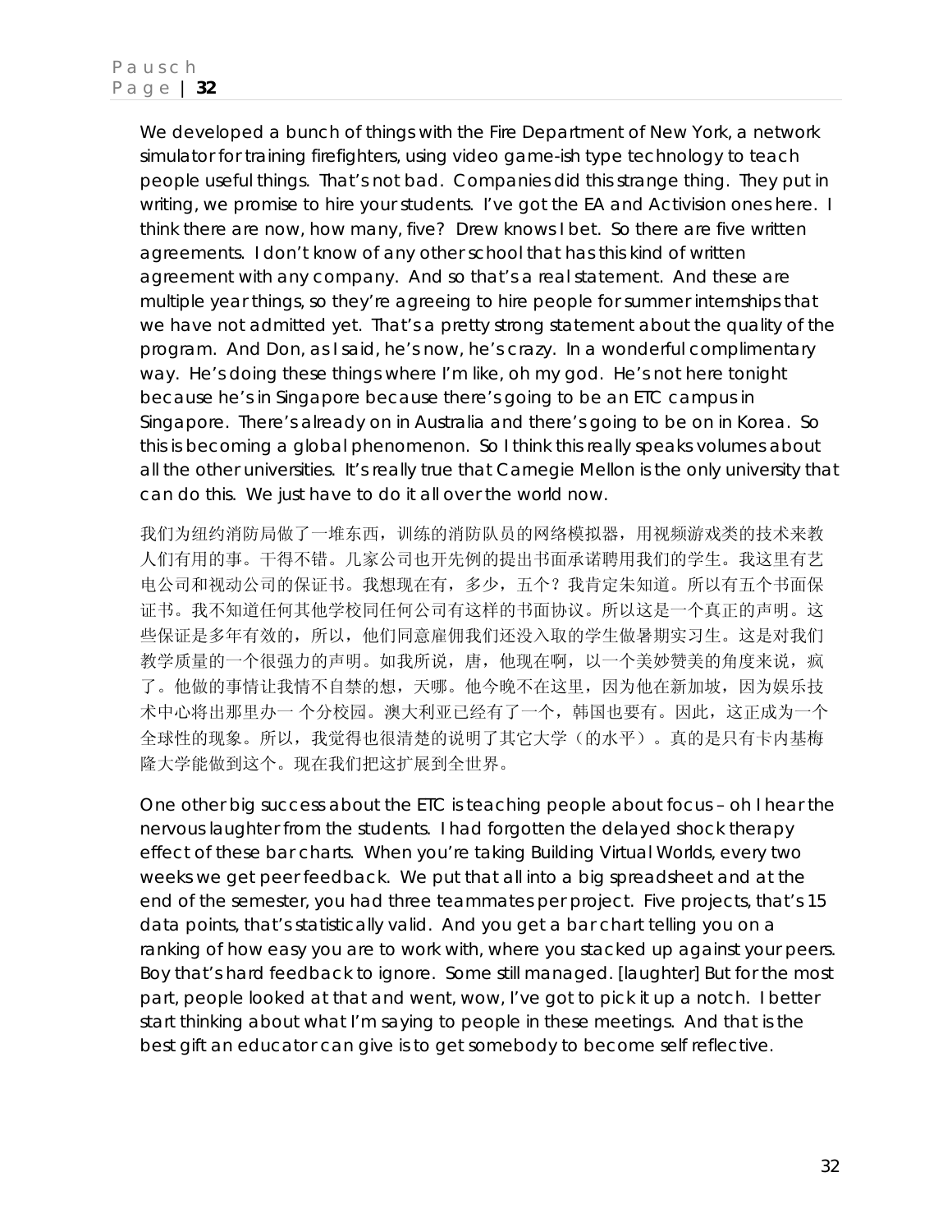We developed a bunch of things with the Fire Department of New York, a network simulator for training firefighters, using video game-ish type technology to teach people useful things. That's not bad. Companies did this strange thing. They put in writing, we promise to hire your students. I've got the EA and Activision ones here. I think there are now, how many, five? Drew knows I bet. So there are five written agreements. I don't know of any other school that has this kind of written agreement with any company. And so that's a real statement. And these are multiple year things, so they're agreeing to hire people for summer internships that we have not admitted yet. That's a pretty strong statement about the quality of the program. And Don, as I said, he's now, he's crazy. In a wonderful complimentary way. He's doing these things where I'm like, oh my god. He's not here tonight because he's in Singapore because there's going to be an ETC campus in Singapore. There's already on in Australia and there's going to be on in Korea. So this is becoming a global phenomenon. So I think this really speaks volumes about all the other universities. It's really true that Carnegie Mellon is the only university that can do this. We just have to do it all over the world now.

我们为纽约消防局做了一堆东西，训练的消防队员的网络模拟器，用视频游戏类的技术来教人们有用的事。干得不错。几家公司也开先例的提出书面承诺聘用我们的学生。我这里有艺电公司和视动公司的保证书。我想现在有，多少，五个？我肯定朱知道。所以有五个书面保证书。我不知道任何其他学校同任何公司有这样的书面协议。所以这是一个真正的声明。这些保证是多年有效的，所以，他们同意雇佣我们还没入取的学生做暑期实习生。这是对我们教学质量的一个很强力的声明。如我所说，唐，他现在啊，以一个美妙赞美的角度来说，疯了。他做的事情让我情不自禁的想，天哪。他今晚不在这里，因为他在新加坡，因为娱乐技术中心将出那里办一 个分校园。澳大利亚已经有了一个，韩国也要有。因此，这正成为一个全球性的现象。所以，我觉得也很清楚的说明了其它大学（的水平）。真的是只有卡内基梅隆大学能做到这个。现在我们把这扩展到全世界。

One other big success about the ETC is teaching people about focus – oh I hear the nervous laughter from the students. I had forgotten the delayed shock therapy effect of these bar charts. When you're taking Building Virtual Worlds, every two weeks we get peer feedback. We put that all into a big spreadsheet and at the end of the semester, you had three teammates per project. Five projects, that's 15 data points, that's statistically valid. And you get a bar chart telling you on a ranking of how easy you are to work with, where you stacked up against your peers. Boy that's hard feedback to ignore. Some still managed. [laughter] But for the most part, people looked at that and went, wow, I've got to pick it up a notch. I better start thinking about what I'm saying to people in these meetings. And that is the best gift an educator can give is to get somebody to become self reflective.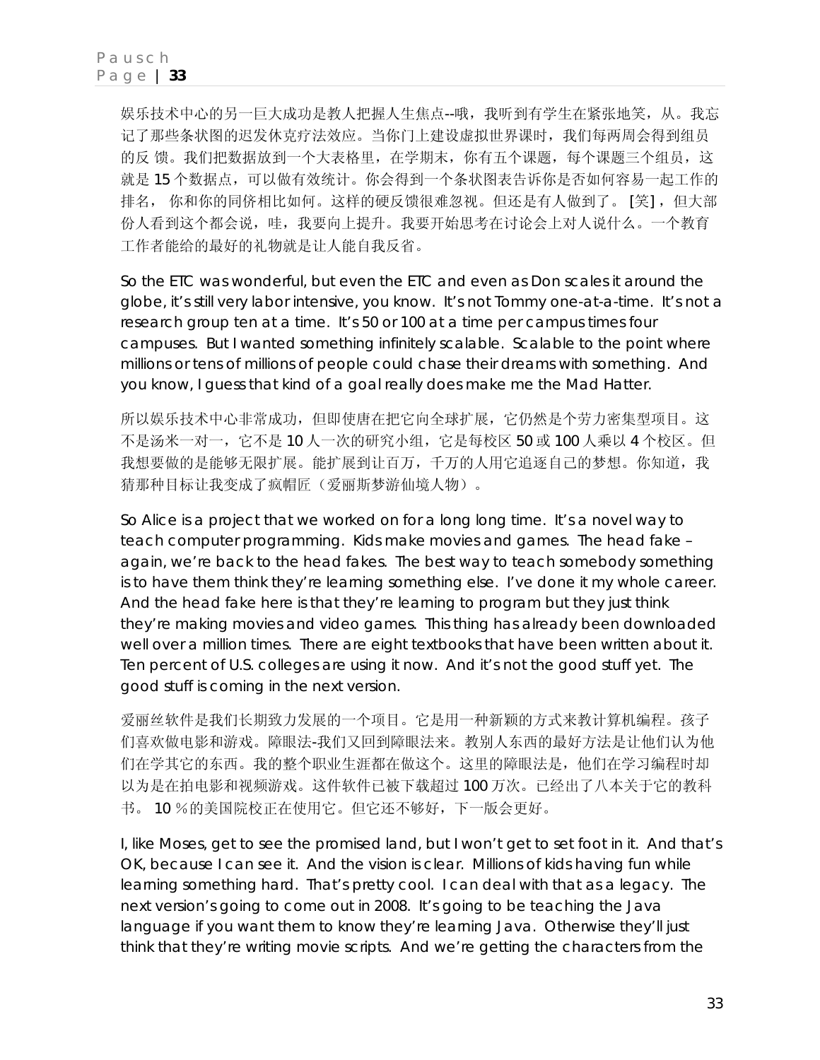娱乐技术中心的另一巨大成功是教人把握人生焦点--哦，我听到有学生在紧张地笑，从。我忘记了那些条状图的迟发休克疗法效应。当你门上建设虚拟世界课时，我们每两周会得到组员的反 馈。我们把数据放到一个大表格里，在学期末，你有五个课题，每个课题三个组员，这就是 15 个数据点，可以做有效统计。你会得到一个条状图表告诉你是否如何容易一起工作的排名， 你和你的同侪相比如何。这样的硬反馈很难忽视。但还是有人做到了。 [笑]，但大部份人看到这个都会说，哇，我要向上提升。我要开始思考在讨论会上对人说什么。一个教育工作者能给的最好的礼物就是让人能自我反省。

So the ETC was wonderful, but even the ETC and even as Don scales it around the globe, it's still very labor intensive, you know. It's not Tommy one-at-a-time. It's not a research group ten at a time. It's 50 or 100 at a time per campus times four campuses. But I wanted something infinitely scalable. Scalable to the point where millions or tens of millions of people could chase their dreams with something. And you know, I guess that kind of a goal really does make me the Mad Hatter.

所以娱乐技术中心非常成功，但即使唐在把它向全球扩展，它仍然是个劳力密集型项目。这不是汤米一对一，它不是 10 人一次的研究小组，它是每校区 50 或 100 人乘以 4 个校区。但我想要做的是能够无限扩展。能扩展到让百万，千万的人用它追逐自己的梦想。你知道，我猜那种目标让我变成了疯帽匠（爱丽斯梦游仙境人物）。

So Alice is a project that we worked on for a long long time. It's a novel way to teach computer programming. Kids make movies and games. The head fake – again, we're back to the head fakes. The best way to teach somebody something is to have them think they're learning something else. I've done it my whole career. And the head fake here is that they're learning to program but they just think they're making movies and video games. This thing has already been downloaded well over a million times. There are eight textbooks that have been written about it. Ten percent of U.S. colleges are using it now. And it's not the good stuff yet. The good stuff is coming in the next version.

爱丽丝软件是我们长期致力发展的一个项目。它是用一种新颖的方式来教计算机编程。孩子们喜欢做电影和游戏。障眼法-我们又回到障眼法来。教别人东西的最好方法是让他们认为他们在学其它的东西。我的整个职业生涯都在做这个。这里的障眼法是，他们在学习编程时却以为是在拍电影和视频游戏。这件软件已被下载超过 100 万次。已经出了八本关于它的教科书。 10 %的美国院校正在使用它。但它还不够好，下一版会更好。

I, like Moses, get to see the promised land, but I won't get to set foot in it. And that's OK, because I can see it. And the vision is clear. Millions of kids having fun while learning something hard. That's pretty cool. I can deal with that as a legacy. The next version's going to come out in 2008. It's going to be teaching the Java language if you want them to know they're learning Java. Otherwise they'll just think that they're writing movie scripts. And we're getting the characters from the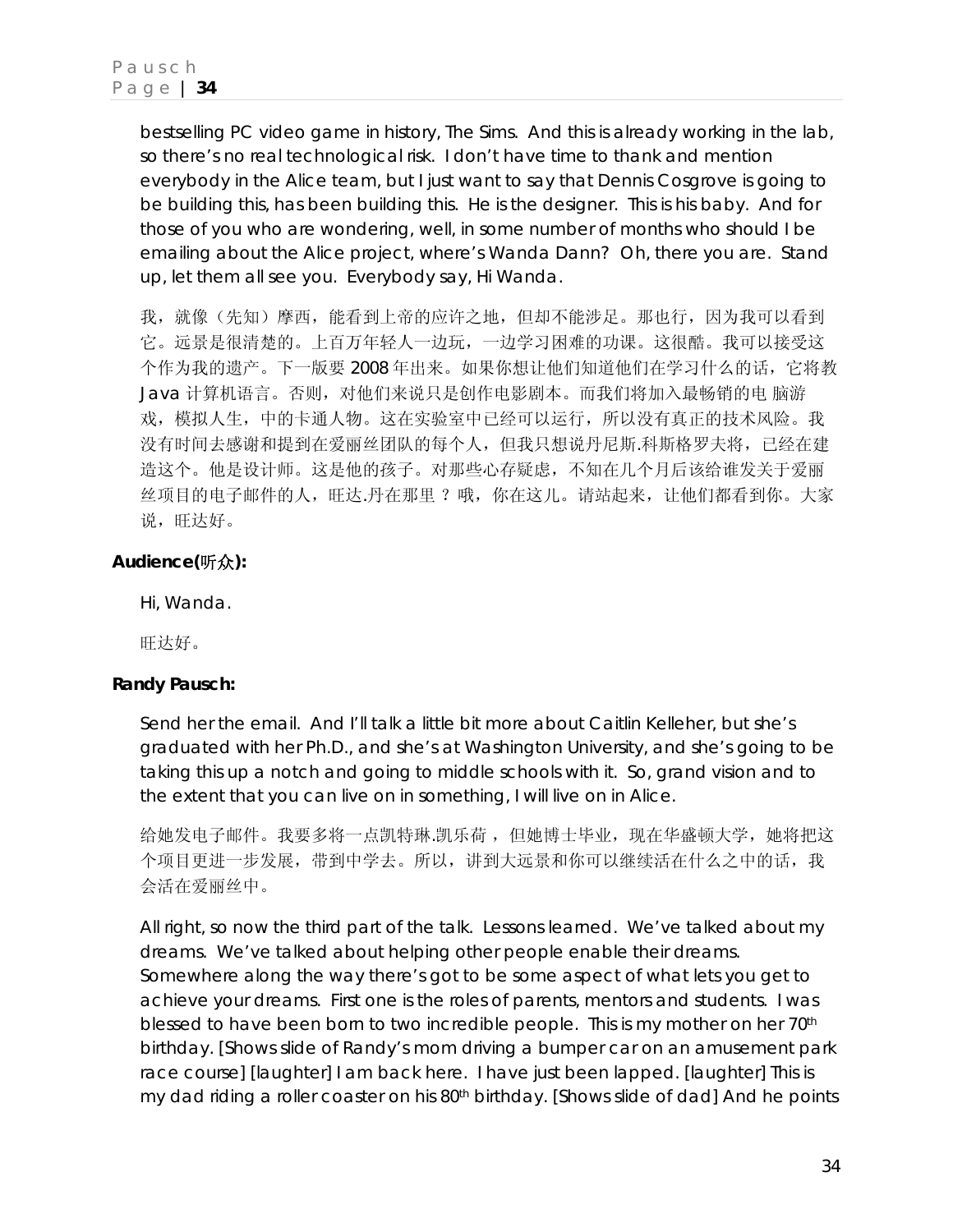bestselling PC video game in history, The Sims. And this is already working in the lab, so there's no real technological risk. I don't have time to thank and mention everybody in the Alice team, but I just want to say that Dennis Cosgrove is going to be building this, has been building this. He is the designer. This is his baby. And for those of you who are wondering, well, in some number of months who should I be emailing about the Alice project, where's Wanda Dann? Oh, there you are. Stand up, let them all see you. Everybody say, Hi Wanda.

我，就像（先知）摩西，能看到上帝的应许之地，但却不能涉足。那也行，因为我可以看到它。远景是很清楚的。上百万年轻人一边玩，一边学习困难的功课。这很酷。我可以接受这个作为我的遗产。下一版要 2008 年出来。如果你想让他们知道他们在学习什么的话，它将教 Java 计算机语言。否则，对他们来说只是创作电影剧本。而我们将加入最畅销的电 脑游戏，模拟人生，中的卡通人物。这在实验室中已经可以运行，所以没有真正的技术风险。我没有时间去感谢和提到在爱丽丝团队的每个人，但我只想说丹尼斯.科斯格罗夫将，已经在建造这个。他是设计师。这是他的孩子。对那些心存疑虑，不知在几个月后该给谁发关于爱丽丝项目的电子邮件的人，旺达.丹在那里 ？ 哦，你在这儿。请站起来，让他们都看到你。大家说，旺达好。

**Audience(听众):**

Hi, Wanda.

旺达好。

**Randy Pausch:**

Send her the email. And I'll talk a little bit more about Caitlin Kelleher, but she's graduated with her Ph.D., and she's at Washington University, and she's going to be taking this up a notch and going to middle schools with it. So, grand vision and to the extent that you can live on in something, I will live on in Alice.

给她发电子邮件。我要多将一点凯特琳.凯乐荷 ，但她博士毕业，现在华盛顿大学，她将把这个项目更进一步发展，带到中学去。所以，讲到大远景和你可以继续活在什么之中的话，我会活在爱丽丝中。

All right, so now the third part of the talk. Lessons learned. We've talked about my dreams. We've talked about helping other people enable their dreams. Somewhere along the way there's got to be some aspect of what lets you get to achieve your dreams. First one is the roles of parents, mentors and students. I was blessed to have been born to two incredible people. This is my mother on her 70th birthday. [Shows slide of Randy's mom driving a bumper car on an amusement park race course] [laughter] I am back here. I have just been lapped. [laughter] This is my dad riding a roller coaster on his 80th birthday. [Shows slide of dad] And he points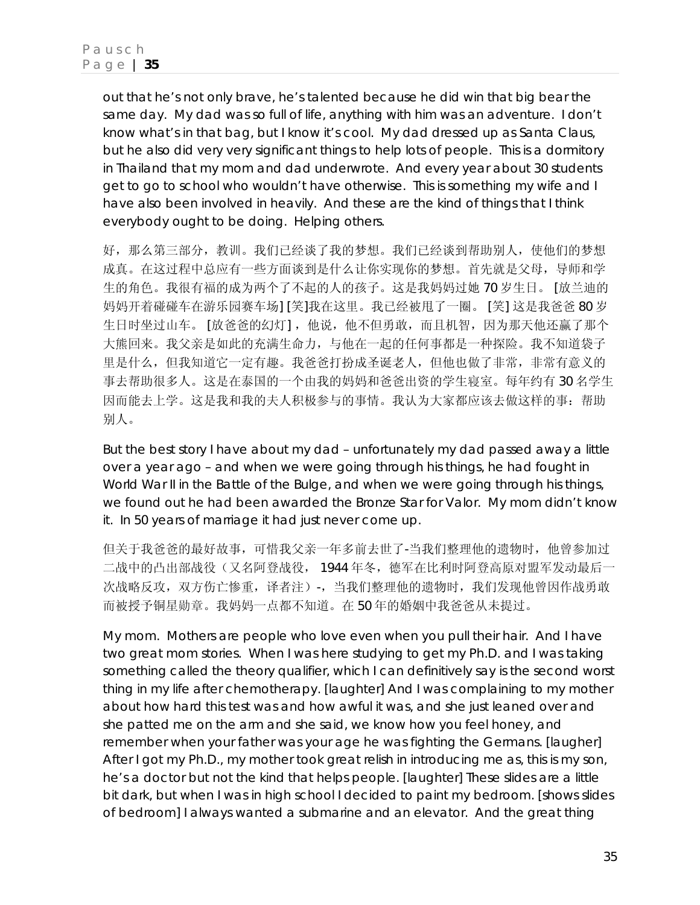out that he's not only brave, he's talented because he did win that big bear the same day. My dad was so full of life, anything with him was an adventure. I don't know what's in that bag, but I know it's cool. My dad dressed up as Santa Claus, but he also did very very significant things to help lots of people. This is a dormitory in Thailand that my mom and dad underwrote. And every year about 30 students get to go to school who wouldn't have otherwise. This is something my wife and I have also been involved in heavily. And these are the kind of things that I think everybody ought to be doing. Helping others.

好，那么第三部分，教训。我们已经谈了我的梦想。我们已经谈到帮助别人，使他们的梦想成真。在这过程中总应有一些方面谈到是什么让你实现你的梦想。首先就是父母，导师和学生的角色。我很有福的成为两个了不起的人的孩子。这是我妈妈过她 70 岁生日。 [放兰迪的妈妈开着碰碰车在游乐园赛车场] [笑]我在这里。我已经被甩了一圈。 [笑] 这是我爸爸 80 岁生日时坐过山车。 [放爸爸的幻灯] ，他说，他不但勇敢，而且机智，因为那天他还赢了那个大熊回来。我父亲是如此的充满生命力，与他在一起的任何事都是一种探险。我不知道袋子里是什么，但我知道它一定有趣。我爸爸打扮成圣诞老人，但他也做了非常，非常有意义的事去帮助很多人。这是在泰国的一个由我的妈妈和爸爸出资的学生寝室。每年约有 30 名学生因而能去上学。这是我和我的夫人积极参与的事情。我认为大家都应该去做这样的事：帮助别人。

But the best story I have about my dad – unfortunately my dad passed away a little over a year ago – and when we were going through his things, he had fought in World War II in the Battle of the Bulge, and when we were going through his things, we found out he had been awarded the Bronze Star for Valor. My mom didn't know it. In 50 years of marriage it had just never come up.

但关于我爸爸的最好故事，可惜我父亲一年多前去世了-当我们整理他的遗物时，他曾参加过二战中的凸出部战役（又名阿登战役， 1944 年冬，德军在比利时阿登高原对盟军发动最后一次战略反攻，双方伤亡惨重，译者注）-，当我们整理他的遗物时，我们发现他曾因作战勇敢而被授予铜星勋章。我妈妈一点都不知道。在 50 年的婚姻中我爸爸从未提过。

My mom. Mothers are people who love even when you pull their hair. And I have two great mom stories. When I was here studying to get my Ph.D. and I was taking something called the theory qualifier, which I can definitively say is the second worst thing in my life after chemotherapy. [laughter] And I was complaining to my mother about how hard this test was and how awful it was, and she just leaned over and she patted me on the arm and she said, we know how you feel honey, and remember when your father was your age he was fighting the Germans. [laugher] After I got my Ph.D., my mother took great relish in introducing me as, this is my son, he's a doctor but not the kind that helps people. [laughter] These slides are a little bit dark, but when I was in high school I decided to paint my bedroom. [shows slides of bedroom] I always wanted a submarine and an elevator. And the great thing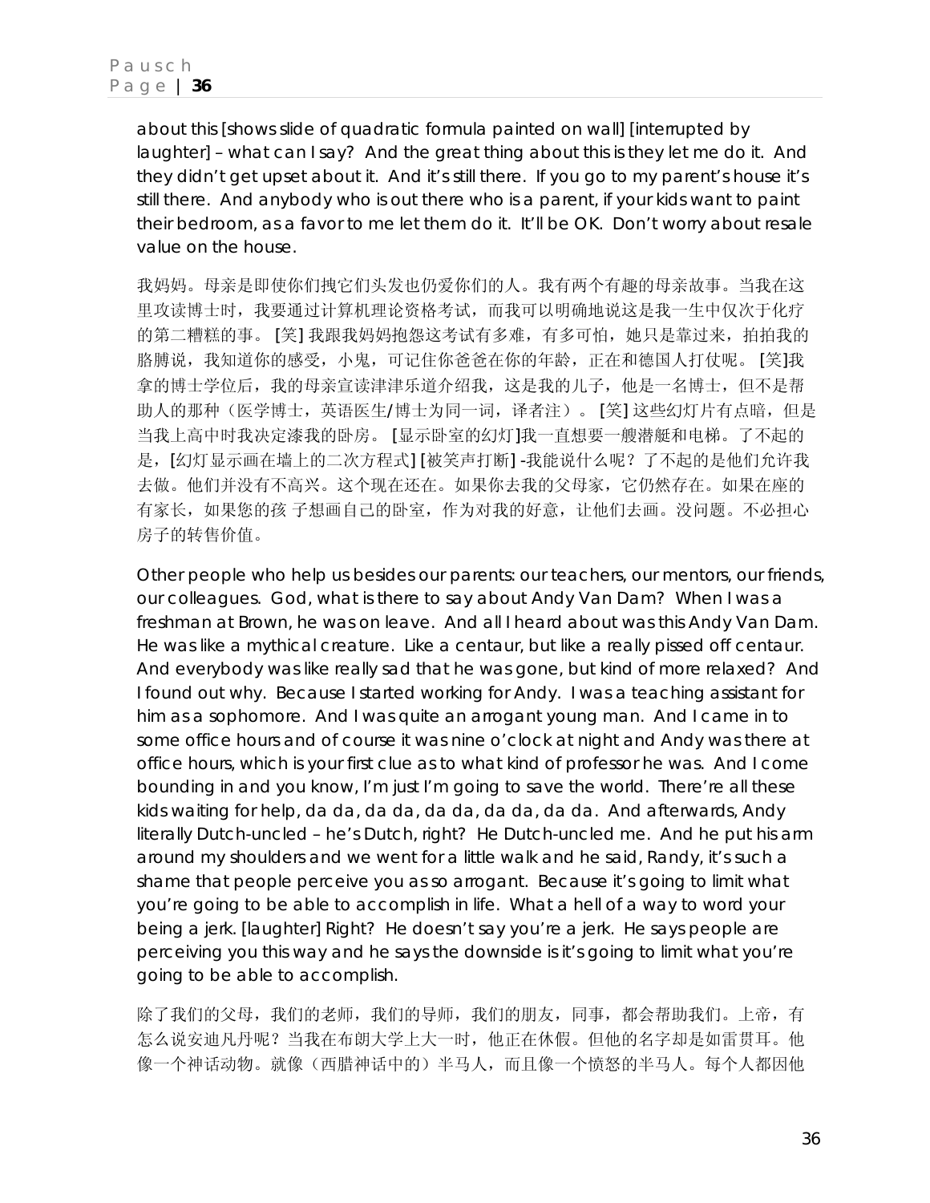about this [shows slide of quadratic formula painted on wall] [interrupted by laughter] – what can I say? And the great thing about this is they let me do it. And they didn't get upset about it. And it's still there. If you go to my parent's house it's still there. And anybody who is out there who is a parent, if your kids want to paint their bedroom, as a favor to me let them do it. It'll be OK. Don't worry about resale value on the house.

我妈妈。母亲是即使你们拽它们头发也仍爱你们的人。我有两个有趣的母亲故事。当我在这里攻读博士时，我要通过计算机理论资格考试，而我可以明确地说这是我一生中仅次于化疗的第二糟糕的事。 [笑] 我跟我妈妈抱怨这考试有多难，有多可怕，她只是靠过来，拍拍我的胳膊说，我知道你的感受，小鬼，可记住你爸爸在你的年龄，正在和德国人打仗呢。 [笑]我拿的博士学位后，我的母亲宣读津津乐道介绍我，这是我的儿子，他是一名博士，但不是帮助人的那种（医学博士，英语医生/博士为同一词，译者注）。 [笑] 这些幻灯片有点暗，但是当我上高中时我决定漆我的卧房。 [显示卧室的幻灯]我一直想要一艘潜艇和电梯。了不起的是，[幻灯显示画在墙上的二次方程式] [被笑声打断] -我能说什么呢？了不起的是他们允许我去做。他们并没有不高兴。这个现在还在。如果你去我的父母家，它仍然存在。如果在座的有家长，如果您的孩 子想画自己的卧室，作为对我的好意，让他们去画。没问题。不必担心房子的转售价值。

Other people who help us besides our parents: our teachers, our mentors, our friends, our colleagues. God, what is there to say about Andy Van Dam? When I was a freshman at Brown, he was on leave. And all I heard about was this Andy Van Dam. He was like a mythical creature. Like a centaur, but like a really pissed off centaur. And everybody was like really sad that he was gone, but kind of more relaxed? And I found out why. Because I started working for Andy. I was a teaching assistant for him as a sophomore. And I was quite an arrogant young man. And I came in to some office hours and of course it was nine o'clock at night and Andy was there at office hours, which is your first clue as to what kind of professor he was. And I come bounding in and you know, I'm just I'm going to save the world. There're all these kids waiting for help, da da, da da, da da, da da, da da. And afterwards, Andy literally Dutch-uncled – he's Dutch, right? He Dutch-uncled me. And he put his arm around my shoulders and we went for a little walk and he said, Randy, it's such a shame that people perceive you as so arrogant. Because it's going to limit what you're going to be able to accomplish in life. What a hell of a way to word your being a jerk. [laughter] Right? He doesn't say you're a jerk. He says people are perceiving you this way and he says the downside is it's going to limit what you're going to be able to accomplish.

除了我们的父母，我们的老师，我们的导师，我们的朋友，同事，都会帮助我们。上帝，有怎么说安迪凡丹呢？当我在布朗大学上大一时，他正在休假。但他的名字却是如雷贯耳。他像一个神话动物。就像（西腊神话中的）半马人，而且像一个愤怒的半马人。每个人都因他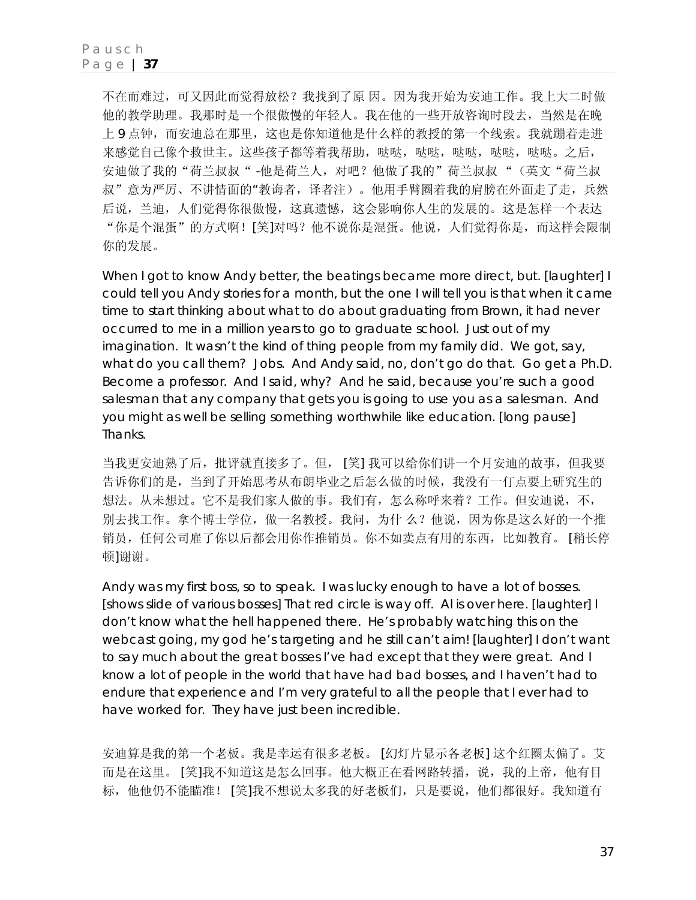不在而难过，可又因此而觉得放松？我找到了原 因。因为我开始为安迪工作。我上大二时做他的教学助理。我那时是一个很傲慢的年轻人。我在他的一些开放咨询时段去，当然是在晚上 9 点钟，而安迪总在那里，这也是你知道他是什么样的教授的第一个线索。我就蹦着走进来感觉自己像个救世主。这些孩子都等着我帮助，哒哒，哒哒，哒哒，哒哒，哒哒。之后，安迪做了我的“荷兰叔叔“ -他是荷兰人，对吧？他做了我的”荷兰叔叔 “（英文“荷兰叔叔”意为严厉、不讲情面的“教诲者，译者注）。他用手臂圈着我的肩膀在外面走了走，兵然后说，兰迪，人们觉得你很傲慢，这真遗憾，这会影响你人生的发展的。这是怎样一个表达“你是个混蛋”的方式啊！[笑]对吗？他不说你是混蛋。他说，人们觉得你是，而这样会限制你的发展。

When I got to know Andy better, the beatings became more direct, but. [laughter] I could tell you Andy stories for a month, but the one I will tell you is that when it came time to start thinking about what to do about graduating from Brown, it had never occurred to me in a million years to go to graduate school. Just out of my imagination. It wasn't the kind of thing people from my family did. We got, say, what do you call them? Jobs. And Andy said, no, don't go do that. Go get a Ph.D. Become a professor. And I said, why? And he said, because you're such a good salesman that any company that gets you is going to use you as a salesman. And you might as well be selling something worthwhile like education. [long pause] Thanks.

当我更安迪熟了后，批评就直接多了。但，[笑] 我可以给你们讲一个月安迪的故事，但我要告诉你们的是，当到了开始思考从布朗毕业之后怎么做的时候，我没有一仃点要上研究生的想法。从未想过。它不是我们家人做的事。我们有，怎么称呼来着？工作。但安迪说，不，别去找工作。拿个博士学位，做一名教授。我问，为什 么？他说，因为你是这么好的一个推销员，任何公司雇了你以后都会用你作推销员。你不如卖点有用的东西，比如教育。 [稍长停顿]谢谢。

Andy was my first boss, so to speak. I was lucky enough to have a lot of bosses. [shows slide of various bosses] That red circle is way off. Al is over here. [laughter] I don't know what the hell happened there. He's probably watching this on the webcast going, my god he's targeting and he still can't aim! [laughter] I don't want to say much about the great bosses I've had except that they were great. And I know a lot of people in the world that have had bad bosses, and I haven't had to endure that experience and I'm very grateful to all the people that I ever had to have worked for. They have just been incredible.

安迪算是我的第一个老板。我是幸运有很多老板。 [幻灯片显示各老板] 这个红圈太偏了。艾而是在这里。 [笑]我不知道这是怎么回事。他大概正在看网路转播，说，我的上帝，他有目标，他他仍不能瞄准！ [笑]我不想说太多我的好老板们，只是要说，他们都很好。我知道有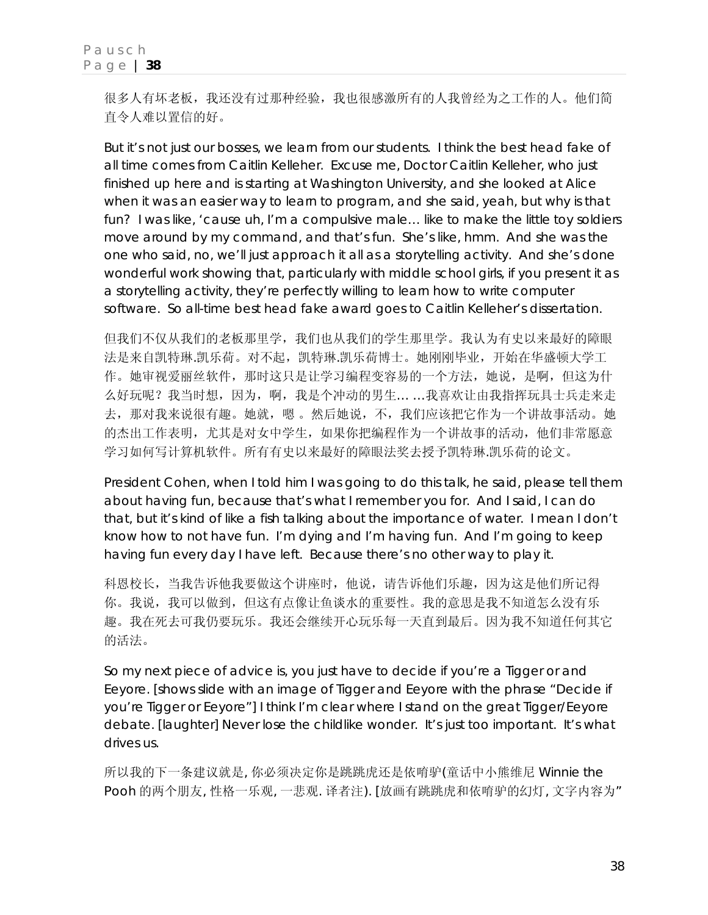很多人有坏老板，我还没有过那种经验，我也很感激所有的人我曾经为之工作的人。他们简直令人难以置信的好。

But it's not just our bosses, we learn from our students. I think the best head fake of all time comes from Caitlin Kelleher. Excuse me, Doctor Caitlin Kelleher, who just finished up here and is starting at Washington University, and she looked at Alice when it was an easier way to learn to program, and she said, yeah, but why is that fun? I was like, 'cause uh, I'm a compulsive male… like to make the little toy soldiers move around by my command, and that's fun. She's like, hmm. And she was the one who said, no, we'll just approach it all as a storytelling activity. And she's done wonderful work showing that, particularly with middle school girls, if you present it as a storytelling activity, they're perfectly willing to learn how to write computer software. So all-time best head fake award goes to Caitlin Kelleher's dissertation.

但我们不仅从我们的老板那里学，我们也从我们的学生那里学。我认为有史以来最好的障眼法是来自凯特琳.凯乐荷。对不起，凯特琳.凯乐荷博士。她刚刚毕业，开始在华盛顿大学工作。她审视爱丽丝软件，那时这只是让学习编程变容易的一个方法，她说，是啊，但这为什么好玩呢？我当时想，因为，啊，我是个冲动的男生… …我喜欢让由我指挥玩具士兵走来走去，那对我来说很有趣。她就，嗯 。然后她说，不，我们应该把它作为一个讲故事活动。她的杰出工作表明，尤其是对女中学生，如果你把编程作为一个讲故事的活动，他们非常愿意学习如何写计算机软件。所有有史以来最好的障眼法奖去授予凯特琳.凯乐荷的论文。

President Cohen, when I told him I was going to do this talk, he said, please tell them about having fun, because that's what I remember you for. And I said, I can do that, but it's kind of like a fish talking about the importance of water. I mean I don't know how to not have fun. I'm dying and I'm having fun. And I'm going to keep having fun every day I have left. Because there's no other way to play it.

科恩校长，当我告诉他我要做这个讲座时，他说，请告诉他们乐趣，因为这是他们所记得你。我说，我可以做到，但这有点像让鱼谈水的重要性。我的意思是我不知道怎么没有乐趣。我在死去可我仍要玩乐。我还会继续开心玩乐每一天直到最后。因为我不知道任何其它的活法。

So my next piece of advice is, you just have to decide if you're a Tigger or and Eeyore. [shows slide with an image of Tigger and Eeyore with the phrase "Decide if you're Tigger or Eeyore"] I think I'm clear where I stand on the great Tigger/Eeyore debate. [laughter] Never lose the childlike wonder. It's just too important. It's what drives us.

所以我的下一条建议就是, 你必须决定你是跳跳虎还是依唷驴(童话中小熊维尼 Winnie the Pooh 的两个朋友, 性格一乐观, 一悲观. 译者注). [放画有跳跳虎和依唷驴的幻灯, 文字内容为"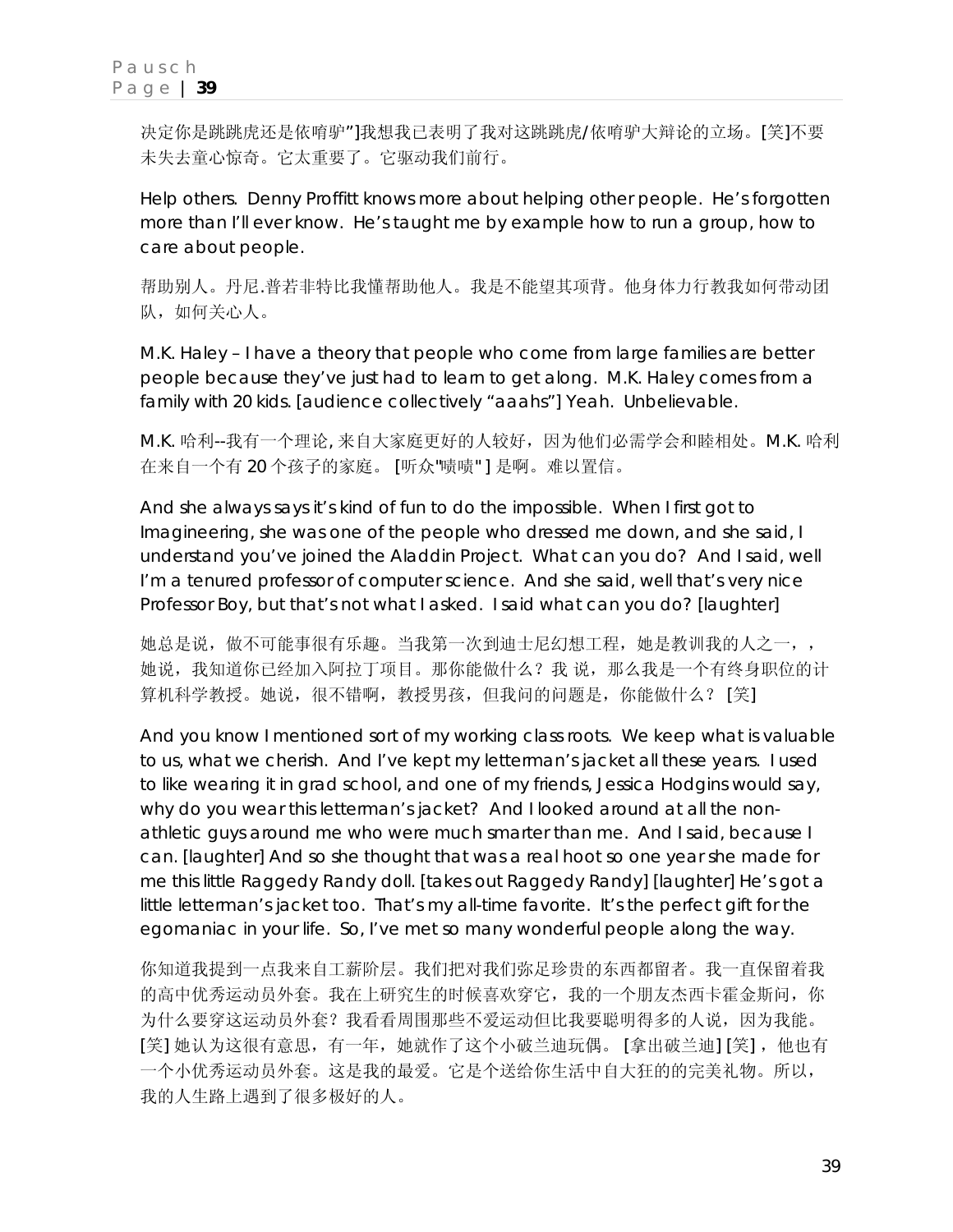决定你是跳跳虎还是依唷驴"]我想我已表明了我对这跳跳虎/依唷驴大辩论的立场。[笑]不要未失去童心惊奇。它太重要了。它驱动我们前行。

Help others. Denny Proffitt knows more about helping other people. He's forgotten more than I'll ever know. He's taught me by example how to run a group, how to care about people.

帮助别人。丹尼.普若非特比我懂帮助他人。我是不能望其项背。他身体力行教我如何带动团队，如何关心人。

M.K. Haley – I have a theory that people who come from large families are better people because they've just had to learn to get along. M.K. Haley comes from a family with 20 kids. [audience collectively "aaahs"] Yeah. Unbelievable.

M.K. 哈利--我有一个理论, 来自大家庭更好的人较好，因为他们必需学会和睦相处。M.K. 哈利在来自一个有 20 个孩子的家庭。 [听众"啧啧" ] 是啊。难以置信。

And she always says it's kind of fun to do the impossible. When I first got to Imagineering, she was one of the people who dressed me down, and she said, I understand you've joined the Aladdin Project. What can you do? And I said, well I'm a tenured professor of computer science. And she said, well that's very nice Professor Boy, but that's not what I asked. I said what can you do? [laughter]

她总是说，做不可能事很有乐趣。当我第一次到迪士尼幻想工程，她是教训我的人之一，，她说，我知道你已经加入阿拉丁项目。那你能做什么？我 说，那么我是一个有终身职位的计算机科学教授。她说，很不错啊，教授男孩，但我问的问题是，你能做什么？ [笑]

And you know I mentioned sort of my working class roots. We keep what is valuable to us, what we cherish. And I've kept my letterman's jacket all these years. I used to like wearing it in grad school, and one of my friends, Jessica Hodgins would say, why do you wear this letterman's jacket? And I looked around at all the non-athletic guys around me who were much smarter than me. And I said, because I can. [laughter] And so she thought that was a real hoot so one year she made for me this little Raggedy Randy doll. [takes out Raggedy Randy] [laughter] He's got a little letterman's jacket too. That's my all-time favorite. It's the perfect gift for the egomaniac in your life. So, I've met so many wonderful people along the way.

你知道我提到一点我来自工薪阶层。我们把对我们弥足珍贵的东西都留者。我一直保留着我的高中优秀运动员外套。我在上研究生的时候喜欢穿它，我的一个朋友杰西卡霍金斯问，你为什么要穿这运动员外套？我看看周围那些不爱运动但比我要聪明得多的人说，因为我能。[笑] 她认为这很有意思，有一年，她就作了这个小破兰迪玩偶。 [拿出破兰迪] [笑] ，他也有一个小优秀运动员外套。这是我的最爱。它是个送给你生活中自大狂的的完美礼物。所以，我的人生路上遇到了很多极好的人。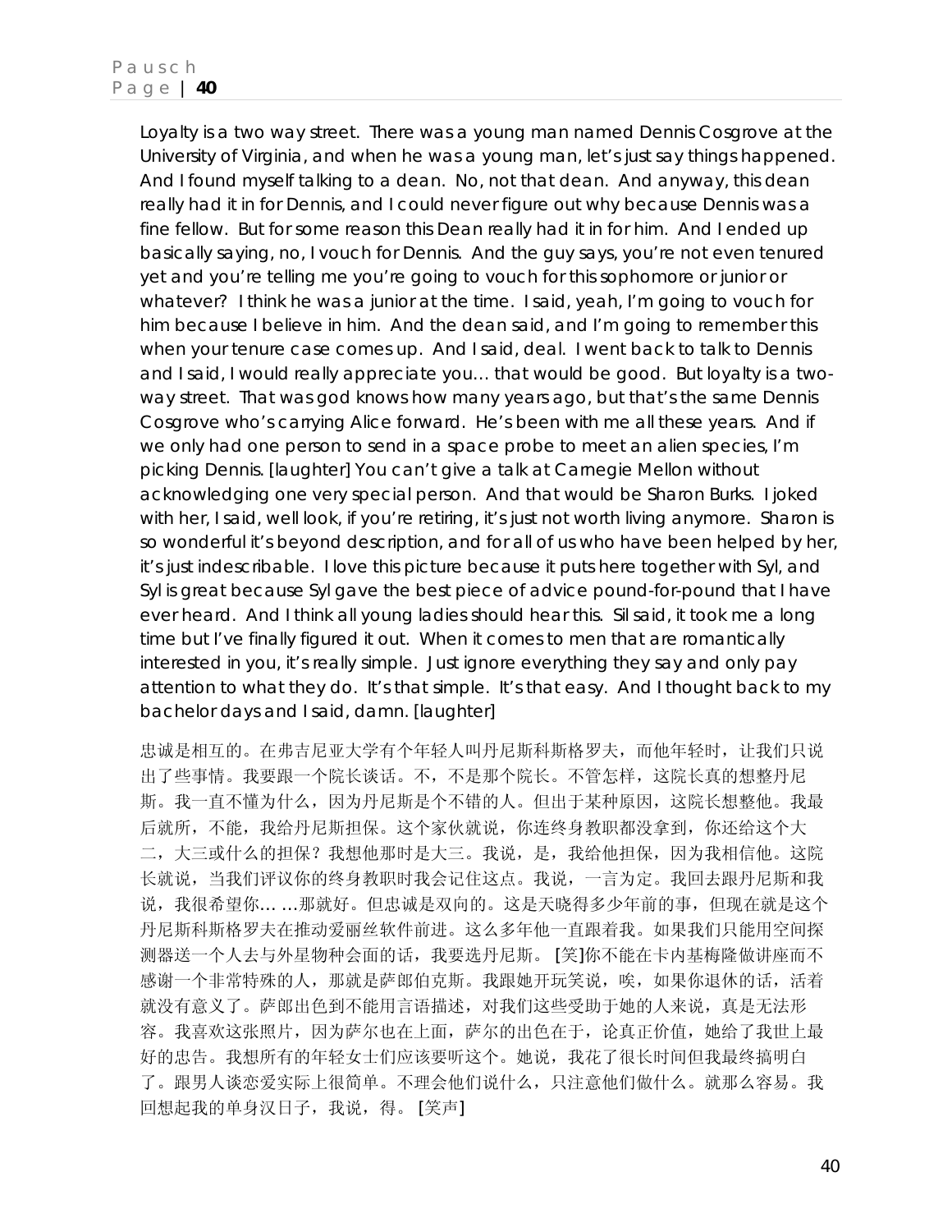Loyalty is a two way street. There was a young man named Dennis Cosgrove at the University of Virginia, and when he was a young man, let's just say things happened. And I found myself talking to a dean. No, not that dean. And anyway, this dean really had it in for Dennis, and I could never figure out why because Dennis was a fine fellow. But for some reason this Dean really had it in for him. And I ended up basically saying, no, I vouch for Dennis. And the guy says, you're not even tenured yet and you're telling me you're going to vouch for this sophomore or junior or whatever? I think he was a junior at the time. I said, yeah, I'm going to vouch for him because I believe in him. And the dean said, and I'm going to remember this when your tenure case comes up. And I said, deal. I went back to talk to Dennis and I said, I would really appreciate you… that would be good. But loyalty is a two-way street. That was god knows how many years ago, but that's the same Dennis Cosgrove who's carrying Alice forward. He's been with me all these years. And if we only had one person to send in a space probe to meet an alien species, I'm picking Dennis. [laughter] You can't give a talk at Carnegie Mellon without acknowledging one very special person. And that would be Sharon Burks. I joked with her, I said, well look, if you're retiring, it's just not worth living anymore. Sharon is so wonderful it's beyond description, and for all of us who have been helped by her, it's just indescribable. I love this picture because it puts here together with Syl, and Syl is great because Syl gave the best piece of advice pound-for-pound that I have ever heard. And I think all young ladies should hear this. Sil said, it took me a long time but I've finally figured it out. When it comes to men that are romantically interested in you, it's really simple. Just ignore everything they say and only pay attention to what they do. It's that simple. It's that easy. And I thought back to my bachelor days and I said, damn. [laughter]

忠诚是相互的。在弗吉尼亚大学有个年轻人叫丹尼斯科斯格罗夫，而他年轻时，让我们只说出了些事情。我要跟一个院长谈话。不，不是那个院长。不管怎样，这院长真的想整丹尼斯。我一直不懂为什么，因为丹尼斯是个不错的人。但出于某种原因，这院长想整他。我最后就所，不能，我给丹尼斯担保。这个家伙就说，你连终身教职都没拿到，你还给这个大二，大三或什么的担保？我想他那时是大三。我说，是，我给他担保，因为我相信他。这院长就说，当我们评议你的终身教职时我会记住这点。我说，一言为定。我回去跟丹尼斯和我说，我很希望你… …那就好。但忠诚是双向的。这是天晓得多少年前的事，但现在就是这个丹尼斯科斯格罗夫在推动爱丽丝软件前进。这么多年他一直跟着我。如果我们只能用空间探测器送一个人去与外星物种会面的话，我要选丹尼斯。 [笑]你不能在卡内基梅隆做讲座而不感谢一个非常特殊的人，那就是萨郎伯克斯。我跟她开玩笑说，唉，如果你退休的话，活着就没有意义了。萨郎出色到不能用言语描述，对我们这些受助于她的人来说，真是无法形容。我喜欢这张照片，因为萨尔也在上面，萨尔的出色在于，论真正价值，她给了我世上最好的忠告。我想所有的年轻女士们应该要听这个。她说，我花了很长时间但我最终搞明白了。跟男人谈恋爱实际上很简单。不理会他们说什么，只注意他们做什么。就那么容易。我回想起我的单身汉日子，我说，得。 [笑声]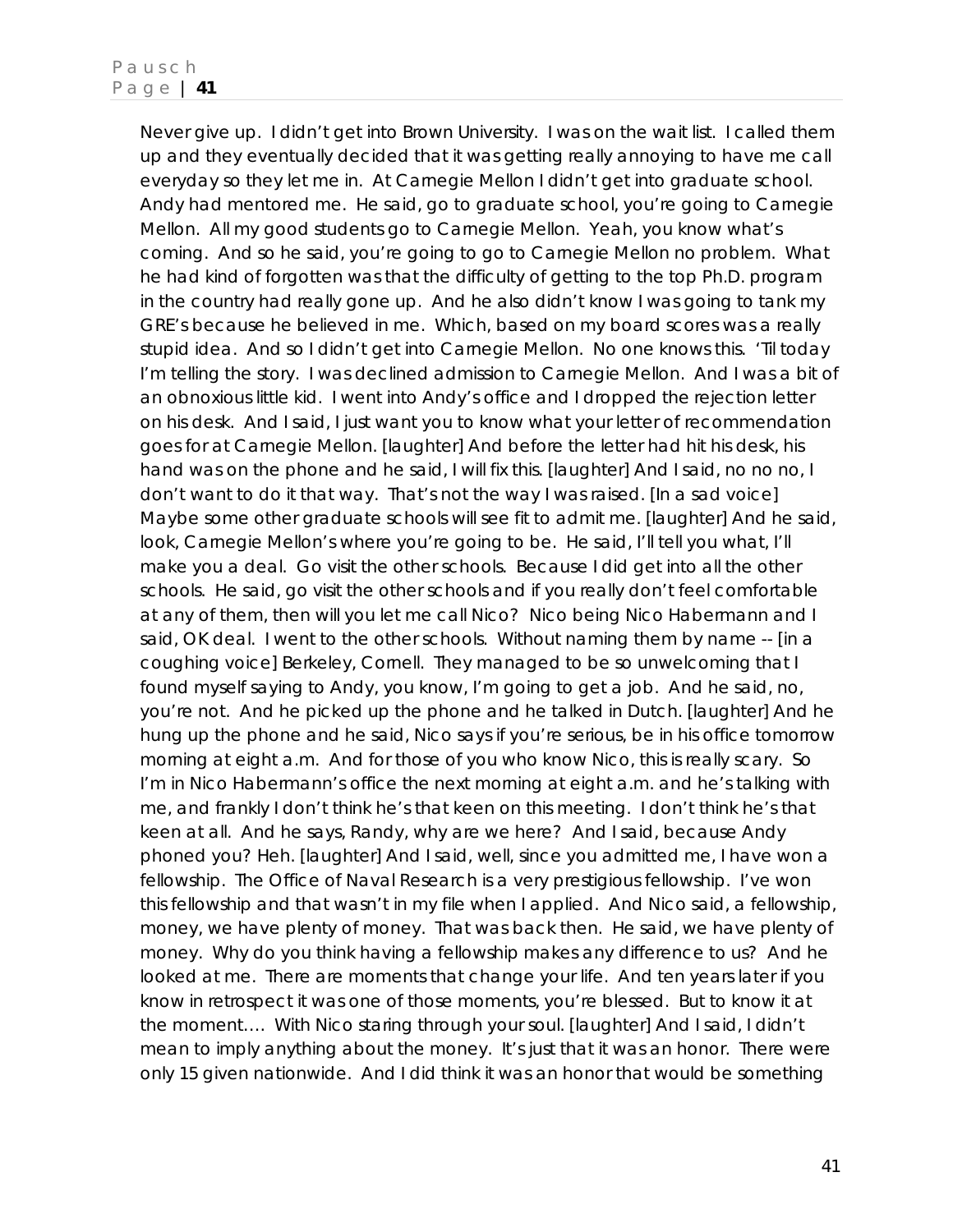Never give up. I didn't get into Brown University. I was on the wait list. I called them up and they eventually decided that it was getting really annoying to have me call everyday so they let me in. At Carnegie Mellon I didn't get into graduate school. Andy had mentored me. He said, go to graduate school, you're going to Carnegie Mellon. All my good students go to Carnegie Mellon. Yeah, you know what's coming. And so he said, you're going to go to Carnegie Mellon no problem. What he had kind of forgotten was that the difficulty of getting to the top Ph.D. program in the country had really gone up. And he also didn't know I was going to tank my GRE's because he believed in me. Which, based on my board scores was a really stupid idea. And so I didn't get into Carnegie Mellon. No one knows this. 'Til today I'm telling the story. I was declined admission to Carnegie Mellon. And I was a bit of an obnoxious little kid. I went into Andy's office and I dropped the rejection letter on his desk. And I said, I just want you to know what your letter of recommendation goes for at Carnegie Mellon. [laughter] And before the letter had hit his desk, his hand was on the phone and he said, I will fix this. [laughter] And I said, no no no, I don't want to do it that way. That's not the way I was raised. [In a sad voice] Maybe some other graduate schools will see fit to admit me. [laughter] And he said, look, Carnegie Mellon's where you're going to be. He said, I'll tell you what, I'll make you a deal. Go visit the other schools. Because I did get into all the other schools. He said, go visit the other schools and if you really don't feel comfortable at any of them, then will you let me call Nico? Nico being Nico Habermann and I said, OK deal. I went to the other schools. Without naming them by name -- [in a coughing voice] Berkeley, Cornell. They managed to be so unwelcoming that I found myself saying to Andy, you know, I'm going to get a job. And he said, no, you're not. And he picked up the phone and he talked in Dutch. [laughter] And he hung up the phone and he said, Nico says if you're serious, be in his office tomorrow morning at eight a.m. And for those of you who know Nico, this is really scary. So I'm in Nico Habermann's office the next morning at eight a.m. and he's talking with me, and frankly I don't think he's that keen on this meeting. I don't think he's that keen at all. And he says, Randy, why are we here? And I said, because Andy phoned you? Heh. [laughter] And I said, well, since you admitted me, I have won a fellowship. The Office of Naval Research is a very prestigious fellowship. I've won this fellowship and that wasn't in my file when I applied. And Nico said, a fellowship, money, we have plenty of money. That was back then. He said, we have plenty of money. Why do you think having a fellowship makes any difference to us? And he looked at me. There are moments that change your life. And ten years later if you know in retrospect it was one of those moments, you're blessed. But to know it at the moment…. With Nico staring through your soul. [laughter] And I said, I didn't mean to imply anything about the money. It's just that it was an honor. There were only 15 given nationwide. And I did think it was an honor that would be something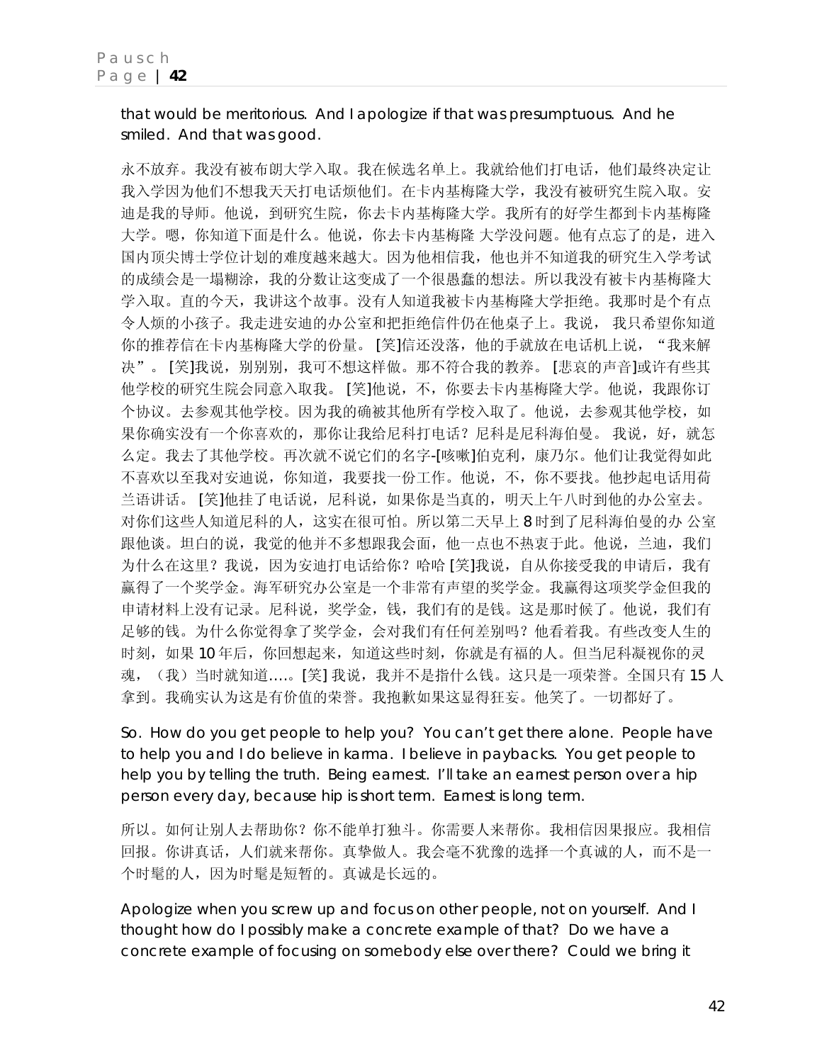that would be meritorious. And I apologize if that was presumptuous. And he smiled. And that was good.

永不放弃。我没有被布朗大学入取。我在候选名单上。我就给他们打电话，他们最终决定让我入学因为他们不想我天天打电话烦他们。在卡内基梅隆大学，我没有被研究生院入取。安迪是我的导师。他说，到研究生院，你去卡内基梅隆大学。我所有的好学生都到卡内基梅隆大学。嗯，你知道下面是什么。他说，你去卡内基梅隆 大学没问题。他有点忘了的是，进入国内顶尖博士学位计划的难度越来越大。因为他相信我，他也并不知道我的研究生入学考试的成绩会是一塌糊涂，我的分数让这变成了一个很愚蠢的想法。所以我没有被卡内基梅隆大学入取。直的今天，我讲这个故事。没有人知道我被卡内基梅隆大学拒绝。我那时是个有点令人烦的小孩子。我走进安迪的办公室和把拒绝信件仍在他桌子上。我说， 我只希望你知道你的推荐信在卡内基梅隆大学的份量。 [笑]信还没落，他的手就放在电话机上说，“我来解决”。 [笑]我说，别别别，我可不想这样做。那不符合我的教养。 [悲哀的声音]或许有些其他学校的研究生院会同意入取我。 [笑]他说，不，你要去卡内基梅隆大学。他说，我跟你订个协议。去参观其他学校。因为我的确被其他所有学校入取了。他说，去参观其他学校，如果你确实没有一个你喜欢的，那你让我给尼科打电话？尼科是尼科海伯曼。 我说，好，就怎么定。我去了其他学校。再次就不说它们的名字-[咳嗽]伯克利，康乃尔。他们让我觉得如此不喜欢以至我对安迪说，你知道，我要找一份工作。他说，不，你不要找。他抄起电话用荷兰语讲话。 [笑]他挂了电话说，尼科说，如果你是当真的，明天上午八时到他的办公室去。对你们这些人知道尼科的人，这实在很可怕。所以第二天早上 8 时到了尼科海伯曼的办 公室跟他谈。坦白的说，我觉的他并不多想跟我会面，他一点也不热衷于此。他说，兰迪，我们为什么在这里？我说，因为安迪打电话给你？哈哈 [笑]我说，自从你接受我的申请后，我有赢得了一个奖学金。海军研究办公室是一个非常有声望的奖学金。我赢得这项奖学金但我的申请材料上没有记录。尼科说，奖学金，钱，我们有的是钱。这是那时候了。他说，我们有足够的钱。为什么你觉得拿了奖学金，会对我们有任何差别吗？他看着我。有些改变人生的时刻，如果 10 年后，你回想起来，知道这些时刻，你就是有福的人。但当尼科凝视你的灵魂，（我）当时就知道....。[笑] 我说，我并不是指什么钱。这只是一项荣誉。全国只有 15 人拿到。我确实认为这是有价值的荣誉。我抱歉如果这显得狂妄。他笑了。一切都好了。

So. How do you get people to help you? You can't get there alone. People have to help you and I do believe in karma. I believe in paybacks. You get people to help you by telling the truth. Being earnest. I'll take an earnest person over a hip person every day, because hip is short term. Earnest is long term.

所以。如何让别人去帮助你？你不能单打独斗。你需要人来帮你。我相信因果报应。我相信回报。你讲真话，人们就来帮你。真挚做人。我会毫不犹豫的选择一个真诚的人，而不是一个时髦的人，因为时髦是短暂的。真诚是长远的。

Apologize when you screw up and focus on other people, not on yourself. And I thought how do I possibly make a concrete example of that? Do we have a concrete example of focusing on somebody else over there? Could we bring it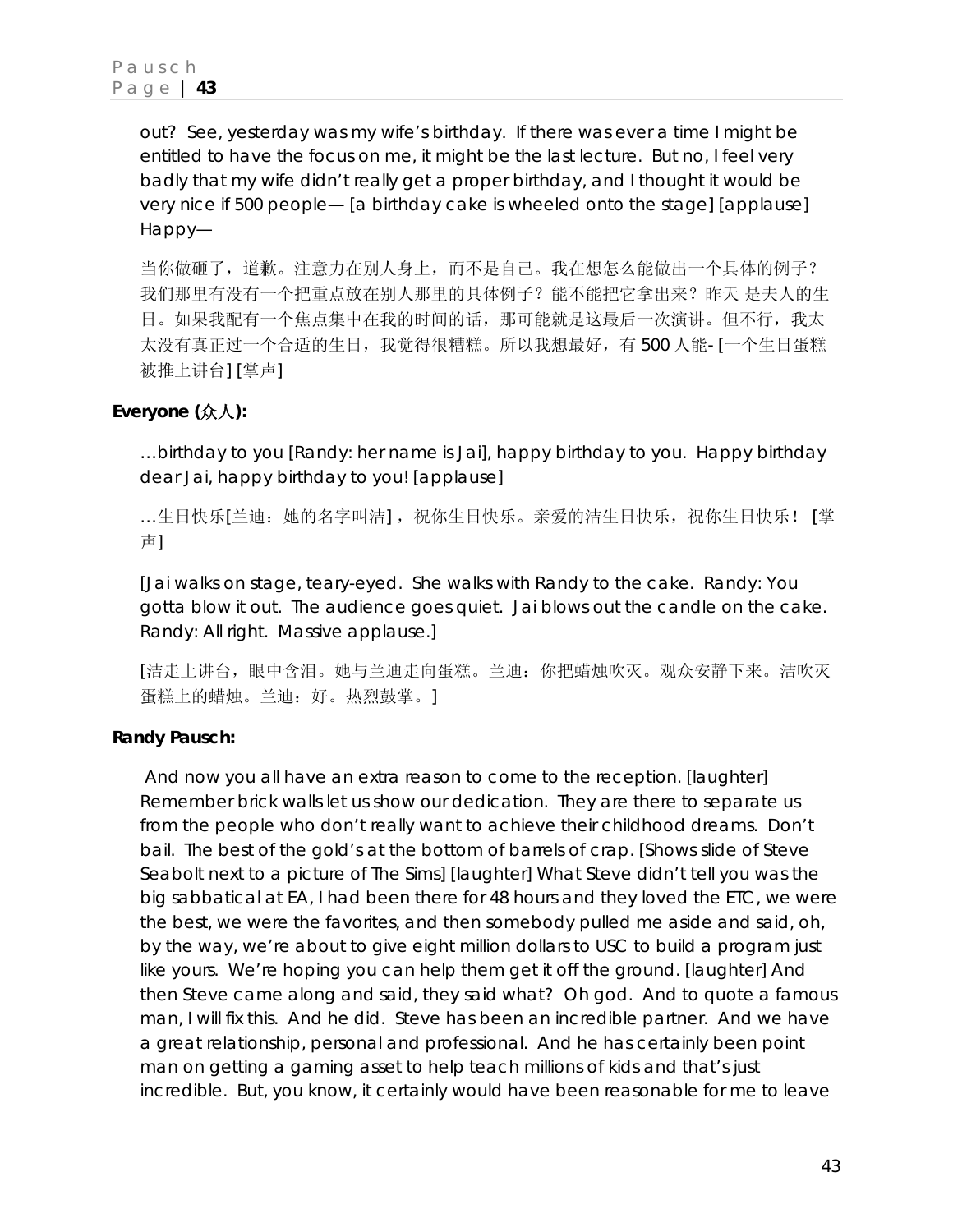out? See, yesterday was my wife's birthday. If there was ever a time I might be entitled to have the focus on me, it might be the last lecture. But no, I feel very badly that my wife didn't really get a proper birthday, and I thought it would be very nice if 500 people— [a birthday cake is wheeled onto the stage] [applause] Happy—

当你做砸了，道歉。注意力在别人身上，而不是自己。我在想怎么能做出一个具体的例子？我们那里有没有一个把重点放在别人那里的具体例子？能不能把它拿出来？昨天 是夫人的生日。如果我配有一个焦点集中在我的时间的话，那可能就是这最后一次演讲。但不行，我太太没有真正过一个合适的生日，我觉得很糟糕。所以我想最好，有 500 人能- [一个生日蛋糕被推上讲台] [掌声]

**Everyone (众人):**

…birthday to you [Randy: her name is Jai], happy birthday to you. Happy birthday dear Jai, happy birthday to you! [applause]

…生日快乐[兰迪：她的名字叫洁]，祝你生日快乐。亲爱的洁生日快乐，祝你生日快乐！ [掌声]

[Jai walks on stage, teary-eyed. She walks with Randy to the cake. Randy: You gotta blow it out. The audience goes quiet. Jai blows out the candle on the cake. Randy: All right. Massive applause.]

[洁走上讲台，眼中含泪。她与兰迪走向蛋糕。兰迪：你把蜡烛吹灭。观众安静下来。洁吹灭蛋糕上的蜡烛。兰迪：好。热烈鼓掌。]

**Randy Pausch:**

And now you all have an extra reason to come to the reception. [laughter] Remember brick walls let us show our dedication. They are there to separate us from the people who don't really want to achieve their childhood dreams. Don't bail. The best of the gold's at the bottom of barrels of crap. [Shows slide of Steve Seabolt next to a picture of The Sims] [laughter] What Steve didn't tell you was the big sabbatical at EA, I had been there for 48 hours and they loved the ETC, we were the best, we were the favorites, and then somebody pulled me aside and said, oh, by the way, we're about to give eight million dollars to USC to build a program just like yours. We're hoping you can help them get it off the ground. [laughter] And then Steve came along and said, they said what? Oh god. And to quote a famous man, I will fix this. And he did. Steve has been an incredible partner. And we have a great relationship, personal and professional. And he has certainly been point man on getting a gaming asset to help teach millions of kids and that's just incredible. But, you know, it certainly would have been reasonable for me to leave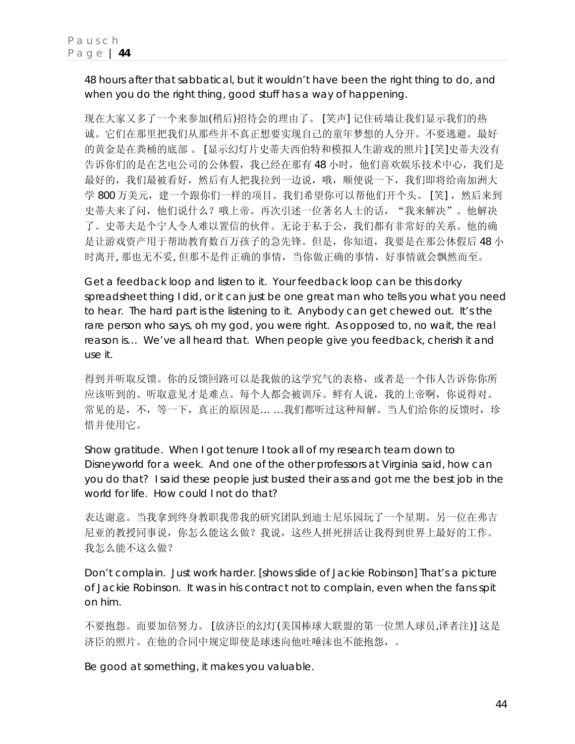48 hours after that sabbatical, but it wouldn't have been the right thing to do, and when you do the right thing, good stuff has a way of happening.

现在大家又多了一个来参加(稍后)招待会的理由了。 [笑声] 记住砖墙让我们显示我们的热诚。它们在那里把我们从那些并不真正想要实现自己的童年梦想的人分开。不要逃避。最好的黄金是在粪桶的底部 。 [显示幻灯片史蒂夫西伯特和模拟人生游戏的照片] [笑]史蒂夫没有告诉你们的是在艺电公司的公休假，我已经在那有 48 小时，他们喜欢娱乐技术中心，我们是最好的，我们最被看好，然后有人把我拉到一边说，哦，顺便说一下，我们即将给南加州大学 800 万美元，建一个跟你们一样的项目。我们希望你可以帮他们开个头。 [笑]，然后来到史蒂夫来了问，他们说什么？哦上帝。再次引述一位著名人士的话，"我来解决"。他解决了。史蒂夫是个宁人令人难以置信的伙伴。无论于私于公，我们都有非常好的关系。他的确是让游戏资产用于帮助教育数百万孩子的急先锋。但是，你知道，我要是在那公休假后 48 小时离开, 那也无不妥, 但那不是件正确的事情，当你做正确的事情，好事情就会飘然而至。

Get a feedback loop and listen to it. Your feedback loop can be this dorky spreadsheet thing I did, or it can just be one great man who tells you what you need to hear. The hard part is the listening to it. Anybody can get chewed out. It's the rare person who says, oh my god, you were right. As opposed to, no wait, the real reason is... We've all heard that. When people give you feedback, cherish it and use it.

得到并听取反馈。你的反馈回路可以是我做的这学究气的表格，或者是一个伟人告诉你你所应该听到的。听取意见才是难点。每个人都会被训斥。鲜有人说，我的上帝啊，你说得对。常见的是，不，等一下，真正的原因是… …我们都听过这种辩解。当人们给你的反馈时，珍惜并使用它。

Show gratitude. When I got tenure I took all of my research team down to Disneyworld for a week. And one of the other professors at Virginia said, how can you do that? I said these people just busted their ass and got me the best job in the world for life. How could I not do that?

表达谢意。当我拿到终身教职我带我的研究团队到迪士尼乐园玩了一个星期。另一位在弗吉尼亚的教授同事说，你怎么能这么做？我说，这些人拼死拼活让我得到世界上最好的工作。我怎么能不这么做？

Don't complain. Just work harder. [shows slide of Jackie Robinson] That's a picture of Jackie Robinson. It was in his contract not to complain, even when the fans spit on him.

不要抱怨。而要加倍努力。 [放济臣的幻灯(美国棒球大联盟的第一位黑人球员,译者注)] 这是济臣的照片。在他的合同中规定即使是球迷向他吐唾沫也不能抱怨，。

Be good at something, it makes you valuable.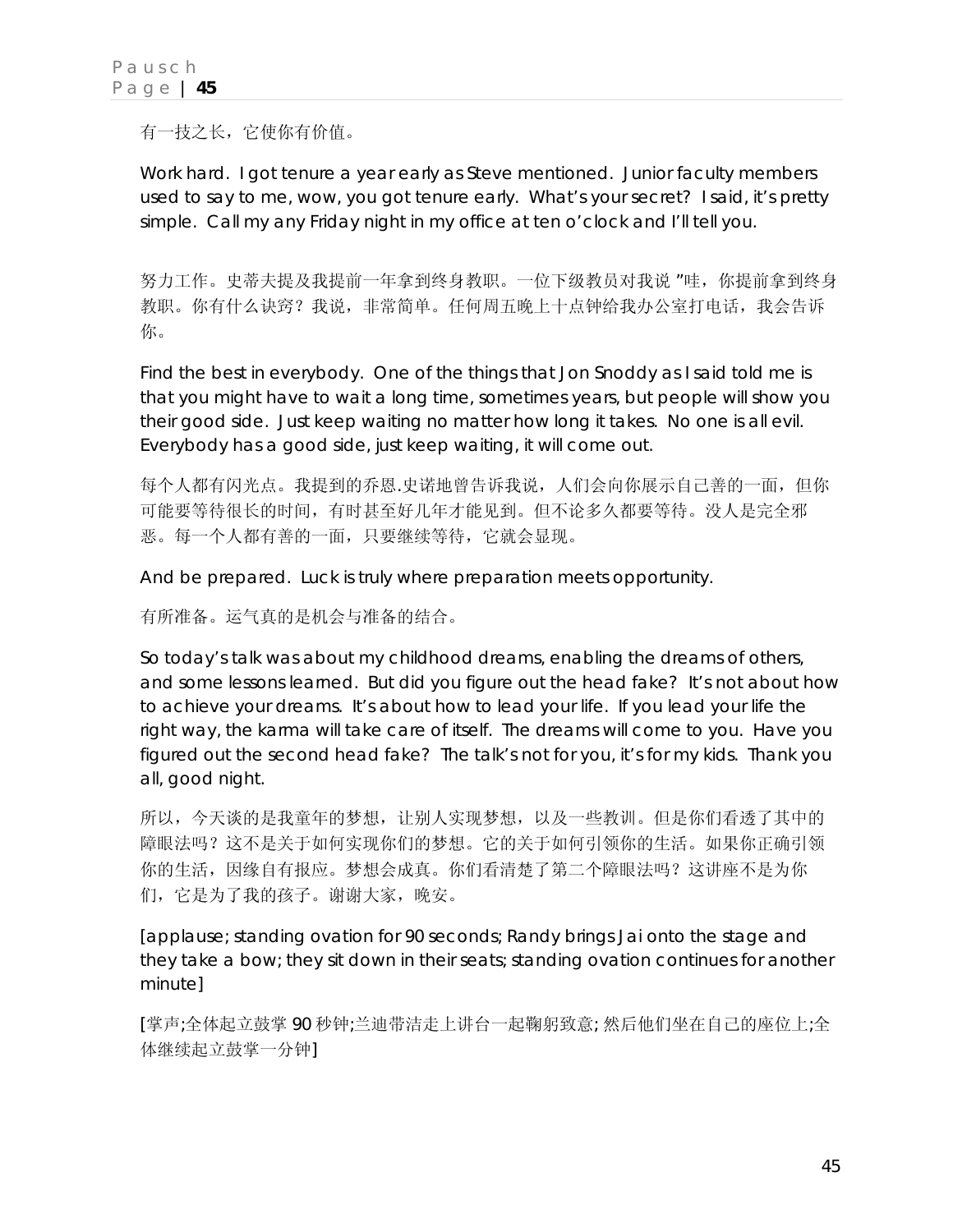有一技之长，它使你有价值。

Work hard. I got tenure a year early as Steve mentioned. Junior faculty members used to say to me, wow, you got tenure early. What's your secret? I said, it's pretty simple. Call my any Friday night in my office at ten o'clock and I'll tell you.

努力工作。史蒂夫提及我提前一年拿到终身教职。一位下级教员对我说 "哇，你提前拿到终身教职。你有什么诀窍？我说，非常简单。任何周五晚上十点钟给我办公室打电话，我会告诉你。

Find the best in everybody. One of the things that Jon Snoddy as I said told me is that you might have to wait a long time, sometimes years, but people will show you their good side. Just keep waiting no matter how long it takes. No one is all evil. Everybody has a good side, just keep waiting, it will come out.

每个人都有闪光点。我提到的乔恩.史诺地曾告诉我说，人们会向你展示自己善的一面，但你可能要等待很长的时间，有时甚至好几年才能见到。但不论多久都要等待。没人是完全邪恶。每一个人都有善的一面，只要继续等待，它就会显现。

And be prepared. Luck is truly where preparation meets opportunity.

有所准备。运气真的是机会与准备的结合。

So today's talk was about my childhood dreams, enabling the dreams of others, and some lessons learned. But did you figure out the head fake? It's not about how to achieve your dreams. It's about how to lead your life. If you lead your life the right way, the karma will take care of itself. The dreams will come to you. Have you figured out the second head fake? The talk's not for you, it's for my kids. Thank you all, good night.

所以，今天谈的是我童年的梦想，让别人实现梦想，以及一些教训。但是你们看透了其中的障眼法吗？这不是关于如何实现你们的梦想。它的关于如何引领你的生活。如果你正确引领你的生活，因缘自有报应。梦想会成真。你们看清楚了第二个障眼法吗？这讲座不是为你们，它是为了我的孩子。谢谢大家，晚安。

[applause; standing ovation for 90 seconds; Randy brings Jai onto the stage and they take a bow; they sit down in their seats; standing ovation continues for another minute]

[掌声;全体起立鼓掌 90 秒钟;兰迪带洁走上讲台一起鞠躬致意; 然后他们坐在自己的座位上;全体继续起立鼓掌一分钟]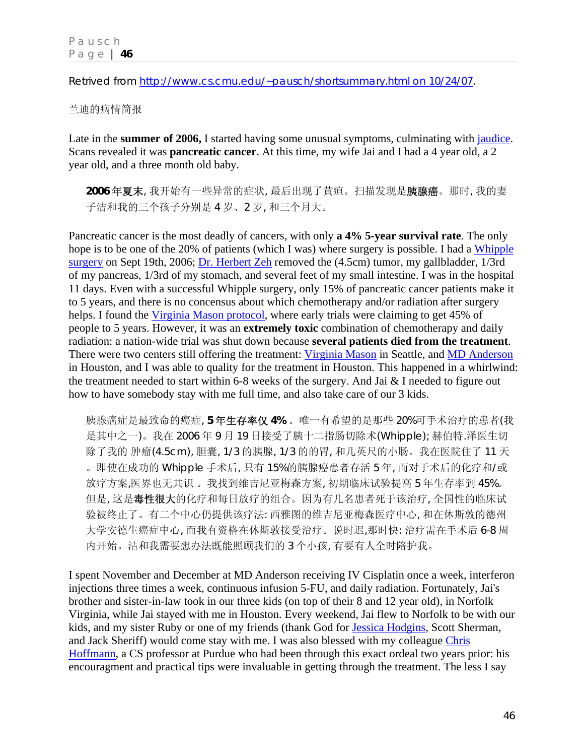Retrieved from http://www.cs.cmu.edu/~pausch/shortsummary.html on 10/24/07.

兰迪的病情简报

Late in the **summer of 2006,** I started having some unusual symptoms, culminating with jaudice. Scans revealed it was **pancreatic cancer**. At this time, my wife Jai and I had a 4 year old, a 2 year old, and a three month old baby.

> **2006 年夏末**, 我开始有一些异常的症状, 最后出现了黄疸。扫描发现是**胰腺癌**。那时, 我的妻子洁和我的三个孩子分别是 4 岁、2 岁, 和三个月大。

Pancreatic cancer is the most deadly of cancers, with only **a 4% 5-year survival rate**. The only hope is to be one of the 20% of patients (which I was) where surgery is possible. I had a Whipple surgery on Sept 19th, 2006; Dr. Herbert Zeh removed the (4.5cm) tumor, my gallbladder, 1/3rd of my pancreas, 1/3rd of my stomach, and several feet of my small intestine. I was in the hospital 11 days. Even with a successful Whipple surgery, only 15% of pancreatic cancer patients make it to 5 years, and there is no concensus about which chemotherapy and/or radiation after surgery helps. I found the Virginia Mason protocol, where early trials were claiming to get 45% of people to 5 years. However, it was an **extremely toxic** combination of chemotherapy and daily radiation: a nation-wide trial was shut down because **several patients died from the treatment**. There were two centers still offering the treatment: Virginia Mason in Seattle, and MD Anderson in Houston, and I was able to quality for the treatment in Houston. This happened in a whirlwind: the treatment needed to start within 6-8 weeks of the surgery. And Jai & I needed to figure out how to have somebody stay with me full time, and also take care of our 3 kids.

> 胰腺癌症是最致命的癌症, **5 年生存率仅 4%**。唯一有希望的是那些 20%可手术治疗的患者(我是其中之一)。我在 2006 年 9 月 19 日接受了胰十二指肠切除术(Whipple); 赫伯特.泽医生切除了我的 肿瘤(4.5cm), 胆囊, 1/3 的胰腺, 1/3 的的胃, 和几英尺的小肠。我在医院住了 11 天。即使在成功的 Whipple 手术后, 只有 15%的胰腺癌患者存活 5 年, 而对于术后的化疗和/或放疗方案,医界也无共识 。我找到维吉尼亚梅森方案, 初期临床试验提高 5 年生存率到 45%。但是, 这是**毒性很大**的化疗和每日放疗的组合。因为有几名患者死于该治疗, 全国性的临床试验被终止了。有二个中心仍提供该疗法: 西雅图的维吉尼亚梅森医疗中心, 和在休斯敦的德州大学安德生癌症中心, 而我有资格在休斯敦接受治疗。说时迟,那时快: 治疗需在手术后 6-8 周内开始。洁和我需要想办法既能照顾我们的 3 个小孩, 有要有人全时陪护我。

I spent November and December at MD Anderson receiving IV Cisplatin once a week, interferon injections three times a week, continuous infusion 5-FU, and daily radiation. Fortunately, Jai's brother and sister-in-law took in our three kids (on top of their 8 and 12 year old), in Norfolk Virginia, while Jai stayed with me in Houston. Every weekend, Jai flew to Norfolk to be with our kids, and my sister Ruby or one of my friends (thank God for Jessica Hodgins, Scott Sherman, and Jack Sheriff) would come stay with me. I was also blessed with my colleague Chris Hoffmann, a CS professor at Purdue who had been through this exact ordeal two years prior: his encouragment and practical tips were invaluable in getting through the treatment. The less I say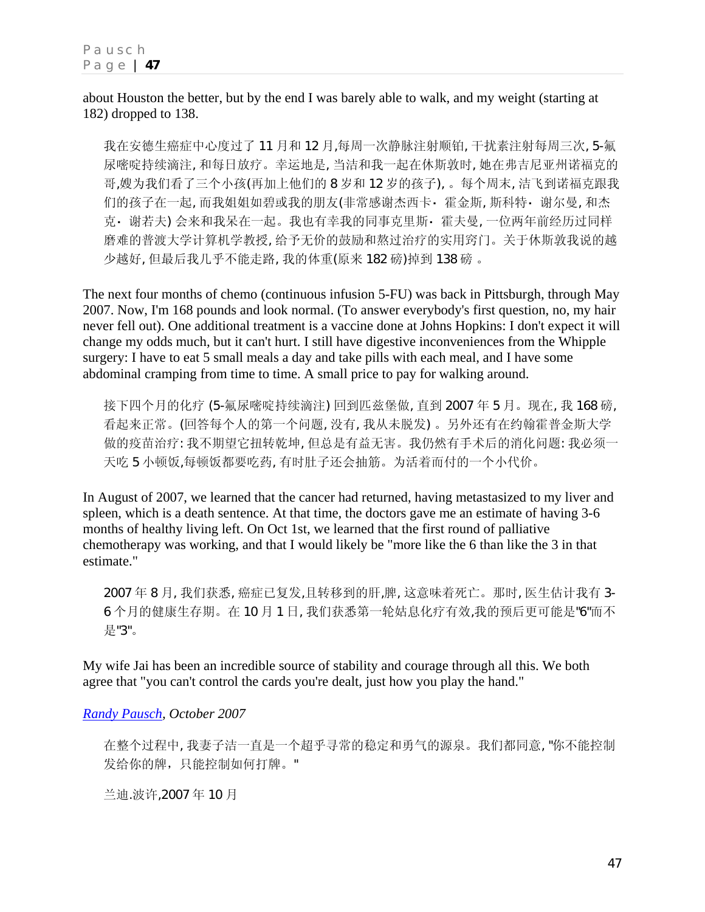about Houston the better, but by the end I was barely able to walk, and my weight (starting at 182) dropped to 138.

我在安德生癌症中心度过了 11 月和 12 月,每周一次静脉注射顺铂, 干扰素注射每周三次, 5-氟尿嘧啶持续滴注, 和每日放疗。幸运地是, 当洁和我一起在休斯敦时, 她在弗吉尼亚州诺福克的哥,嫂为我们看了三个小孩(再加上他们的 8 岁和 12 岁的孩子), 。每个周末, 洁飞到诺福克跟我们的孩子在一起, 而我姐姐如碧或我的朋友(非常感谢杰西卡· 霍金斯, 斯科特· 谢尔曼, 和杰克· 谢若夫) 会来和我呆在一起。我也有幸我的同事克里斯· 霍夫曼, 一位两年前经历过同样磨难的普渡大学计算机学教授, 给予无价的鼓励和熬过治疗的实用窍门。关于休斯敦我说的越少越好, 但最后我几乎不能走路, 我的体重(原来 182 磅)掉到 138 磅 。

The next four months of chemo (continuous infusion 5-FU) was back in Pittsburgh, through May 2007. Now, I'm 168 pounds and look normal. (To answer everybody's first question, no, my hair never fell out). One additional treatment is a vaccine done at Johns Hopkins: I don't expect it will change my odds much, but it can't hurt. I still have digestive inconveniences from the Whipple surgery: I have to eat 5 small meals a day and take pills with each meal, and I have some abdominal cramping from time to time. A small price to pay for walking around.

接下四个月的化疗 (5-氟尿嘧啶持续滴注) 回到匹兹堡做, 直到 2007 年 5 月。现在, 我 168 磅, 看起来正常。(回答每个人的第一个问题, 没有, 我从未脱发) 。另外还有在约翰霍普金斯大学做的疫苗治疗: 我不期望它扭转乾坤, 但总是有益无害。我仍然有手术后的消化问题: 我必须一天吃 5 小顿饭,每顿饭都要吃药, 有时肚子还会抽筋。为活着而付的一个小代价。

In August of 2007, we learned that the cancer had returned, having metastasized to my liver and spleen, which is a death sentence. At that time, the doctors gave me an estimate of having 3-6 months of healthy living left. On Oct 1st, we learned that the first round of palliative chemotherapy was working, and that I would likely be "more like the 6 than like the 3 in that estimate."

2007 年 8 月, 我们获悉, 癌症已复发,且转移到的肝,脾, 这意味着死亡。那时, 医生估计我有 3-6 个月的健康生存期。在 10 月 1 日, 我们获悉第一轮姑息化疗有效,我的预后更可能是"6"而不是"3"。

My wife Jai has been an incredible source of stability and courage through all this. We both agree that "you can't control the cards you're dealt, just how you play the hand."

*Randy Pausch, October 2007*

在整个过程中, 我妻子洁一直是一个超乎寻常的稳定和勇气的源泉。我们都同意, "你不能控制发给你的牌，只能控制如何打牌。"

兰迪.波许,2007 年 10 月